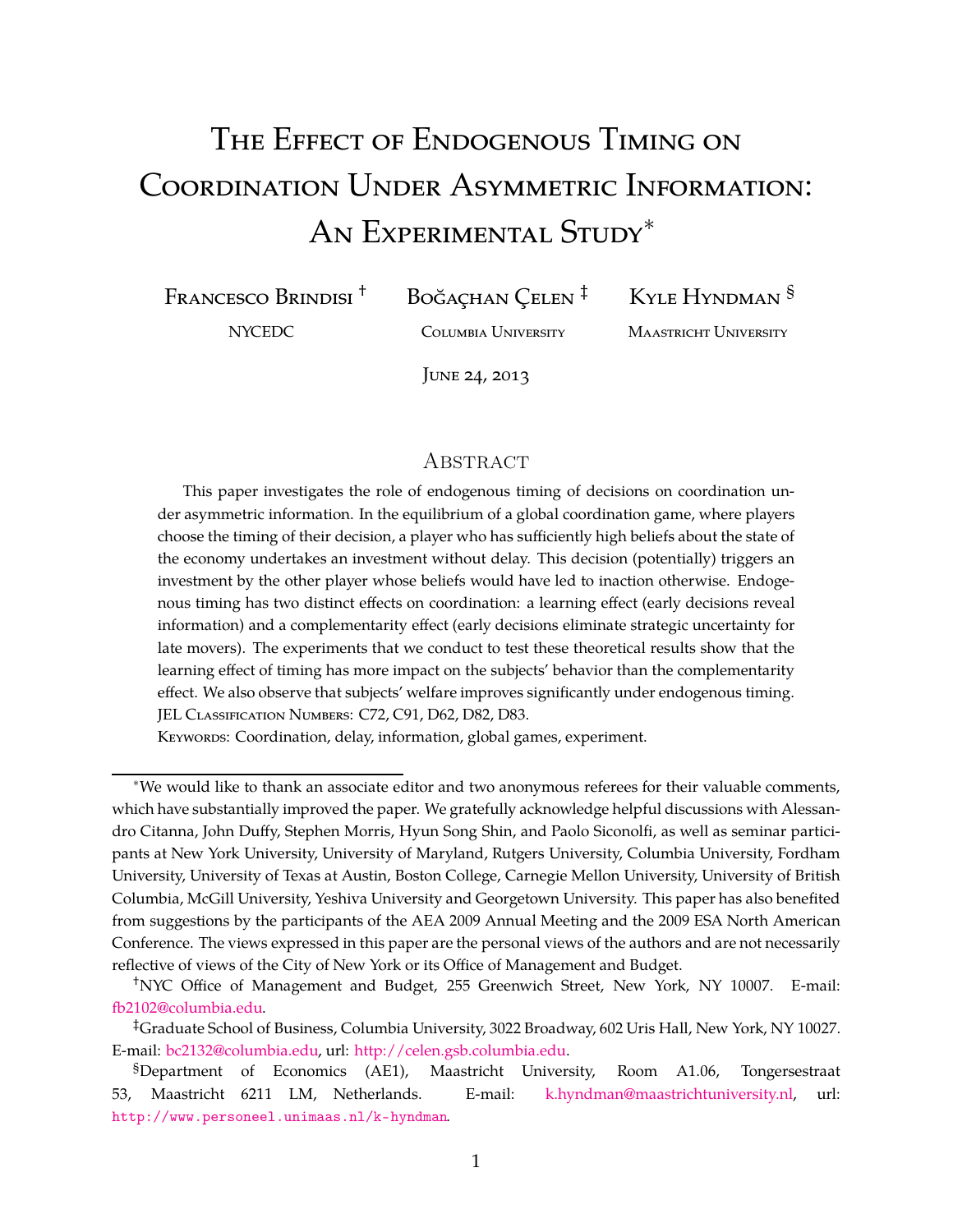# The Effect of Endogenous Timing on Coordination Under Asymmetric Information: An Experimental Study*

Francesco Brindisi [†] — NYCEDC

Boğaçhan Çelen [‡] — Columbia University

Kyle Hyndman [§] — Maastricht University

June 24, 2013

## Abstract

This paper investigates the role of endogenous timing of decisions on coordination under asymmetric information. In the equilibrium of a global coordination game, where players choose the timing of their decision, a player who has sufficiently high beliefs about the state of the economy undertakes an investment without delay. This decision (potentially) triggers an investment by the other player whose beliefs would have led to inaction otherwise. Endogenous timing has two distinct effects on coordination: a learning effect (early decisions reveal information) and a complementarity effect (early decisions eliminate strategic uncertainty for late movers). The experiments that we conduct to test these theoretical results show that the learning effect of timing has more impact on the subjects' behavior than the complementarity effect. We also observe that subjects' welfare improves significantly under endogenous timing.

JEL Classification Numbers: C72, C91, D62, D82, D83.

Keywords: Coordination, delay, information, global games, experiment.

---

*We would like to thank an associate editor and two anonymous referees for their valuable comments, which have substantially improved the paper. We gratefully acknowledge helpful discussions with Alessandro Citanna, John Duffy, Stephen Morris, Hyun Song Shin, and Paolo Siconolfi, as well as seminar participants at New York University, University of Maryland, Rutgers University, Columbia University, Fordham University, University of Texas at Austin, Boston College, Carnegie Mellon University, University of British Columbia, McGill University, Yeshiva University and Georgetown University. This paper has also benefited from suggestions by the participants of the AEA 2009 Annual Meeting and the 2009 ESA North American Conference. The views expressed in this paper are the personal views of the authors and are not necessarily reflective of views of the City of New York or its Office of Management and Budget.

[†] NYC Office of Management and Budget, 255 Greenwich Street, New York, NY 10007. E-mail: fb2102@columbia.edu.

[‡] Graduate School of Business, Columbia University, 3022 Broadway, 602 Uris Hall, New York, NY 10027. E-mail: bc2132@columbia.edu, url: http://celen.gsb.columbia.edu.

[§] Department of Economics (AE1), Maastricht University, Room A1.06, Tongersestraat 53, Maastricht 6211 LM, Netherlands. E-mail: k.hyndman@maastrichtuniversity.nl, url: http://www.personeel.unimaas.nl/k-hyndman.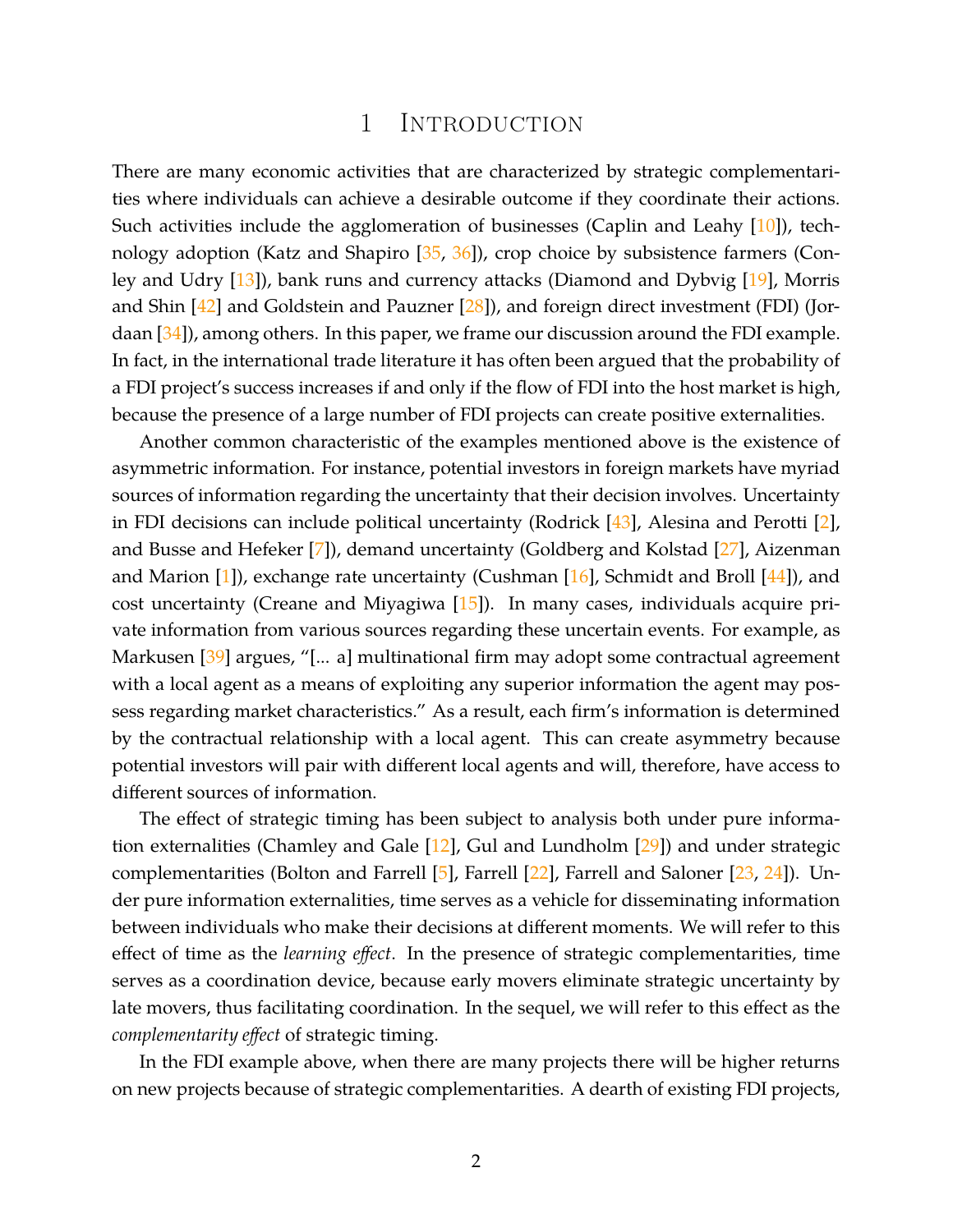# 1 Introduction

There are many economic activities that are characterized by strategic complementarities where individuals can achieve a desirable outcome if they coordinate their actions. Such activities include the agglomeration of businesses (Caplin and Leahy [10]), technology adoption (Katz and Shapiro [35, 36]), crop choice by subsistence farmers (Conley and Udry [13]), bank runs and currency attacks (Diamond and Dybvig [19], Morris and Shin [42] and Goldstein and Pauzner [28]), and foreign direct investment (FDI) (Jordaan [34]), among others. In this paper, we frame our discussion around the FDI example. In fact, in the international trade literature it has often been argued that the probability of a FDI project's success increases if and only if the flow of FDI into the host market is high, because the presence of a large number of FDI projects can create positive externalities.

Another common characteristic of the examples mentioned above is the existence of asymmetric information. For instance, potential investors in foreign markets have myriad sources of information regarding the uncertainty that their decision involves. Uncertainty in FDI decisions can include political uncertainty (Rodrick [43], Alesina and Perotti [2], and Busse and Hefeker [7]), demand uncertainty (Goldberg and Kolstad [27], Aizenman and Marion [1]), exchange rate uncertainty (Cushman [16], Schmidt and Broll [44]), and cost uncertainty (Creane and Miyagiwa [15]). In many cases, individuals acquire private information from various sources regarding these uncertain events. For example, as Markusen [39] argues, "[... a] multinational firm may adopt some contractual agreement with a local agent as a means of exploiting any superior information the agent may possess regarding market characteristics." As a result, each firm's information is determined by the contractual relationship with a local agent. This can create asymmetry because potential investors will pair with different local agents and will, therefore, have access to different sources of information.

The effect of strategic timing has been subject to analysis both under pure information externalities (Chamley and Gale [12], Gul and Lundholm [29]) and under strategic complementarities (Bolton and Farrell [5], Farrell [22], Farrell and Saloner [23, 24]). Under pure information externalities, time serves as a vehicle for disseminating information between individuals who make their decisions at different moments. We will refer to this effect of time as the *learning effect*. In the presence of strategic complementarities, time serves as a coordination device, because early movers eliminate strategic uncertainty by late movers, thus facilitating coordination. In the sequel, we will refer to this effect as the *complementarity effect* of strategic timing.

In the FDI example above, when there are many projects there will be higher returns on new projects because of strategic complementarities. A dearth of existing FDI projects,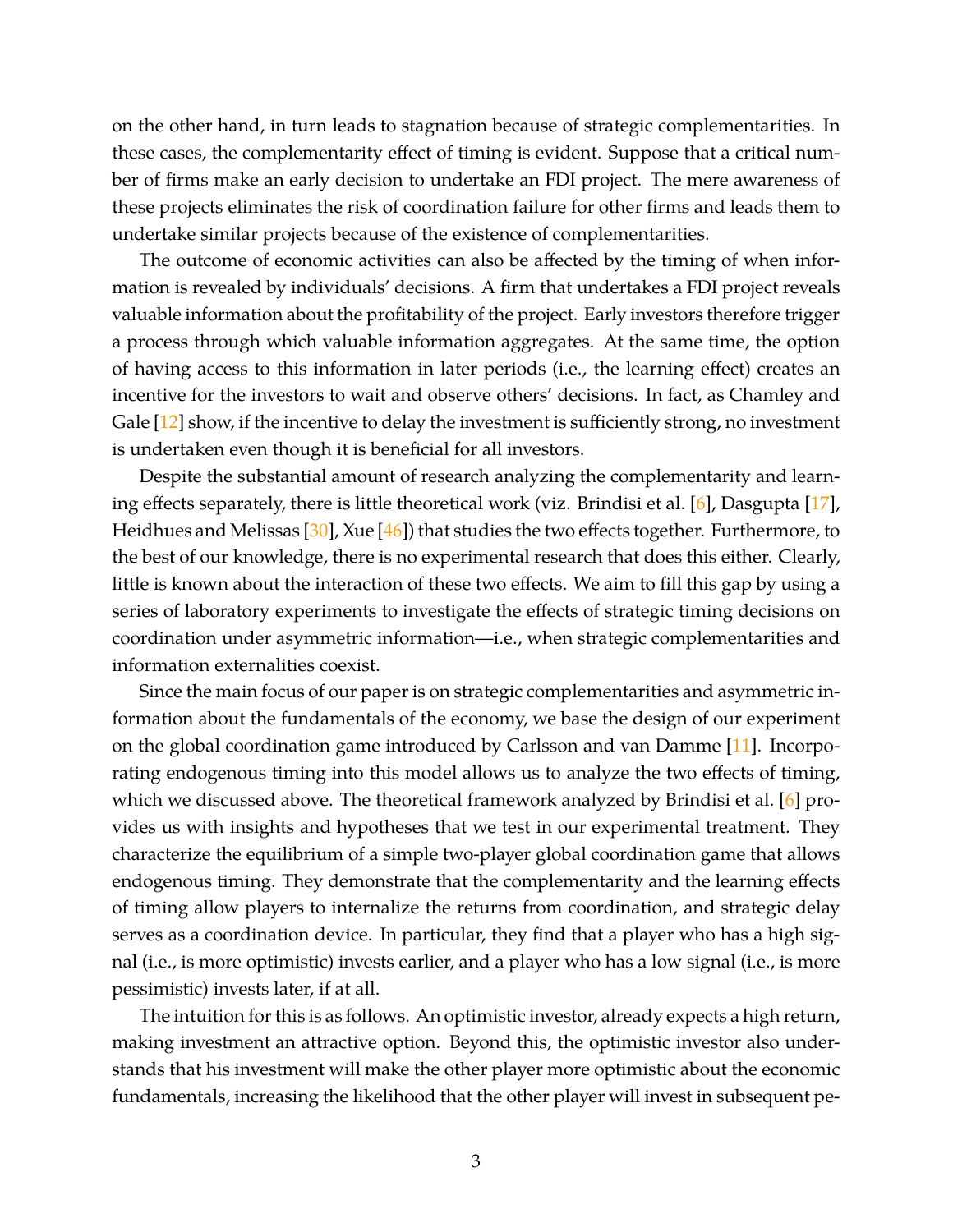on the other hand, in turn leads to stagnation because of strategic complementarities. In these cases, the complementarity effect of timing is evident. Suppose that a critical number of firms make an early decision to undertake an FDI project. The mere awareness of these projects eliminates the risk of coordination failure for other firms and leads them to undertake similar projects because of the existence of complementarities.

The outcome of economic activities can also be affected by the timing of when information is revealed by individuals' decisions. A firm that undertakes a FDI project reveals valuable information about the profitability of the project. Early investors therefore trigger a process through which valuable information aggregates. At the same time, the option of having access to this information in later periods (i.e., the learning effect) creates an incentive for the investors to wait and observe others' decisions. In fact, as Chamley and Gale [12] show, if the incentive to delay the investment is sufficiently strong, no investment is undertaken even though it is beneficial for all investors.

Despite the substantial amount of research analyzing the complementarity and learning effects separately, there is little theoretical work (viz. Brindisi et al. [6], Dasgupta [17], Heidhues and Melissas [30], Xue [46]) that studies the two effects together. Furthermore, to the best of our knowledge, there is no experimental research that does this either. Clearly, little is known about the interaction of these two effects. We aim to fill this gap by using a series of laboratory experiments to investigate the effects of strategic timing decisions on coordination under asymmetric information—i.e., when strategic complementarities and information externalities coexist.

Since the main focus of our paper is on strategic complementarities and asymmetric information about the fundamentals of the economy, we base the design of our experiment on the global coordination game introduced by Carlsson and van Damme [11]. Incorporating endogenous timing into this model allows us to analyze the two effects of timing, which we discussed above. The theoretical framework analyzed by Brindisi et al. [6] provides us with insights and hypotheses that we test in our experimental treatment. They characterize the equilibrium of a simple two-player global coordination game that allows endogenous timing. They demonstrate that the complementarity and the learning effects of timing allow players to internalize the returns from coordination, and strategic delay serves as a coordination device. In particular, they find that a player who has a high signal (i.e., is more optimistic) invests earlier, and a player who has a low signal (i.e., is more pessimistic) invests later, if at all.

The intuition for this is as follows. An optimistic investor, already expects a high return, making investment an attractive option. Beyond this, the optimistic investor also understands that his investment will make the other player more optimistic about the economic fundamentals, increasing the likelihood that the other player will invest in subsequent pe-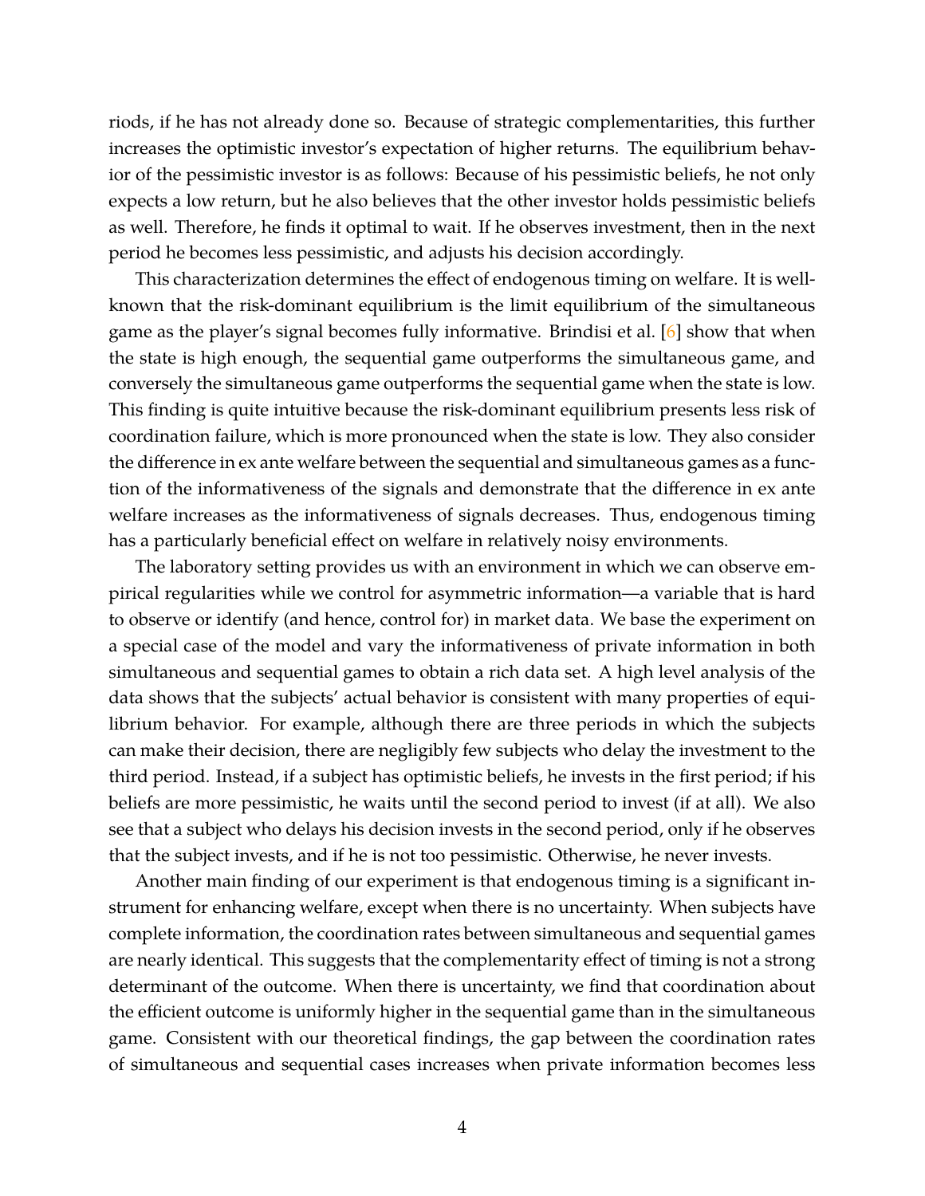riods, if he has not already done so. Because of strategic complementarities, this further increases the optimistic investor's expectation of higher returns. The equilibrium behavior of the pessimistic investor is as follows: Because of his pessimistic beliefs, he not only expects a low return, but he also believes that the other investor holds pessimistic beliefs as well. Therefore, he finds it optimal to wait. If he observes investment, then in the next period he becomes less pessimistic, and adjusts his decision accordingly.

This characterization determines the effect of endogenous timing on welfare. It is well-known that the risk-dominant equilibrium is the limit equilibrium of the simultaneous game as the player's signal becomes fully informative. Brindisi et al. [6] show that when the state is high enough, the sequential game outperforms the simultaneous game, and conversely the simultaneous game outperforms the sequential game when the state is low. This finding is quite intuitive because the risk-dominant equilibrium presents less risk of coordination failure, which is more pronounced when the state is low. They also consider the difference in ex ante welfare between the sequential and simultaneous games as a function of the informativeness of the signals and demonstrate that the difference in ex ante welfare increases as the informativeness of signals decreases. Thus, endogenous timing has a particularly beneficial effect on welfare in relatively noisy environments.

The laboratory setting provides us with an environment in which we can observe empirical regularities while we control for asymmetric information—a variable that is hard to observe or identify (and hence, control for) in market data. We base the experiment on a special case of the model and vary the informativeness of private information in both simultaneous and sequential games to obtain a rich data set. A high level analysis of the data shows that the subjects' actual behavior is consistent with many properties of equilibrium behavior. For example, although there are three periods in which the subjects can make their decision, there are negligibly few subjects who delay the investment to the third period. Instead, if a subject has optimistic beliefs, he invests in the first period; if his beliefs are more pessimistic, he waits until the second period to invest (if at all). We also see that a subject who delays his decision invests in the second period, only if he observes that the subject invests, and if he is not too pessimistic. Otherwise, he never invests.

Another main finding of our experiment is that endogenous timing is a significant instrument for enhancing welfare, except when there is no uncertainty. When subjects have complete information, the coordination rates between simultaneous and sequential games are nearly identical. This suggests that the complementarity effect of timing is not a strong determinant of the outcome. When there is uncertainty, we find that coordination about the efficient outcome is uniformly higher in the sequential game than in the simultaneous game. Consistent with our theoretical findings, the gap between the coordination rates of simultaneous and sequential cases increases when private information becomes less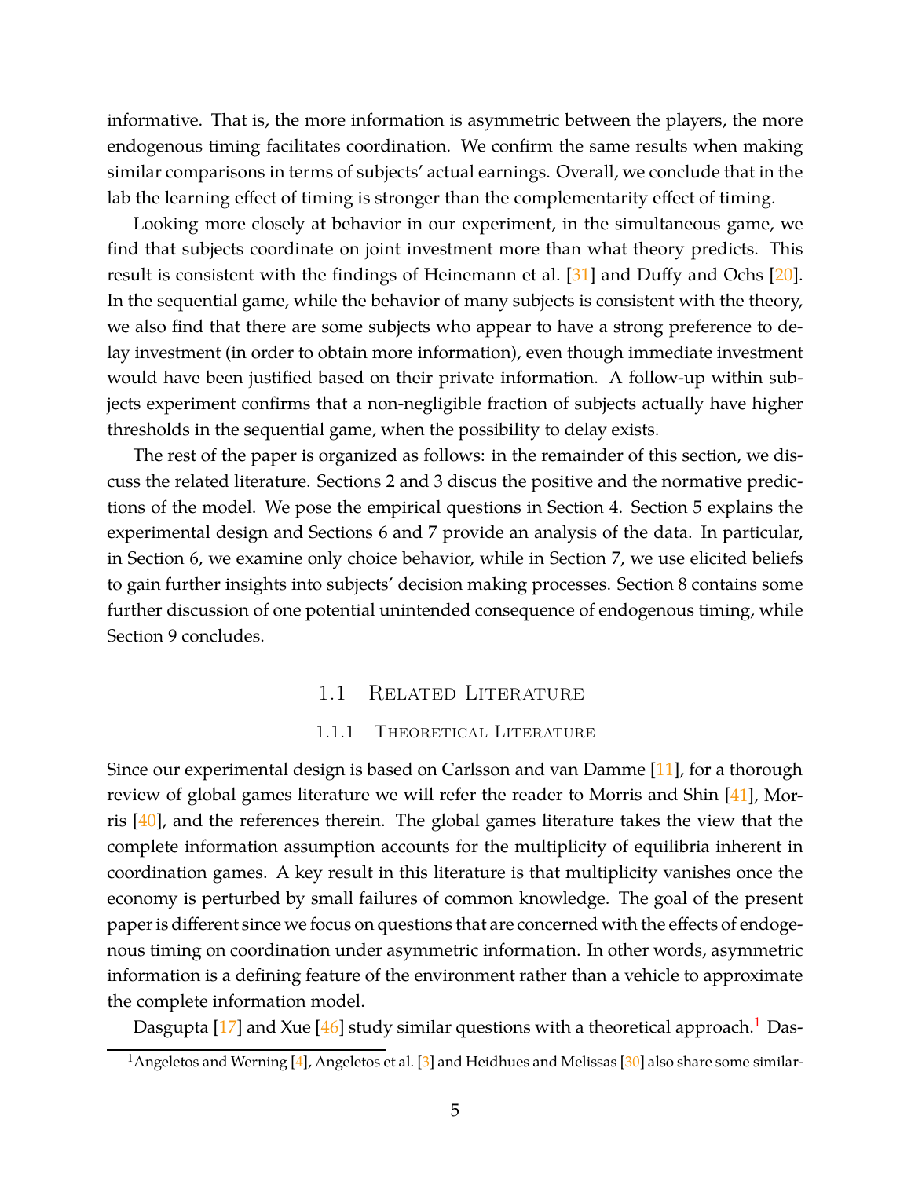informative. That is, the more information is asymmetric between the players, the more endogenous timing facilitates coordination. We confirm the same results when making similar comparisons in terms of subjects' actual earnings. Overall, we conclude that in the lab the learning effect of timing is stronger than the complementarity effect of timing.

Looking more closely at behavior in our experiment, in the simultaneous game, we find that subjects coordinate on joint investment more than what theory predicts. This result is consistent with the findings of Heinemann et al. [31] and Duffy and Ochs [20]. In the sequential game, while the behavior of many subjects is consistent with the theory, we also find that there are some subjects who appear to have a strong preference to delay investment (in order to obtain more information), even though immediate investment would have been justified based on their private information. A follow-up within subjects experiment confirms that a non-negligible fraction of subjects actually have higher thresholds in the sequential game, when the possibility to delay exists.

The rest of the paper is organized as follows: in the remainder of this section, we discuss the related literature. Sections 2 and 3 discus the positive and the normative predictions of the model. We pose the empirical questions in Section 4. Section 5 explains the experimental design and Sections 6 and 7 provide an analysis of the data. In particular, in Section 6, we examine only choice behavior, while in Section 7, we use elicited beliefs to gain further insights into subjects' decision making processes. Section 8 contains some further discussion of one potential unintended consequence of endogenous timing, while Section 9 concludes.

## 1.1 Related Literature

### 1.1.1 Theoretical Literature

Since our experimental design is based on Carlsson and van Damme [11], for a thorough review of global games literature we will refer the reader to Morris and Shin [41], Morris [40], and the references therein. The global games literature takes the view that the complete information assumption accounts for the multiplicity of equilibria inherent in coordination games. A key result in this literature is that multiplicity vanishes once the economy is perturbed by small failures of common knowledge. The goal of the present paper is different since we focus on questions that are concerned with the effects of endogenous timing on coordination under asymmetric information. In other words, asymmetric information is a defining feature of the environment rather than a vehicle to approximate the complete information model.

Dasgupta [17] and Xue [46] study similar questions with a theoretical approach.[1] Das-

[1] Angeletos and Werning [4], Angeletos et al. [3] and Heidhues and Melissas [30] also share some similar-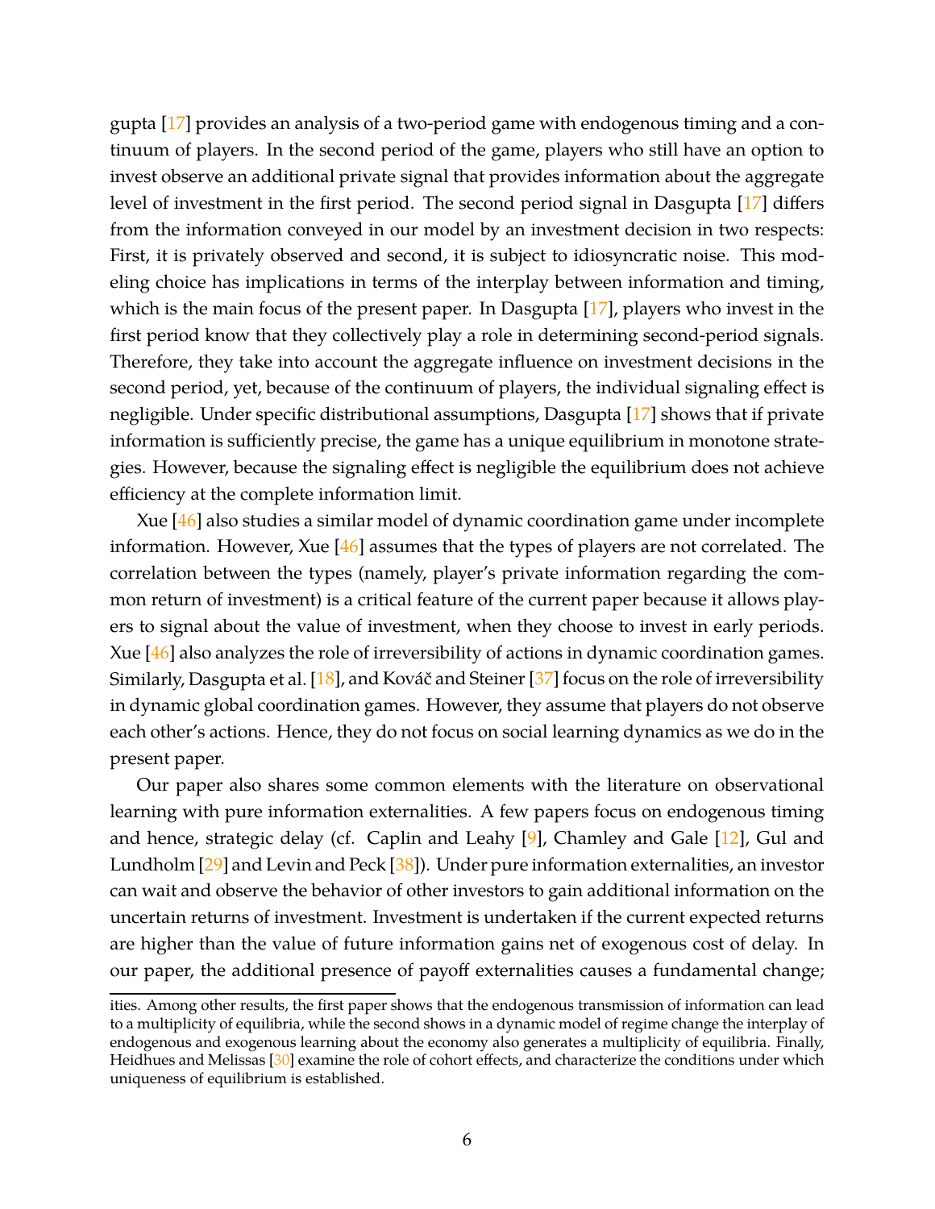gupta [17] provides an analysis of a two-period game with endogenous timing and a continuum of players. In the second period of the game, players who still have an option to invest observe an additional private signal that provides information about the aggregate level of investment in the first period. The second period signal in Dasgupta [17] differs from the information conveyed in our model by an investment decision in two respects: First, it is privately observed and second, it is subject to idiosyncratic noise. This modeling choice has implications in terms of the interplay between information and timing, which is the main focus of the present paper. In Dasgupta [17], players who invest in the first period know that they collectively play a role in determining second-period signals. Therefore, they take into account the aggregate influence on investment decisions in the second period, yet, because of the continuum of players, the individual signaling effect is negligible. Under specific distributional assumptions, Dasgupta [17] shows that if private information is sufficiently precise, the game has a unique equilibrium in monotone strategies. However, because the signaling effect is negligible the equilibrium does not achieve efficiency at the complete information limit.

Xue [46] also studies a similar model of dynamic coordination game under incomplete information. However, Xue [46] assumes that the types of players are not correlated. The correlation between the types (namely, player's private information regarding the common return of investment) is a critical feature of the current paper because it allows players to signal about the value of investment, when they choose to invest in early periods. Xue [46] also analyzes the role of irreversibility of actions in dynamic coordination games. Similarly, Dasgupta et al. [18], and Kováč and Steiner [37] focus on the role of irreversibility in dynamic global coordination games. However, they assume that players do not observe each other's actions. Hence, they do not focus on social learning dynamics as we do in the present paper.

Our paper also shares some common elements with the literature on observational learning with pure information externalities. A few papers focus on endogenous timing and hence, strategic delay (cf. Caplin and Leahy [9], Chamley and Gale [12], Gul and Lundholm [29] and Levin and Peck [38]). Under pure information externalities, an investor can wait and observe the behavior of other investors to gain additional information on the uncertain returns of investment. Investment is undertaken if the current expected returns are higher than the value of future information gains net of exogenous cost of delay. In our paper, the additional presence of payoff externalities causes a fundamental change;

ities. Among other results, the first paper shows that the endogenous transmission of information can lead to a multiplicity of equilibria, while the second shows in a dynamic model of regime change the interplay of endogenous and exogenous learning about the economy also generates a multiplicity of equilibria. Finally, Heidhues and Melissas [30] examine the role of cohort effects, and characterize the conditions under which uniqueness of equilibrium is established.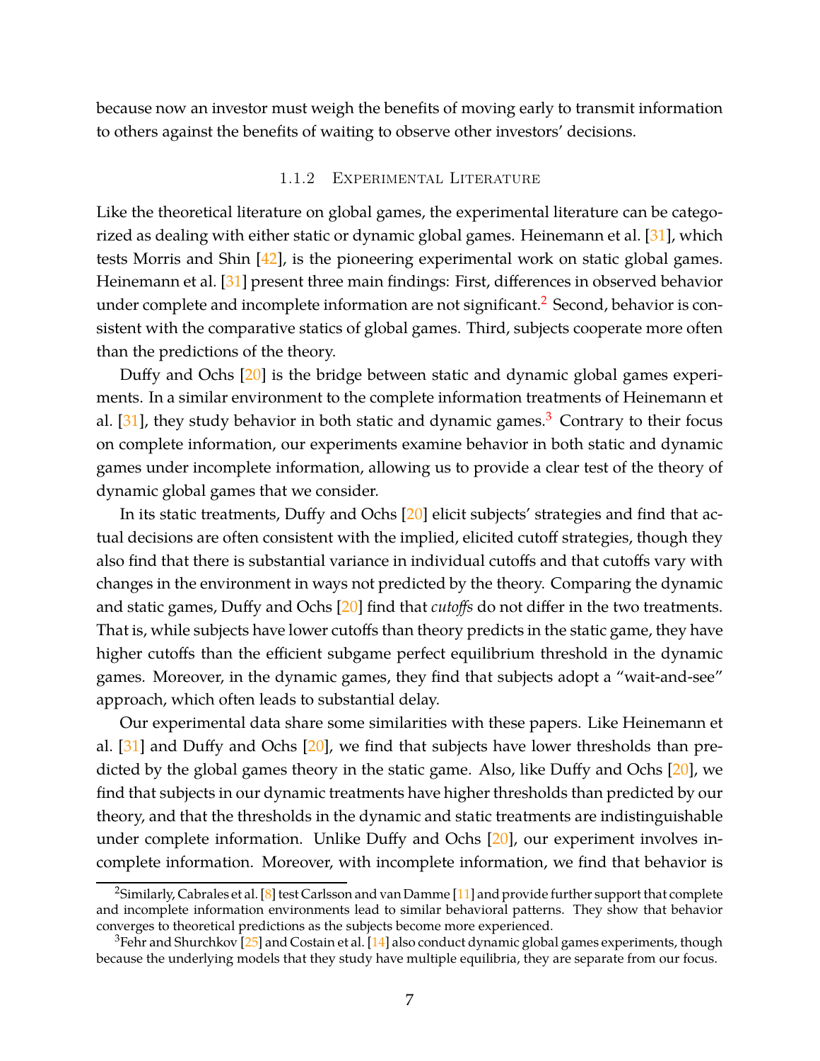because now an investor must weigh the benefits of moving early to transmit information to others against the benefits of waiting to observe other investors' decisions.

### 1.1.2 Experimental Literature

Like the theoretical literature on global games, the experimental literature can be categorized as dealing with either static or dynamic global games. Heinemann et al. [31], which tests Morris and Shin [42], is the pioneering experimental work on static global games. Heinemann et al. [31] present three main findings: First, differences in observed behavior under complete and incomplete information are not significant.[2] Second, behavior is consistent with the comparative statics of global games. Third, subjects cooperate more often than the predictions of the theory.

Duffy and Ochs [20] is the bridge between static and dynamic global games experiments. In a similar environment to the complete information treatments of Heinemann et al. [31], they study behavior in both static and dynamic games.[3] Contrary to their focus on complete information, our experiments examine behavior in both static and dynamic games under incomplete information, allowing us to provide a clear test of the theory of dynamic global games that we consider.

In its static treatments, Duffy and Ochs [20] elicit subjects' strategies and find that actual decisions are often consistent with the implied, elicited cutoff strategies, though they also find that there is substantial variance in individual cutoffs and that cutoffs vary with changes in the environment in ways not predicted by the theory. Comparing the dynamic and static games, Duffy and Ochs [20] find that *cutoffs* do not differ in the two treatments. That is, while subjects have lower cutoffs than theory predicts in the static game, they have higher cutoffs than the efficient subgame perfect equilibrium threshold in the dynamic games. Moreover, in the dynamic games, they find that subjects adopt a "wait-and-see" approach, which often leads to substantial delay.

Our experimental data share some similarities with these papers. Like Heinemann et al. [31] and Duffy and Ochs [20], we find that subjects have lower thresholds than predicted by the global games theory in the static game. Also, like Duffy and Ochs [20], we find that subjects in our dynamic treatments have higher thresholds than predicted by our theory, and that the thresholds in the dynamic and static treatments are indistinguishable under complete information. Unlike Duffy and Ochs [20], our experiment involves incomplete information. Moreover, with incomplete information, we find that behavior is

[2] Similarly, Cabrales et al. [8] test Carlsson and van Damme [11] and provide further support that complete and incomplete information environments lead to similar behavioral patterns. They show that behavior converges to theoretical predictions as the subjects become more experienced.

[3] Fehr and Shurchkov [25] and Costain et al. [14] also conduct dynamic global games experiments, though because the underlying models that they study have multiple equilibria, they are separate from our focus.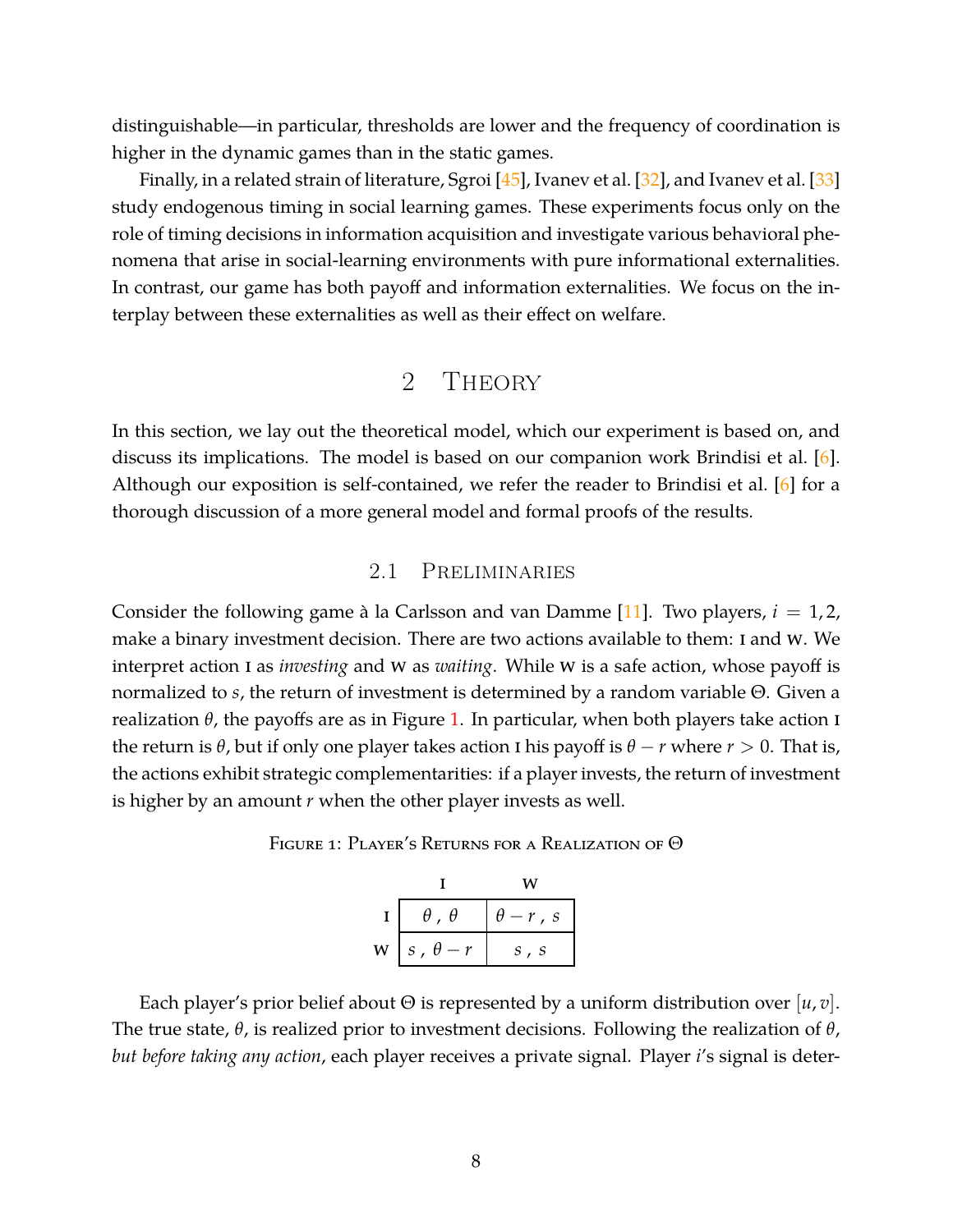distinguishable—in particular, thresholds are lower and the frequency of coordination is higher in the dynamic games than in the static games.

Finally, in a related strain of literature, Sgroi [45], Ivanev et al. [32], and Ivanev et al. [33] study endogenous timing in social learning games. These experiments focus only on the role of timing decisions in information acquisition and investigate various behavioral phenomena that arise in social-learning environments with pure informational externalities. In contrast, our game has both payoff and information externalities. We focus on the interplay between these externalities as well as their effect on welfare.

# 2 Theory

In this section, we lay out the theoretical model, which our experiment is based on, and discuss its implications. The model is based on our companion work Brindisi et al. [6]. Although our exposition is self-contained, we refer the reader to Brindisi et al. [6] for a thorough discussion of a more general model and formal proofs of the results.

## 2.1 Preliminaries

Consider the following game à la Carlsson and van Damme [11]. Two players, $i = 1, 2$, make a binary investment decision. There are two actions available to them: I and W. We interpret action I as *investing* and W as *waiting*. While W is a safe action, whose payoff is normalized to $s$, the return of investment is determined by a random variable $\Theta$. Given a realization $\theta$, the payoffs are as in Figure 1. In particular, when both players take action I the return is $\theta$, but if only one player takes action I his payoff is $\theta - r$ where $r > 0$. That is, the actions exhibit strategic complementarities: if a player invests, the return of investment is higher by an amount $r$ when the other player invests as well.

Figure 1: Player's Returns for a Realization of $\Theta$

| | I | W |
|---|---|---|
| I | $\theta$ , $\theta$ | $\theta - r$ , $s$ |
| W | $s$ , $\theta - r$ | $s$ , $s$ |

Each player's prior belief about $\Theta$ is represented by a uniform distribution over $[u, v]$. The true state, $\theta$, is realized prior to investment decisions. Following the realization of $\theta$, *but before taking any action*, each player receives a private signal. Player $i$'s signal is deter-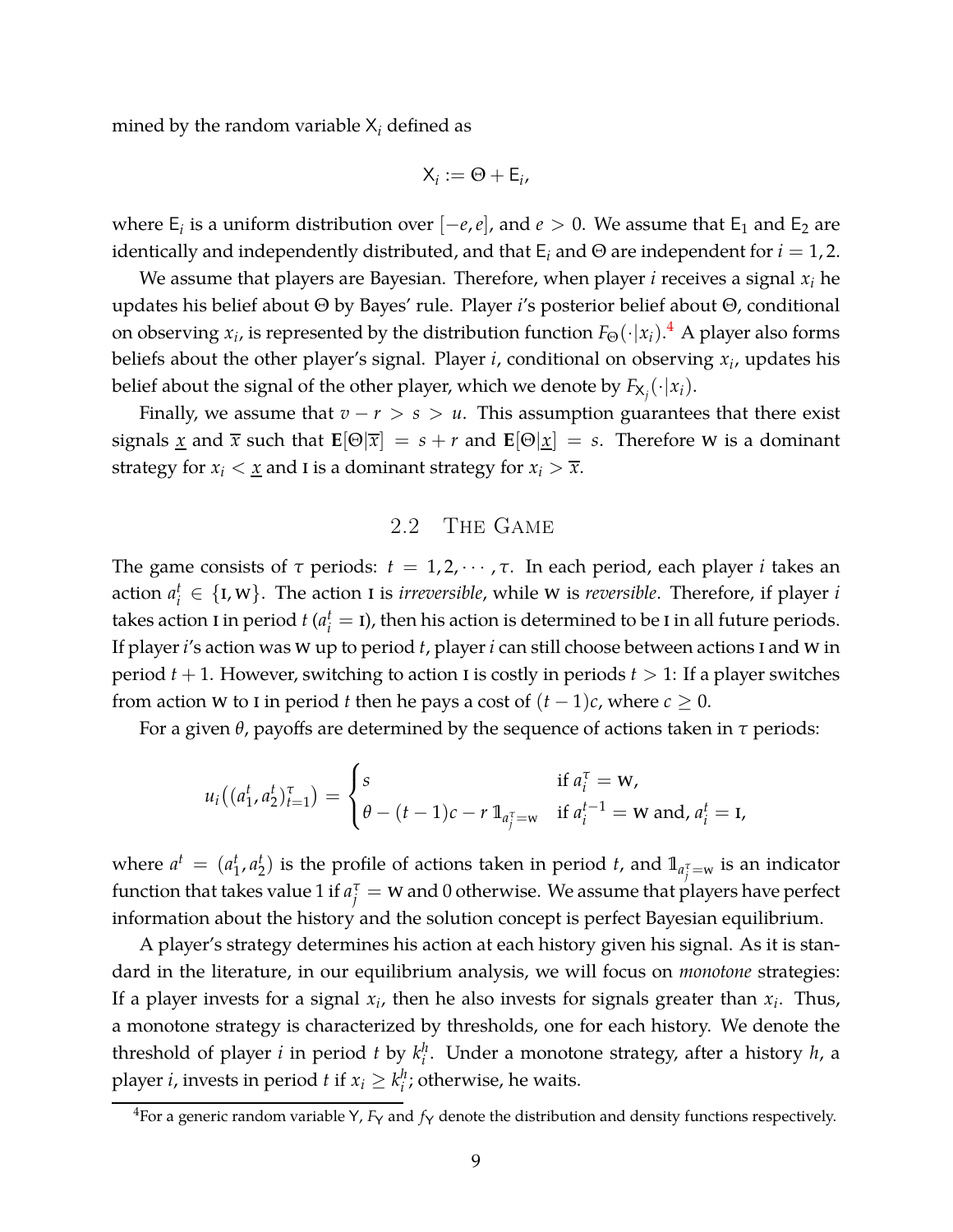mined by the random variable $\mathsf{X}_i$ defined as

$$\mathsf{X}_i := \Theta + \mathsf{E}_i,$$

where $\mathsf{E}_i$ is a uniform distribution over $[-e, e]$, and $e > 0$. We assume that $\mathsf{E}_1$ and $\mathsf{E}_2$ are identically and independently distributed, and that $\mathsf{E}_i$ and $\Theta$ are independent for $i = 1, 2$.

We assume that players are Bayesian. Therefore, when player $i$ receives a signal $x_i$ he updates his belief about $\Theta$ by Bayes' rule. Player $i$'s posterior belief about $\Theta$, conditional on observing $x_i$, is represented by the distribution function $F_\Theta(\cdot|x_i)$.[4] A player also forms beliefs about the other player's signal. Player $i$, conditional on observing $x_i$, updates his belief about the signal of the other player, which we denote by $F_{\mathsf{X}_j}(\cdot|x_i)$.

Finally, we assume that $v - r > s > u$. This assumption guarantees that there exist signals $\underline{x}$ and $\overline{x}$ such that $\mathbf{E}[\Theta|\overline{x}] = s + r$ and $\mathbf{E}[\Theta|\underline{x}] = s$. Therefore W is a dominant strategy for $x_i < \underline{x}$ and I is a dominant strategy for $x_i > \overline{x}$.

## 2.2 The Game

The game consists of $\tau$ periods: $t = 1, 2, \cdots, \tau$. In each period, each player $i$ takes an action $a_i^t \in \{\text{I}, \text{W}\}$. The action I is *irreversible*, while W is *reversible*. Therefore, if player $i$ takes action I in period $t$ ($a_i^t = \text{I}$), then his action is determined to be I in all future periods. If player $i$'s action was W up to period $t$, player $i$ can still choose between actions I and W in period $t + 1$. However, switching to action I is costly in periods $t > 1$: If a player switches from action W to I in period $t$ then he pays a cost of $(t - 1)c$, where $c \geq 0$.

For a given $\theta$, payoffs are determined by the sequence of actions taken in $\tau$ periods:

$$u_i\big((a_1^t, a_2^t)_{t=1}^\tau\big) = \begin{cases} s & \text{if } a_i^\tau = \text{W}, \\ \theta - (t-1)c - r\,\mathbb{1}_{a_j^\tau = \text{W}} & \text{if } a_i^{t-1} = \text{W and, } a_i^t = \text{I}, \end{cases}$$

where $a^t = (a_1^t, a_2^t)$ is the profile of actions taken in period $t$, and $\mathbb{1}_{a_j^\tau = \text{W}}$ is an indicator function that takes value 1 if $a_j^\tau = \text{W}$ and 0 otherwise. We assume that players have perfect information about the history and the solution concept is perfect Bayesian equilibrium.

A player's strategy determines his action at each history given his signal. As it is standard in the literature, in our equilibrium analysis, we will focus on *monotone* strategies: If a player invests for a signal $x_i$, then he also invests for signals greater than $x_i$. Thus, a monotone strategy is characterized by thresholds, one for each history. We denote the threshold of player $i$ in period $t$ by $k_i^h$. Under a monotone strategy, after a history $h$, a player $i$, invests in period $t$ if $x_i \geq k_i^h$; otherwise, he waits.

[4] For a generic random variable $\mathsf{Y}$, $F_\mathsf{Y}$ and $f_\mathsf{Y}$ denote the distribution and density functions respectively.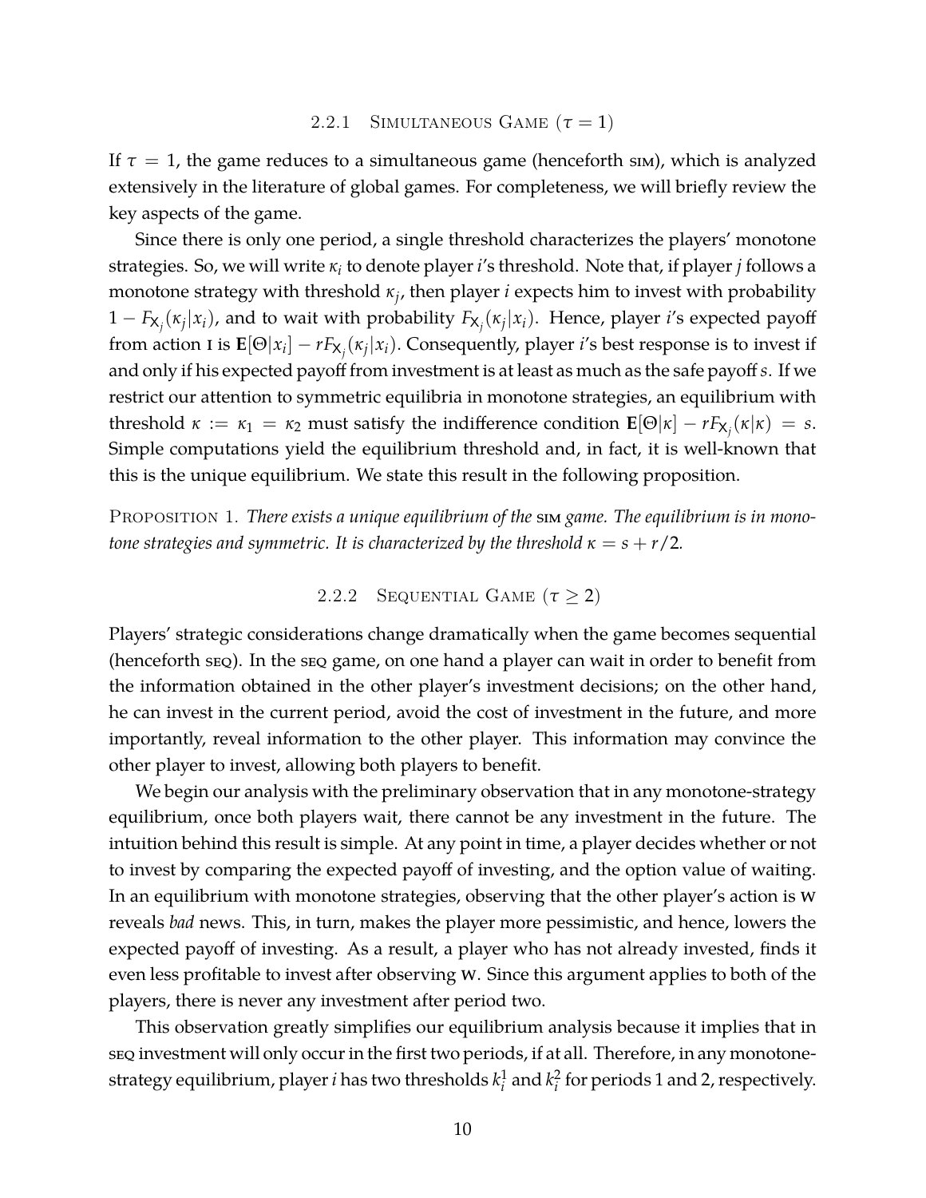### 2.2.1 Simultaneous Game ($\tau = 1$)

If $\tau = 1$, the game reduces to a simultaneous game (henceforth sim), which is analyzed extensively in the literature of global games. For completeness, we will briefly review the key aspects of the game.

Since there is only one period, a single threshold characterizes the players' monotone strategies. So, we will write $\kappa_i$ to denote player $i$'s threshold. Note that, if player $j$ follows a monotone strategy with threshold $\kappa_j$, then player $i$ expects him to invest with probability $1 - F_{X_j}(\kappa_j|x_i)$, and to wait with probability $F_{X_j}(\kappa_j|x_i)$. Hence, player $i$'s expected payoff from action I is $\mathbf{E}[\Theta|x_i] - rF_{X_j}(\kappa_j|x_i)$. Consequently, player $i$'s best response is to invest if and only if his expected payoff from investment is at least as much as the safe payoff $s$. If we restrict our attention to symmetric equilibria in monotone strategies, an equilibrium with threshold $\kappa := \kappa_1 = \kappa_2$ must satisfy the indifference condition $\mathbf{E}[\Theta|\kappa] - rF_{X_j}(\kappa|\kappa) = s$. Simple computations yield the equilibrium threshold and, in fact, it is well-known that this is the unique equilibrium. We state this result in the following proposition.

Proposition 1. *There exists a unique equilibrium of the* sim *game. The equilibrium is in monotone strategies and symmetric. It is characterized by the threshold* $\kappa = s + r/2$.

### 2.2.2 Sequential Game ($\tau \geq 2$)

Players' strategic considerations change dramatically when the game becomes sequential (henceforth seq). In the seq game, on one hand a player can wait in order to benefit from the information obtained in the other player's investment decisions; on the other hand, he can invest in the current period, avoid the cost of investment in the future, and more importantly, reveal information to the other player. This information may convince the other player to invest, allowing both players to benefit.

We begin our analysis with the preliminary observation that in any monotone-strategy equilibrium, once both players wait, there cannot be any investment in the future. The intuition behind this result is simple. At any point in time, a player decides whether or not to invest by comparing the expected payoff of investing, and the option value of waiting. In an equilibrium with monotone strategies, observing that the other player's action is W reveals *bad* news. This, in turn, makes the player more pessimistic, and hence, lowers the expected payoff of investing. As a result, a player who has not already invested, finds it even less profitable to invest after observing W. Since this argument applies to both of the players, there is never any investment after period two.

This observation greatly simplifies our equilibrium analysis because it implies that in seq investment will only occur in the first two periods, if at all. Therefore, in any monotone-strategy equilibrium, player $i$ has two thresholds $k_i^1$ and $k_i^2$ for periods 1 and 2, respectively.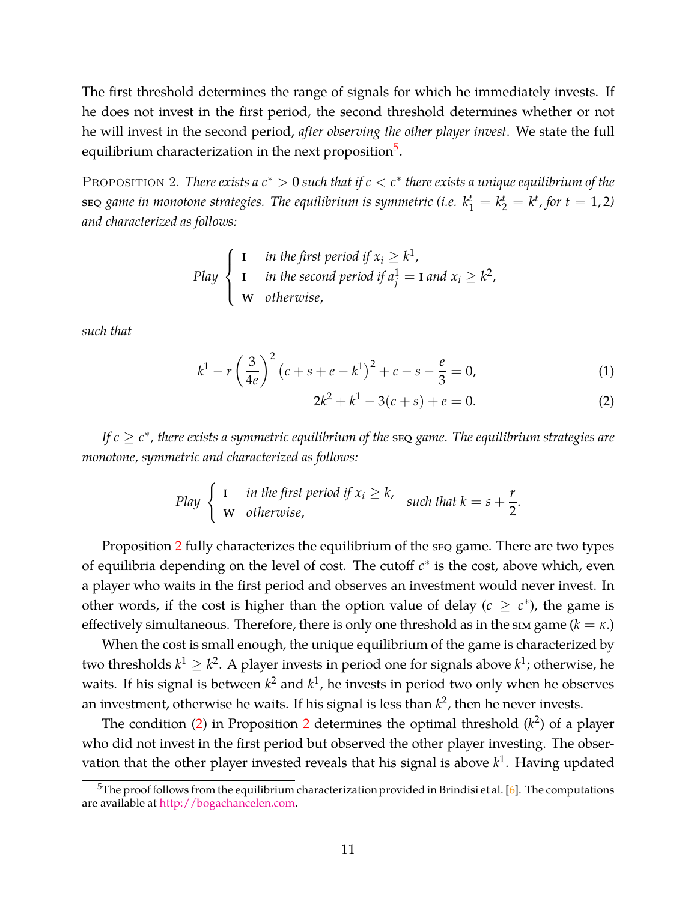The first threshold determines the range of signals for which he immediately invests. If he does not invest in the first period, the second threshold determines whether or not he will invest in the second period, *after observing the other player invest*. We state the full equilibrium characterization in the next proposition[5].

PROPOSITION 2. *There exists a $c^* > 0$ such that if $c < c^*$ there exists a unique equilibrium of the* SEQ *game in monotone strategies. The equilibrium is symmetric (i.e. $k_1^t = k_2^t = k^t$, for $t = 1, 2$) and characterized as follows:*

$$
\text{Play} \begin{cases} \text{I} & \text{in the first period if } x_i \geq k^1, \\ \text{I} & \text{in the second period if } a_j^1 = \text{I and } x_i \geq k^2, \\ \text{W} & \text{otherwise,} \end{cases}
$$

*such that*

$$
k^1 - r\left(\frac{3}{4e}\right)^2 \left(c + s + e - k^1\right)^2 + c - s - \frac{e}{3} = 0, \tag{1}
$$

$$
2k^2 + k^1 - 3(c + s) + e = 0. \tag{2}
$$

*If $c \geq c^*$, there exists a symmetric equilibrium of the* SEQ *game. The equilibrium strategies are monotone, symmetric and characterized as follows:*

$$
\text{Play} \begin{cases} \text{I} & \text{in the first period if } x_i \geq k, \\ \text{W} & \text{otherwise,} \end{cases} \quad \text{such that } k = s + \frac{r}{2}.
$$

Proposition 2 fully characterizes the equilibrium of the SEQ game. There are two types of equilibria depending on the level of cost. The cutoff $c^*$ is the cost, above which, even a player who waits in the first period and observes an investment would never invest. In other words, if the cost is higher than the option value of delay ($c \geq c^*$), the game is effectively simultaneous. Therefore, there is only one threshold as in the SIM game ($k = \kappa$.)

When the cost is small enough, the unique equilibrium of the game is characterized by two thresholds $k^1 \geq k^2$. A player invests in period one for signals above $k^1$; otherwise, he waits. If his signal is between $k^2$ and $k^1$, he invests in period two only when he observes an investment, otherwise he waits. If his signal is less than $k^2$, then he never invests.

The condition (2) in Proposition 2 determines the optimal threshold ($k^2$) of a player who did not invest in the first period but observed the other player investing. The observation that the other player invested reveals that his signal is above $k^1$. Having updated

[5] The proof follows from the equilibrium characterization provided in Brindisi et al. [6]. The computations are available at http://bogachancelen.com.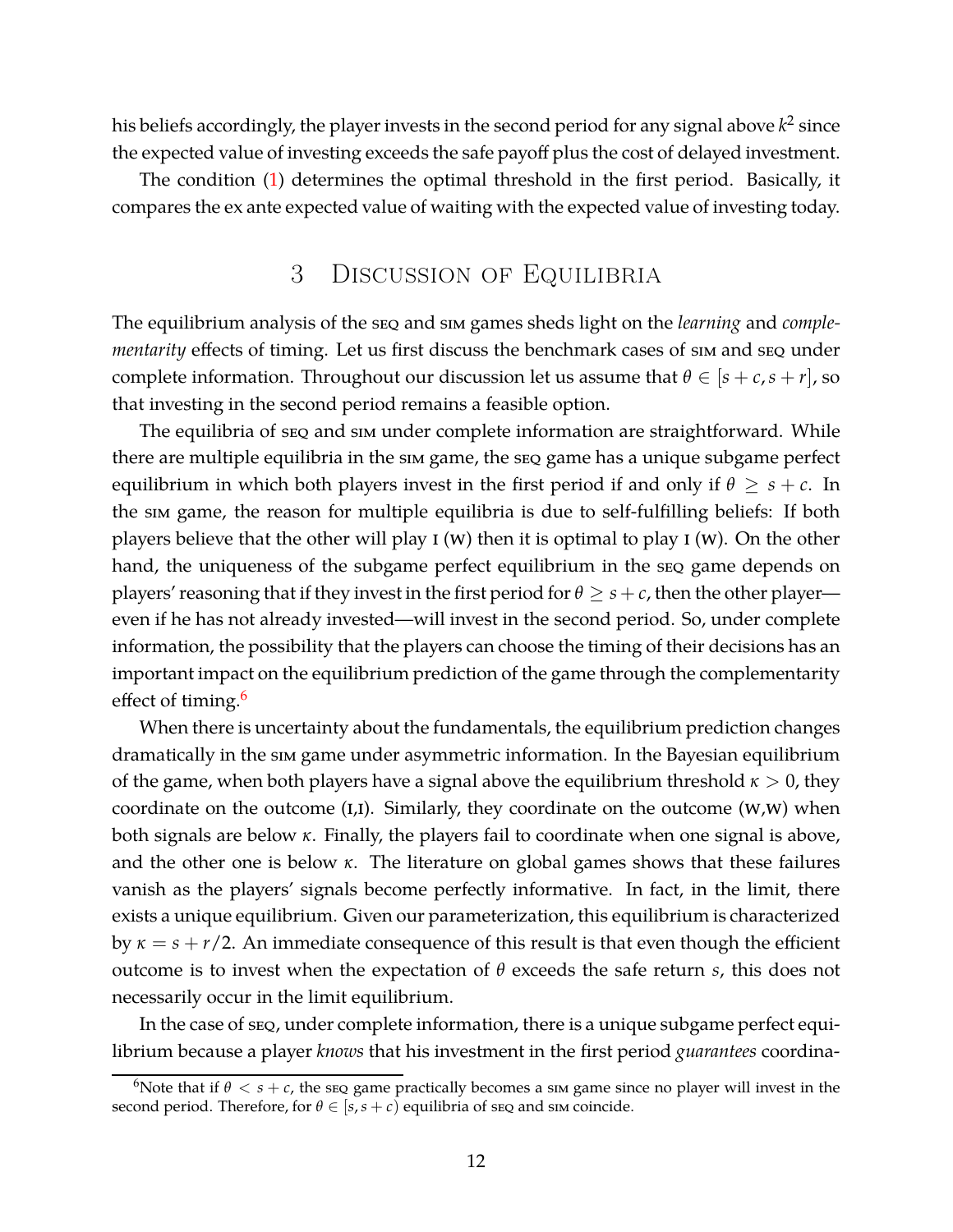his beliefs accordingly, the player invests in the second period for any signal above $k^2$ since the expected value of investing exceeds the safe payoff plus the cost of delayed investment.

The condition (1) determines the optimal threshold in the first period. Basically, it compares the ex ante expected value of waiting with the expected value of investing today.

# 3 Discussion of Equilibria

The equilibrium analysis of the SEQ and SIM games sheds light on the *learning* and *complementarity* effects of timing. Let us first discuss the benchmark cases of SIM and SEQ under complete information. Throughout our discussion let us assume that $\theta \in [s+c, s+r]$, so that investing in the second period remains a feasible option.

The equilibria of SEQ and SIM under complete information are straightforward. While there are multiple equilibria in the SIM game, the SEQ game has a unique subgame perfect equilibrium in which both players invest in the first period if and only if $\theta \geq s+c$. In the SIM game, the reason for multiple equilibria is due to self-fulfilling beliefs: If both players believe that the other will play I (W) then it is optimal to play I (W). On the other hand, the uniqueness of the subgame perfect equilibrium in the SEQ game depends on players' reasoning that if they invest in the first period for $\theta \geq s+c$, then the other player—even if he has not already invested—will invest in the second period. So, under complete information, the possibility that the players can choose the timing of their decisions has an important impact on the equilibrium prediction of the game through the complementarity effect of timing.[6]

When there is uncertainty about the fundamentals, the equilibrium prediction changes dramatically in the SIM game under asymmetric information. In the Bayesian equilibrium of the game, when both players have a signal above the equilibrium threshold $\kappa > 0$, they coordinate on the outcome (I,I). Similarly, they coordinate on the outcome (W,W) when both signals are below $\kappa$. Finally, the players fail to coordinate when one signal is above, and the other one is below $\kappa$. The literature on global games shows that these failures vanish as the players' signals become perfectly informative. In fact, in the limit, there exists a unique equilibrium. Given our parameterization, this equilibrium is characterized by $\kappa = s + r/2$. An immediate consequence of this result is that even though the efficient outcome is to invest when the expectation of $\theta$ exceeds the safe return $s$, this does not necessarily occur in the limit equilibrium.

In the case of SEQ, under complete information, there is a unique subgame perfect equilibrium because a player *knows* that his investment in the first period *guarantees* coordina-

[6]Note that if $\theta < s+c$, the SEQ game practically becomes a SIM game since no player will invest in the second period. Therefore, for $\theta \in [s, s+c)$ equilibria of SEQ and SIM coincide.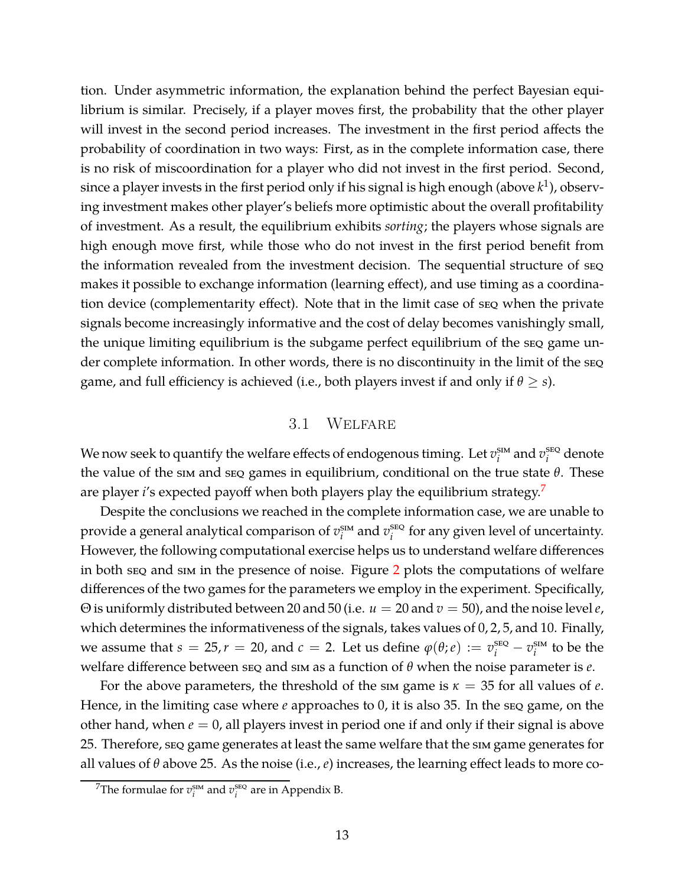tion. Under asymmetric information, the explanation behind the perfect Bayesian equilibrium is similar. Precisely, if a player moves first, the probability that the other player will invest in the second period increases. The investment in the first period affects the probability of coordination in two ways: First, as in the complete information case, there is no risk of miscoordination for a player who did not invest in the first period. Second, since a player invests in the first period only if his signal is high enough (above $k^1$), observing investment makes other player's beliefs more optimistic about the overall profitability of investment. As a result, the equilibrium exhibits *sorting*; the players whose signals are high enough move first, while those who do not invest in the first period benefit from the information revealed from the investment decision. The sequential structure of SEQ makes it possible to exchange information (learning effect), and use timing as a coordination device (complementarity effect). Note that in the limit case of SEQ when the private signals become increasingly informative and the cost of delay becomes vanishingly small, the unique limiting equilibrium is the subgame perfect equilibrium of the SEQ game under complete information. In other words, there is no discontinuity in the limit of the SEQ game, and full efficiency is achieved (i.e., both players invest if and only if $\theta \geq s$).

### 3.1 Welfare

We now seek to quantify the welfare effects of endogenous timing. Let $v_i^{\text{SIM}}$ and $v_i^{\text{SEQ}}$ denote the value of the SIM and SEQ games in equilibrium, conditional on the true state $\theta$. These are player $i$'s expected payoff when both players play the equilibrium strategy.[7]

Despite the conclusions we reached in the complete information case, we are unable to provide a general analytical comparison of $v_i^{\text{SIM}}$ and $v_i^{\text{SEQ}}$ for any given level of uncertainty. However, the following computational exercise helps us to understand welfare differences in both SEQ and SIM in the presence of noise. Figure 2 plots the computations of welfare differences of the two games for the parameters we employ in the experiment. Specifically, $\Theta$ is uniformly distributed between 20 and 50 (i.e. $u = 20$ and $v = 50$), and the noise level $e$, which determines the informativeness of the signals, takes values of 0, 2, 5, and 10. Finally, we assume that $s = 25, r = 20$, and $c = 2$. Let us define $\varphi(\theta; e) := v_i^{\text{SEQ}} - v_i^{\text{SIM}}$ to be the welfare difference between SEQ and SIM as a function of $\theta$ when the noise parameter is $e$.

For the above parameters, the threshold of the SIM game is $\kappa = 35$ for all values of $e$. Hence, in the limiting case where $e$ approaches to 0, it is also 35. In the SEQ game, on the other hand, when $e = 0$, all players invest in period one if and only if their signal is above 25. Therefore, SEQ game generates at least the same welfare that the SIM game generates for all values of $\theta$ above 25. As the noise (i.e., $e$) increases, the learning effect leads to more co-

[7]The formulae for $v_i^{\text{SIM}}$ and $v_i^{\text{SEQ}}$ are in Appendix B.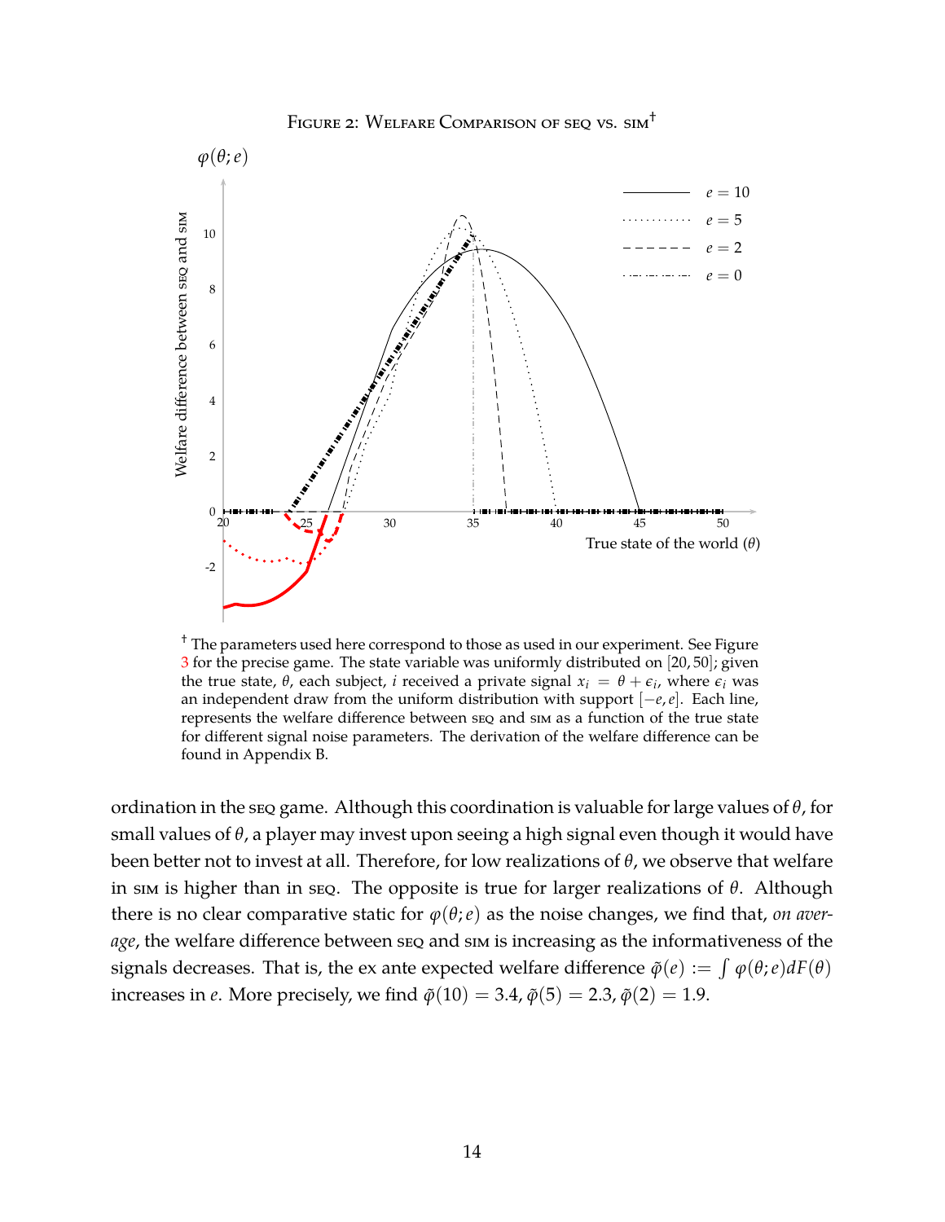Figure 2: Welfare Comparison of seq vs. sim[†]

[†] The parameters used here correspond to those as used in our experiment. See Figure 3 for the precise game. The state variable was uniformly distributed on $[20, 50]$; given the true state, $\theta$, each subject, $i$ received a private signal $x_i = \theta + \epsilon_i$, where $\epsilon_i$ was an independent draw from the uniform distribution with support $[-e, e]$. Each line, represents the welfare difference between seq and sim as a function of the true state for different signal noise parameters. The derivation of the welfare difference can be found in Appendix B.

ordination in the seq game. Although this coordination is valuable for large values of $\theta$, for small values of $\theta$, a player may invest upon seeing a high signal even though it would have been better not to invest at all. Therefore, for low realizations of $\theta$, we observe that welfare in sim is higher than in seq. The opposite is true for larger realizations of $\theta$. Although there is no clear comparative static for $\varphi(\theta; e)$ as the noise changes, we find that, *on average*, the welfare difference between seq and sim is increasing as the informativeness of the signals decreases. That is, the ex ante expected welfare difference $\tilde{\varphi}(e) := \int \varphi(\theta; e) dF(\theta)$ increases in $e$. More precisely, we find $\tilde{\varphi}(10) = 3.4$, $\tilde{\varphi}(5) = 2.3$, $\tilde{\varphi}(2) = 1.9$.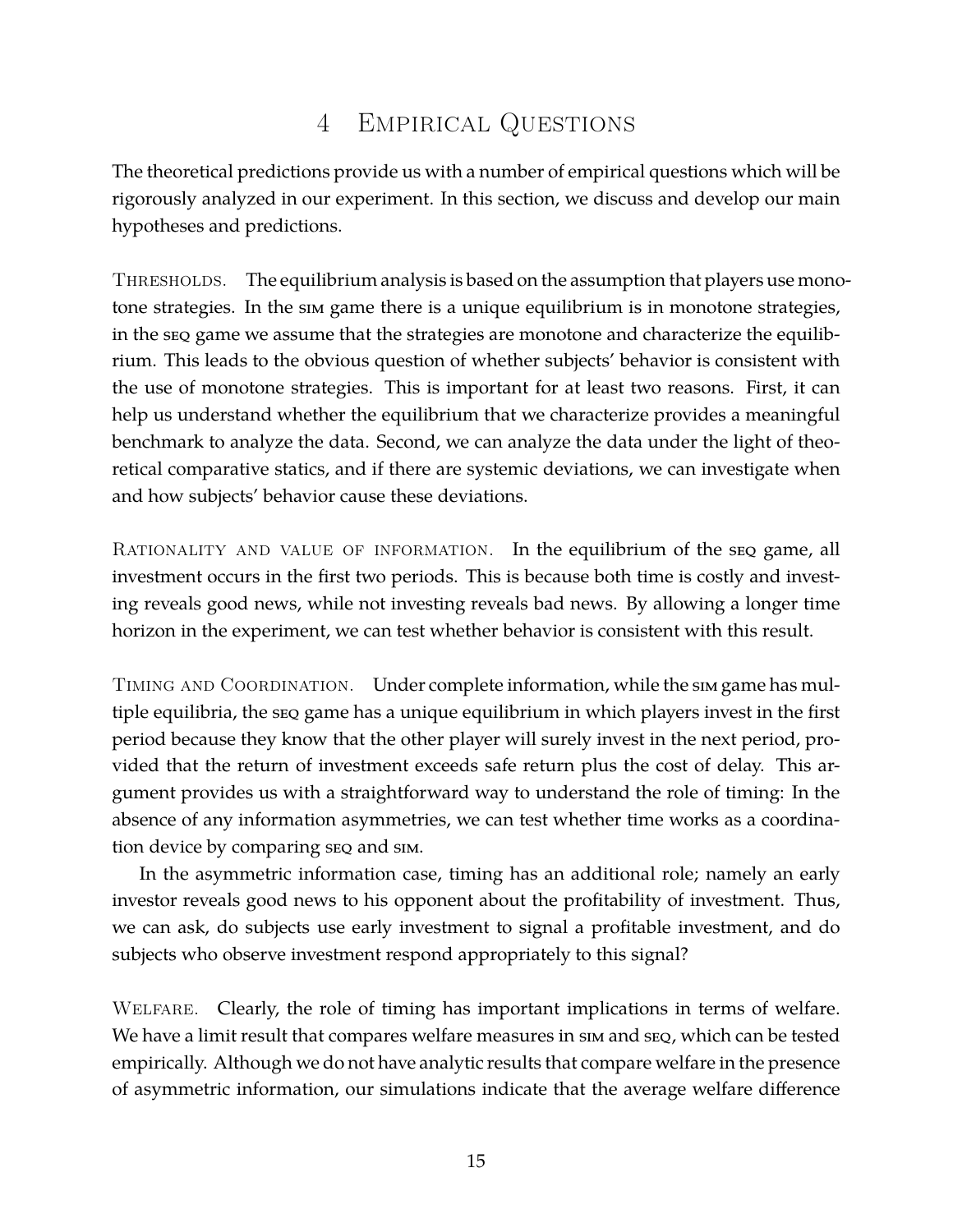# 4 Empirical Questions

The theoretical predictions provide us with a number of empirical questions which will be rigorously analyzed in our experiment. In this section, we discuss and develop our main hypotheses and predictions.

Thresholds. The equilibrium analysis is based on the assumption that players use monotone strategies. In the sim game there is a unique equilibrium is in monotone strategies, in the seq game we assume that the strategies are monotone and characterize the equilibrium. This leads to the obvious question of whether subjects' behavior is consistent with the use of monotone strategies. This is important for at least two reasons. First, it can help us understand whether the equilibrium that we characterize provides a meaningful benchmark to analyze the data. Second, we can analyze the data under the light of theoretical comparative statics, and if there are systemic deviations, we can investigate when and how subjects' behavior cause these deviations.

Rationality and value of information. In the equilibrium of the seq game, all investment occurs in the first two periods. This is because both time is costly and investing reveals good news, while not investing reveals bad news. By allowing a longer time horizon in the experiment, we can test whether behavior is consistent with this result.

Timing and Coordination. Under complete information, while the sim game has multiple equilibria, the seq game has a unique equilibrium in which players invest in the first period because they know that the other player will surely invest in the next period, provided that the return of investment exceeds safe return plus the cost of delay. This argument provides us with a straightforward way to understand the role of timing: In the absence of any information asymmetries, we can test whether time works as a coordination device by comparing seq and sim.

In the asymmetric information case, timing has an additional role; namely an early investor reveals good news to his opponent about the profitability of investment. Thus, we can ask, do subjects use early investment to signal a profitable investment, and do subjects who observe investment respond appropriately to this signal?

Welfare. Clearly, the role of timing has important implications in terms of welfare. We have a limit result that compares welfare measures in sim and seq, which can be tested empirically. Although we do not have analytic results that compare welfare in the presence of asymmetric information, our simulations indicate that the average welfare difference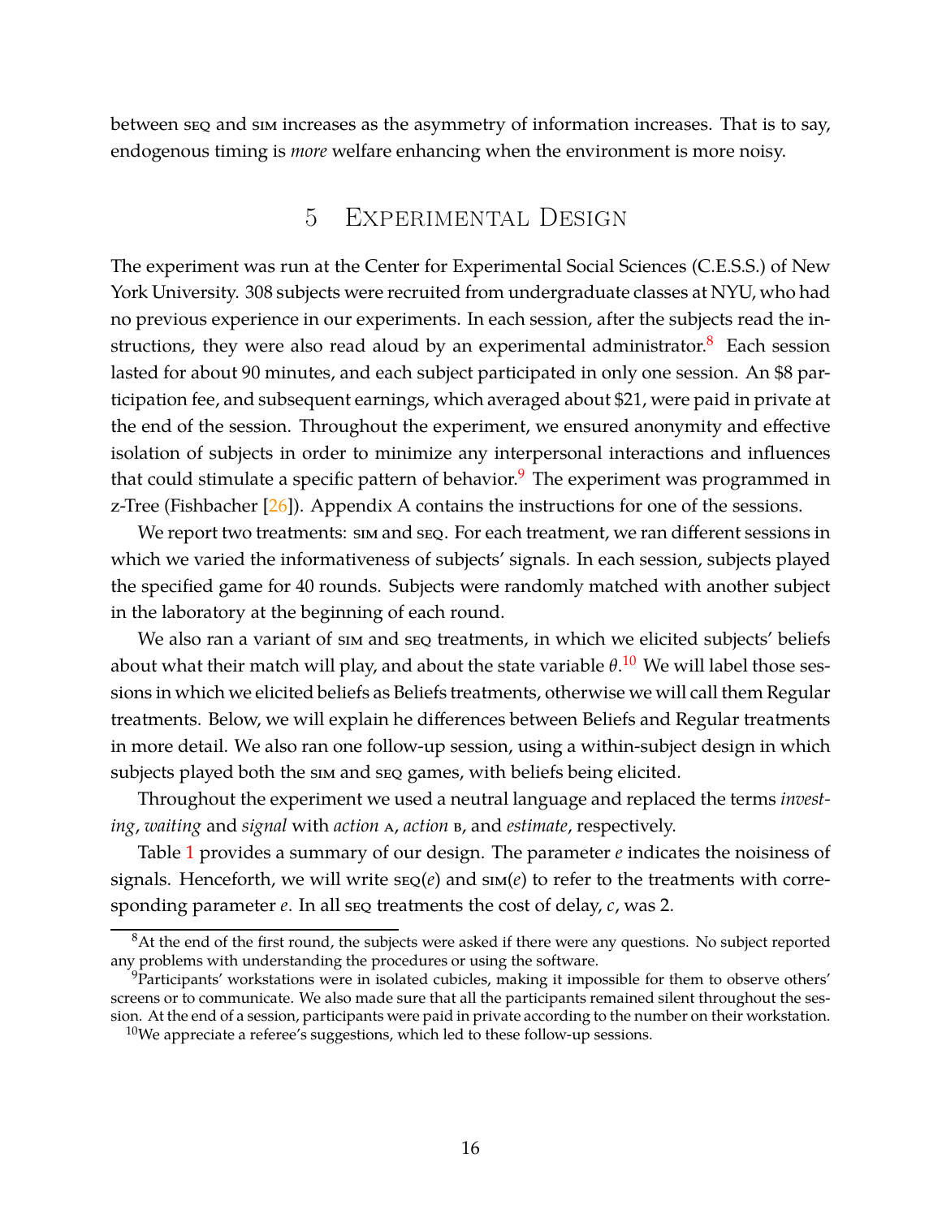between SEQ and SIM increases as the asymmetry of information increases. That is to say, endogenous timing is *more* welfare enhancing when the environment is more noisy.

# 5 Experimental Design

The experiment was run at the Center for Experimental Social Sciences (C.E.S.S.) of New York University. 308 subjects were recruited from undergraduate classes at NYU, who had no previous experience in our experiments. In each session, after the subjects read the instructions, they were also read aloud by an experimental administrator.[8] Each session lasted for about 90 minutes, and each subject participated in only one session. An $8 participation fee, and subsequent earnings, which averaged about $21, were paid in private at the end of the session. Throughout the experiment, we ensured anonymity and effective isolation of subjects in order to minimize any interpersonal interactions and influences that could stimulate a specific pattern of behavior.[9] The experiment was programmed in z-Tree (Fishbacher [26]). Appendix A contains the instructions for one of the sessions.

We report two treatments: SIM and SEQ. For each treatment, we ran different sessions in which we varied the informativeness of subjects' signals. In each session, subjects played the specified game for 40 rounds. Subjects were randomly matched with another subject in the laboratory at the beginning of each round.

We also ran a variant of SIM and SEQ treatments, in which we elicited subjects' beliefs about what their match will play, and about the state variable $\theta$.[10] We will label those sessions in which we elicited beliefs as Beliefs treatments, otherwise we will call them Regular treatments. Below, we will explain he differences between Beliefs and Regular treatments in more detail. We also ran one follow-up session, using a within-subject design in which subjects played both the SIM and SEQ games, with beliefs being elicited.

Throughout the experiment we used a neutral language and replaced the terms *investing*, *waiting* and *signal* with *action* A, *action* B, and *estimate*, respectively.

Table 1 provides a summary of our design. The parameter $e$ indicates the noisiness of signals. Henceforth, we will write SEQ($e$) and SIM($e$) to refer to the treatments with corresponding parameter $e$. In all SEQ treatments the cost of delay, $c$, was 2.

[8] At the end of the first round, the subjects were asked if there were any questions. No subject reported any problems with understanding the procedures or using the software.

[9] Participants' workstations were in isolated cubicles, making it impossible for them to observe others' screens or to communicate. We also made sure that all the participants remained silent throughout the session. At the end of a session, participants were paid in private according to the number on their workstation.

[10] We appreciate a referee's suggestions, which led to these follow-up sessions.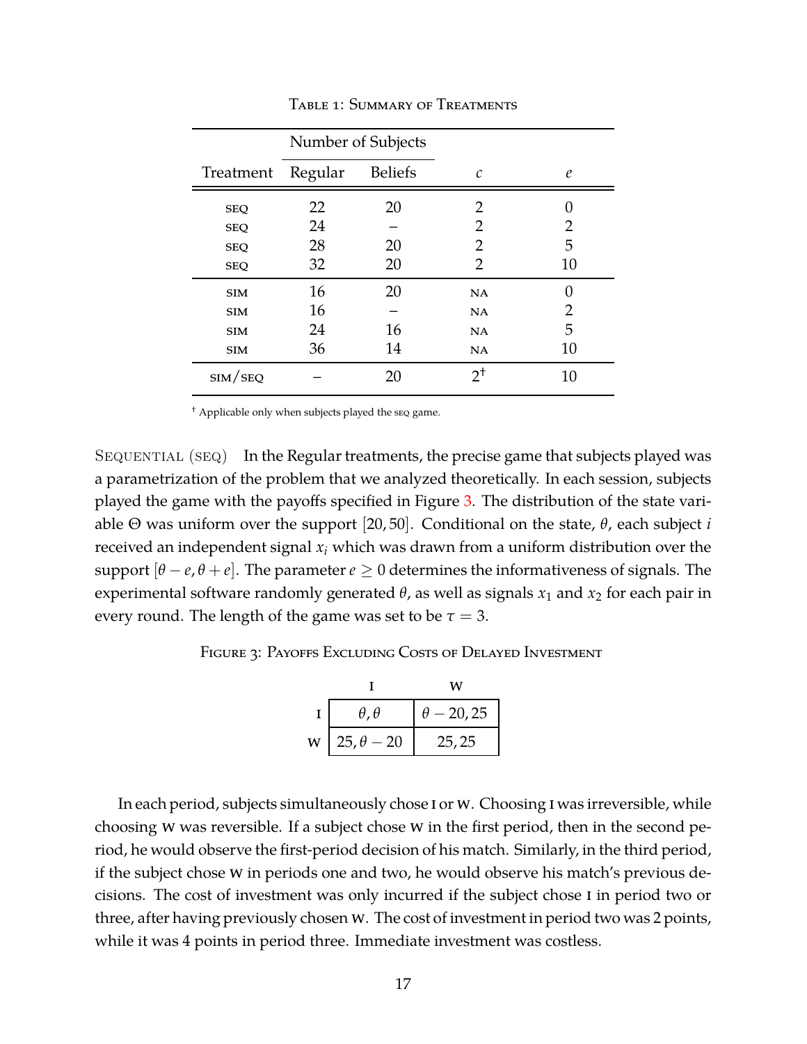TABLE 1: SUMMARY OF TREATMENTS

| Treatment | Number of Subjects | | $c$ | $e$ |
|---|---|---|---|---|
| | Regular | Beliefs | | |
| SEQ | 22 | 20 | 2 | 0 |
| SEQ | 24 | – | 2 | 2 |
| SEQ | 28 | 20 | 2 | 5 |
| SEQ | 32 | 20 | 2 | 10 |
| SIM | 16 | 20 | NA | 0 |
| SIM | 16 | – | NA | 2 |
| SIM | 24 | 16 | NA | 5 |
| SIM | 36 | 14 | NA | 10 |
| SIM/SEQ | – | 20 | $2^{\dagger}$ | 10 |

† Applicable only when subjects played the SEQ game.

SEQUENTIAL (SEQ) In the Regular treatments, the precise game that subjects played was a parametrization of the problem that we analyzed theoretically. In each session, subjects played the game with the payoffs specified in Figure 3. The distribution of the state variable $\Theta$ was uniform over the support $[20, 50]$. Conditional on the state, $\theta$, each subject $i$ received an independent signal $x_i$ which was drawn from a uniform distribution over the support $[\theta - e, \theta + e]$. The parameter $e \geq 0$ determines the informativeness of signals. The experimental software randomly generated $\theta$, as well as signals $x_1$ and $x_2$ for each pair in every round. The length of the game was set to be $\tau = 3$.

FIGURE 3: PAYOFFS EXCLUDING COSTS OF DELAYED INVESTMENT

| | I | W |
|---|---|---|
| I | $\theta, \theta$ | $\theta - 20, 25$ |
| W | $25, \theta - 20$ | $25, 25$ |

In each period, subjects simultaneously chose I or W. Choosing I was irreversible, while choosing W was reversible. If a subject chose W in the first period, then in the second period, he would observe the first-period decision of his match. Similarly, in the third period, if the subject chose W in periods one and two, he would observe his match's previous decisions. The cost of investment was only incurred if the subject chose I in period two or three, after having previously chosen W. The cost of investment in period two was 2 points, while it was 4 points in period three. Immediate investment was costless.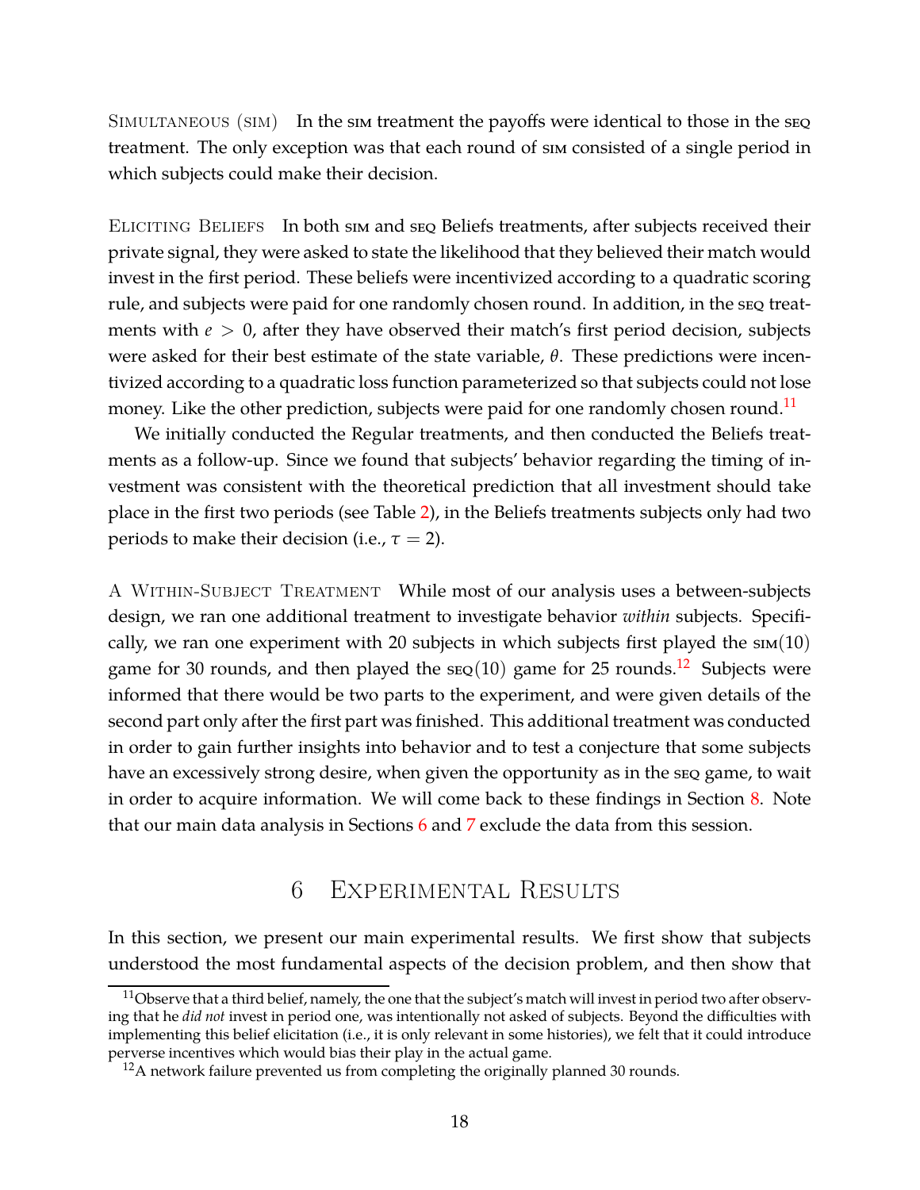Simultaneous (sim) In the sim treatment the payoffs were identical to those in the seq treatment. The only exception was that each round of sim consisted of a single period in which subjects could make their decision.

Eliciting Beliefs In both sim and seq Beliefs treatments, after subjects received their private signal, they were asked to state the likelihood that they believed their match would invest in the first period. These beliefs were incentivized according to a quadratic scoring rule, and subjects were paid for one randomly chosen round. In addition, in the seq treatments with $e > 0$, after they have observed their match's first period decision, subjects were asked for their best estimate of the state variable, $\theta$. These predictions were incentivized according to a quadratic loss function parameterized so that subjects could not lose money. Like the other prediction, subjects were paid for one randomly chosen round.[11]

We initially conducted the Regular treatments, and then conducted the Beliefs treatments as a follow-up. Since we found that subjects' behavior regarding the timing of investment was consistent with the theoretical prediction that all investment should take place in the first two periods (see Table 2), in the Beliefs treatments subjects only had two periods to make their decision (i.e., $\tau = 2$).

A Within-Subject Treatment While most of our analysis uses a between-subjects design, we ran one additional treatment to investigate behavior *within* subjects. Specifically, we ran one experiment with 20 subjects in which subjects first played the sim$(10)$ game for 30 rounds, and then played the seq$(10)$ game for 25 rounds.[12] Subjects were informed that there would be two parts to the experiment, and were given details of the second part only after the first part was finished. This additional treatment was conducted in order to gain further insights into behavior and to test a conjecture that some subjects have an excessively strong desire, when given the opportunity as in the seq game, to wait in order to acquire information. We will come back to these findings in Section 8. Note that our main data analysis in Sections 6 and 7 exclude the data from this session.

# 6 Experimental Results

In this section, we present our main experimental results. We first show that subjects understood the most fundamental aspects of the decision problem, and then show that

[11] Observe that a third belief, namely, the one that the subject's match will invest in period two after observing that he *did not* invest in period one, was intentionally not asked of subjects. Beyond the difficulties with implementing this belief elicitation (i.e., it is only relevant in some histories), we felt that it could introduce perverse incentives which would bias their play in the actual game.

[12] A network failure prevented us from completing the originally planned 30 rounds.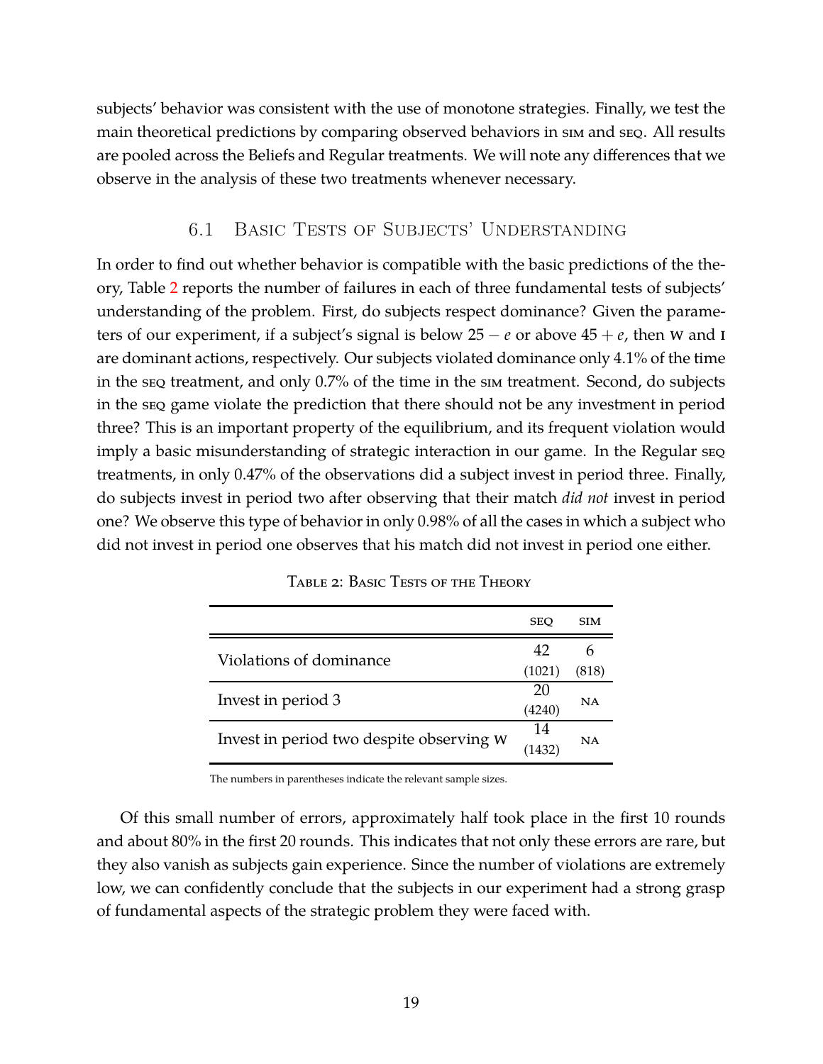subjects' behavior was consistent with the use of monotone strategies. Finally, we test the main theoretical predictions by comparing observed behaviors in SIM and SEQ. All results are pooled across the Beliefs and Regular treatments. We will note any differences that we observe in the analysis of these two treatments whenever necessary.

## 6.1 Basic Tests of Subjects' Understanding

In order to find out whether behavior is compatible with the basic predictions of the theory, Table 2 reports the number of failures in each of three fundamental tests of subjects' understanding of the problem. First, do subjects respect dominance? Given the parameters of our experiment, if a subject's signal is below $25 - e$ or above $45 + e$, then W and I are dominant actions, respectively. Our subjects violated dominance only 4.1% of the time in the SEQ treatment, and only 0.7% of the time in the SIM treatment. Second, do subjects in the SEQ game violate the prediction that there should not be any investment in period three? This is an important property of the equilibrium, and its frequent violation would imply a basic misunderstanding of strategic interaction in our game. In the Regular SEQ treatments, in only 0.47% of the observations did a subject invest in period three. Finally, do subjects invest in period two after observing that their match *did not* invest in period one? We observe this type of behavior in only 0.98% of all the cases in which a subject who did not invest in period one observes that his match did not invest in period one either.

Table 2: Basic Tests of the Theory

| | SEQ | SIM |
|---|---|---|
| Violations of dominance | 42 (1021) | 6 (818) |
| Invest in period 3 | 20 (4240) | NA |
| Invest in period two despite observing W | 14 (1432) | NA |

The numbers in parentheses indicate the relevant sample sizes.

Of this small number of errors, approximately half took place in the first 10 rounds and about 80% in the first 20 rounds. This indicates that not only these errors are rare, but they also vanish as subjects gain experience. Since the number of violations are extremely low, we can confidently conclude that the subjects in our experiment had a strong grasp of fundamental aspects of the strategic problem they were faced with.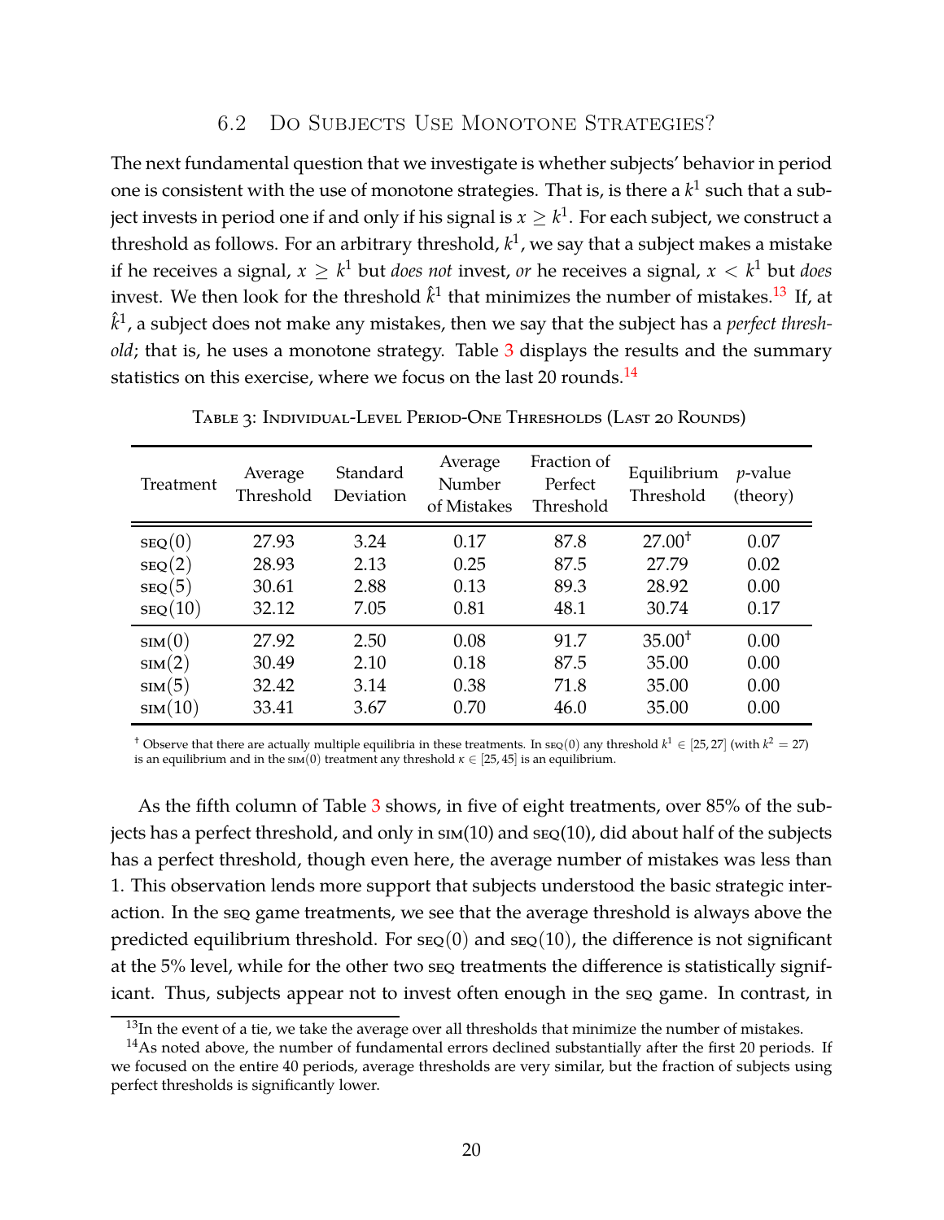## 6.2 Do Subjects Use Monotone Strategies?

The next fundamental question that we investigate is whether subjects' behavior in period one is consistent with the use of monotone strategies. That is, is there a $k^1$ such that a subject invests in period one if and only if his signal is $x \geq k^1$. For each subject, we construct a threshold as follows. For an arbitrary threshold, $k^1$, we say that a subject makes a mistake if he receives a signal, $x \geq k^1$ but *does not* invest, *or* he receives a signal, $x < k^1$ but *does* invest. We then look for the threshold $\hat{k}^1$ that minimizes the number of mistakes.[13] If, at $\hat{k}^1$, a subject does not make any mistakes, then we say that the subject has a *perfect threshold*; that is, he uses a monotone strategy. Table 3 displays the results and the summary statistics on this exercise, where we focus on the last 20 rounds.[14]

Table 3: Individual-Level Period-One Thresholds (Last 20 Rounds)

| Treatment | Average Threshold | Standard Deviation | Average Number of Mistakes | Fraction of Perfect Threshold | Equilibrium Threshold | $p$-value (theory) |
|---|---|---|---|---|---|---|
| SEQ(0) | 27.93 | 3.24 | 0.17 | 87.8 | 27.00† | 0.07 |
| SEQ(2) | 28.93 | 2.13 | 0.25 | 87.5 | 27.79 | 0.02 |
| SEQ(5) | 30.61 | 2.88 | 0.13 | 89.3 | 28.92 | 0.00 |
| SEQ(10) | 32.12 | 7.05 | 0.81 | 48.1 | 30.74 | 0.17 |
| SIM(0) | 27.92 | 2.50 | 0.08 | 91.7 | 35.00† | 0.00 |
| SIM(2) | 30.49 | 2.10 | 0.18 | 87.5 | 35.00 | 0.00 |
| SIM(5) | 32.42 | 3.14 | 0.38 | 71.8 | 35.00 | 0.00 |
| SIM(10) | 33.41 | 3.67 | 0.70 | 46.0 | 35.00 | 0.00 |

† Observe that there are actually multiple equilibria in these treatments. In SEQ(0) any threshold $k^1 \in [25, 27]$ (with $k^2 = 27$) is an equilibrium and in the SIM(0) treatment any threshold $\kappa \in [25, 45]$ is an equilibrium.

As the fifth column of Table 3 shows, in five of eight treatments, over 85% of the subjects has a perfect threshold, and only in SIM(10) and SEQ(10), did about half of the subjects has a perfect threshold, though even here, the average number of mistakes was less than 1. This observation lends more support that subjects understood the basic strategic interaction. In the SEQ game treatments, we see that the average threshold is always above the predicted equilibrium threshold. For SEQ(0) and SEQ(10), the difference is not significant at the 5% level, while for the other two SEQ treatments the difference is statistically significant. Thus, subjects appear not to invest often enough in the SEQ game. In contrast, in

[13] In the event of a tie, we take the average over all thresholds that minimize the number of mistakes.

[14] As noted above, the number of fundamental errors declined substantially after the first 20 periods. If we focused on the entire 40 periods, average thresholds are very similar, but the fraction of subjects using perfect thresholds is significantly lower.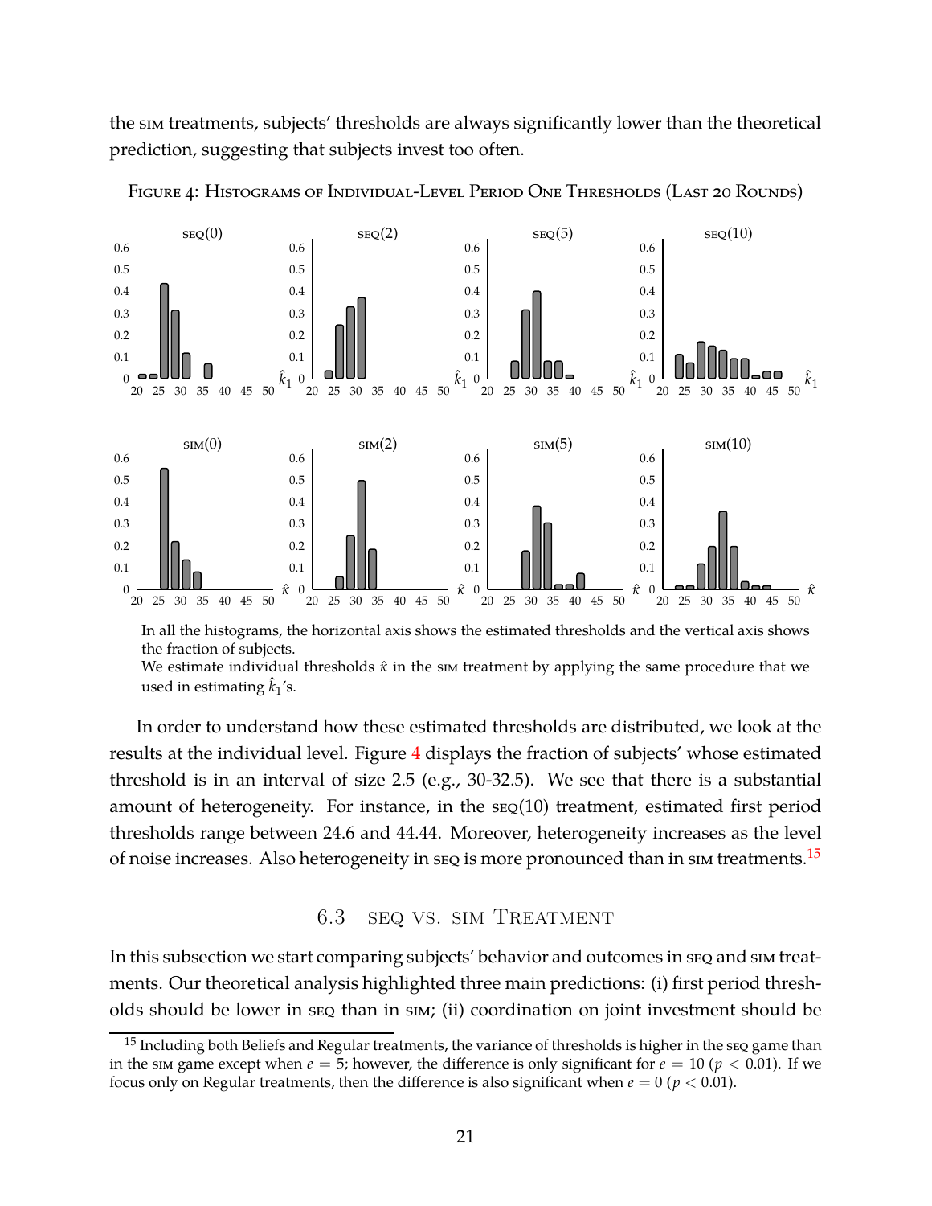the SIM treatments, subjects' thresholds are always significantly lower than the theoretical prediction, suggesting that subjects invest too often.

FIGURE 4: HISTOGRAMS OF INDIVIDUAL-LEVEL PERIOD ONE THRESHOLDS (LAST 20 ROUNDS)

In all the histograms, the horizontal axis shows the estimated thresholds and the vertical axis shows the fraction of subjects.
We estimate individual thresholds $\hat{k}$ in the SIM treatment by applying the same procedure that we used in estimating $\hat{k}_1$'s.

In order to understand how these estimated thresholds are distributed, we look at the results at the individual level. Figure 4 displays the fraction of subjects' whose estimated threshold is in an interval of size 2.5 (e.g., 30-32.5). We see that there is a substantial amount of heterogeneity. For instance, in the SEQ(10) treatment, estimated first period thresholds range between 24.6 and 44.44. Moreover, heterogeneity increases as the level of noise increases. Also heterogeneity in SEQ is more pronounced than in SIM treatments.[15]

### 6.3 SEQ VS. SIM TREATMENT

In this subsection we start comparing subjects' behavior and outcomes in SEQ and SIM treatments. Our theoretical analysis highlighted three main predictions: (i) first period thresholds should be lower in SEQ than in SIM; (ii) coordination on joint investment should be

[15] Including both Beliefs and Regular treatments, the variance of thresholds is higher in the SEQ game than in the SIM game except when $e = 5$; however, the difference is only significant for $e = 10$ ($p < 0.01$). If we focus only on Regular treatments, then the difference is also significant when $e = 0$ ($p < 0.01$).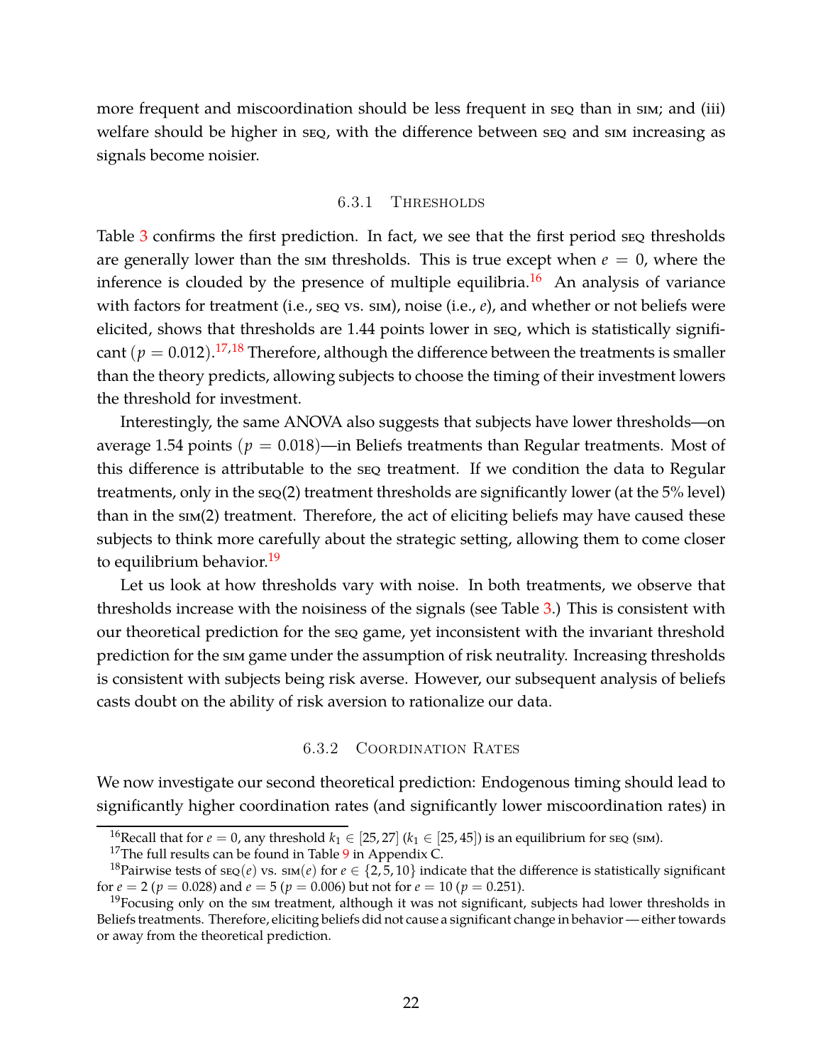more frequent and miscoordination should be less frequent in SEQ than in SIM; and (iii) welfare should be higher in SEQ, with the difference between SEQ and SIM increasing as signals become noisier.

### 6.3.1 Thresholds

Table 3 confirms the first prediction. In fact, we see that the first period SEQ thresholds are generally lower than the SIM thresholds. This is true except when $e = 0$, where the inference is clouded by the presence of multiple equilibria.[16] An analysis of variance with factors for treatment (i.e., SEQ vs. SIM), noise (i.e., $e$), and whether or not beliefs were elicited, shows that thresholds are 1.44 points lower in SEQ, which is statistically significant ($p = 0.012$).[17,18] Therefore, although the difference between the treatments is smaller than the theory predicts, allowing subjects to choose the timing of their investment lowers the threshold for investment.

Interestingly, the same ANOVA also suggests that subjects have lower thresholds—on average 1.54 points ($p = 0.018$)—in Beliefs treatments than Regular treatments. Most of this difference is attributable to the SEQ treatment. If we condition the data to Regular treatments, only in the SEQ(2) treatment thresholds are significantly lower (at the 5% level) than in the SIM(2) treatment. Therefore, the act of eliciting beliefs may have caused these subjects to think more carefully about the strategic setting, allowing them to come closer to equilibrium behavior.[19]

Let us look at how thresholds vary with noise. In both treatments, we observe that thresholds increase with the noisiness of the signals (see Table 3.) This is consistent with our theoretical prediction for the SEQ game, yet inconsistent with the invariant threshold prediction for the SIM game under the assumption of risk neutrality. Increasing thresholds is consistent with subjects being risk averse. However, our subsequent analysis of beliefs casts doubt on the ability of risk aversion to rationalize our data.

### 6.3.2 Coordination Rates

We now investigate our second theoretical prediction: Endogenous timing should lead to significantly higher coordination rates (and significantly lower miscoordination rates) in

[16] Recall that for $e = 0$, any threshold $k_1 \in [25, 27]$ ($k_1 \in [25, 45]$) is an equilibrium for SEQ (SIM).

[17] The full results can be found in Table 9 in Appendix C.

[18] Pairwise tests of SEQ($e$) vs. SIM($e$) for $e \in \{2, 5, 10\}$ indicate that the difference is statistically significant for $e = 2$ ($p = 0.028$) and $e = 5$ ($p = 0.006$) but not for $e = 10$ ($p = 0.251$).

[19] Focusing only on the SIM treatment, although it was not significant, subjects had lower thresholds in Beliefs treatments. Therefore, eliciting beliefs did not cause a significant change in behavior — either towards or away from the theoretical prediction.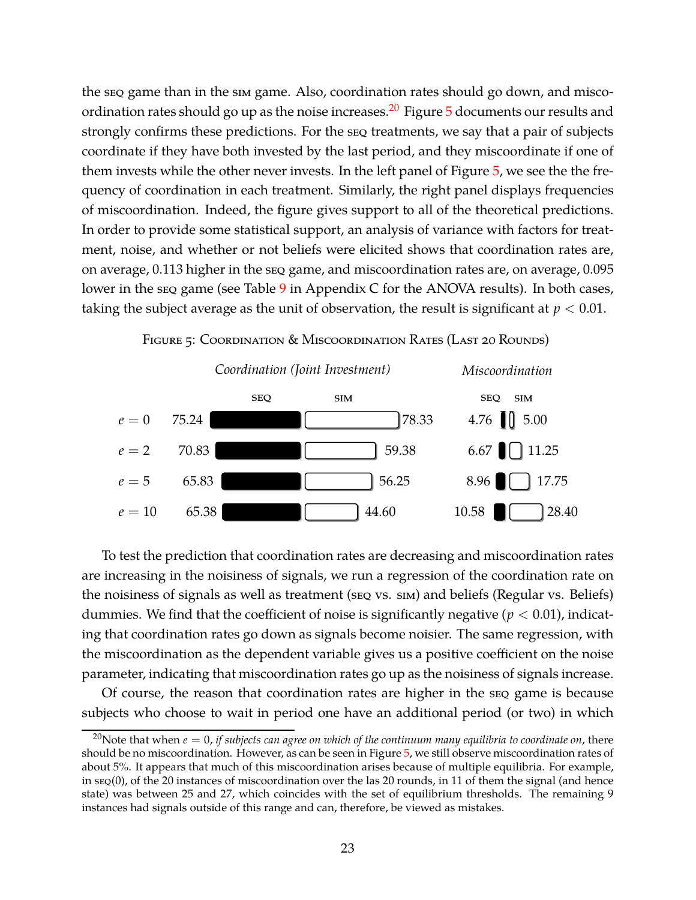the SEQ game than in the SIM game. Also, coordination rates should go down, and miscoordination rates should go up as the noise increases.[20] Figure 5 documents our results and strongly confirms these predictions. For the SEQ treatments, we say that a pair of subjects coordinate if they have both invested by the last period, and they miscoordinate if one of them invests while the other never invests. In the left panel of Figure 5, we see the the frequency of coordination in each treatment. Similarly, the right panel displays frequencies of miscoordination. Indeed, the figure gives support to all of the theoretical predictions. In order to provide some statistical support, an analysis of variance with factors for treatment, noise, and whether or not beliefs were elicited shows that coordination rates are, on average, 0.113 higher in the SEQ game, and miscoordination rates are, on average, 0.095 lower in the SEQ game (see Table 9 in Appendix C for the ANOVA results). In both cases, taking the subject average as the unit of observation, the result is significant at $p < 0.01$.

FIGURE 5: COORDINATION & MISCOORDINATION RATES (LAST 20 ROUNDS)

| | Coordination (Joint Investment) | | Miscoordination | |
|---|---|---|---|---|
| | SEQ | SIM | SEQ | SIM |
| $e = 0$ | 75.24 | 78.33 | 4.76 | 5.00 |
| $e = 2$ | 70.83 | 59.38 | 6.67 | 11.25 |
| $e = 5$ | 65.83 | 56.25 | 8.96 | 17.75 |
| $e = 10$ | 65.38 | 44.60 | 10.58 | 28.40 |

To test the prediction that coordination rates are decreasing and miscoordination rates are increasing in the noisiness of signals, we run a regression of the coordination rate on the noisiness of signals as well as treatment (SEQ vs. SIM) and beliefs (Regular vs. Beliefs) dummies. We find that the coefficient of noise is significantly negative ($p < 0.01$), indicating that coordination rates go down as signals become noisier. The same regression, with the miscoordination as the dependent variable gives us a positive coefficient on the noise parameter, indicating that miscoordination rates go up as the noisiness of signals increase.

Of course, the reason that coordination rates are higher in the SEQ game is because subjects who choose to wait in period one have an additional period (or two) in which

[20] Note that when $e = 0$, *if subjects can agree on which of the continuum many equilibria to coordinate on*, there should be no miscoordination. However, as can be seen in Figure 5, we still observe miscoordination rates of about 5%. It appears that much of this miscoordination arises because of multiple equilibria. For example, in SEQ(0), of the 20 instances of miscoordination over the las 20 rounds, in 11 of them the signal (and hence state) was between 25 and 27, which coincides with the set of equilibrium thresholds. The remaining 9 instances had signals outside of this range and can, therefore, be viewed as mistakes.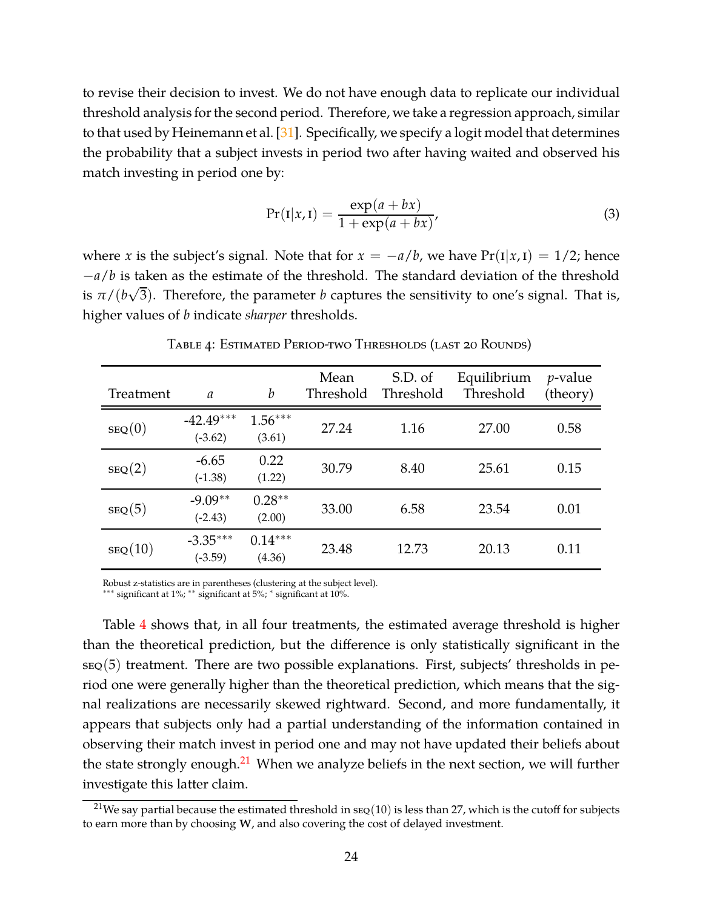to revise their decision to invest. We do not have enough data to replicate our individual threshold analysis for the second period. Therefore, we take a regression approach, similar to that used by Heinemann et al. [31]. Specifically, we specify a logit model that determines the probability that a subject invests in period two after having waited and observed his match investing in period one by:

$$\Pr(\text{I}|x, \text{I}) = \frac{\exp(a + bx)}{1 + \exp(a + bx)}, \tag{3}$$

where $x$ is the subject's signal. Note that for $x = -a/b$, we have $\Pr(\text{I}|x, \text{I}) = 1/2$; hence $-a/b$ is taken as the estimate of the threshold. The standard deviation of the threshold is $\pi/(b\sqrt{3})$. Therefore, the parameter $b$ captures the sensitivity to one's signal. That is, higher values of $b$ indicate *sharper* thresholds.

Table 4: Estimated Period-two Thresholds (last 20 Rounds)

| Treatment | $a$ | $b$ | Mean Threshold | S.D. of Threshold | Equilibrium Threshold | $p$-value (theory) |
|---|---|---|---|---|---|---|
| SEQ(0) | -42.49*** (-3.62) | 1.56*** (3.61) | 27.24 | 1.16 | 27.00 | 0.58 |
| SEQ(2) | -6.65 (-1.38) | 0.22 (1.22) | 30.79 | 8.40 | 25.61 | 0.15 |
| SEQ(5) | -9.09** (-2.43) | 0.28** (2.00) | 33.00 | 6.58 | 23.54 | 0.01 |
| SEQ(10) | -3.35*** (-3.59) | 0.14*** (4.36) | 23.48 | 12.73 | 20.13 | 0.11 |

Robust z-statistics are in parentheses (clustering at the subject level).
*** significant at 1%; ** significant at 5%; * significant at 10%.

Table 4 shows that, in all four treatments, the estimated average threshold is higher than the theoretical prediction, but the difference is only statistically significant in the SEQ(5) treatment. There are two possible explanations. First, subjects' thresholds in period one were generally higher than the theoretical prediction, which means that the signal realizations are necessarily skewed rightward. Second, and more fundamentally, it appears that subjects only had a partial understanding of the information contained in observing their match invest in period one and may not have updated their beliefs about the state strongly enough.[21] When we analyze beliefs in the next section, we will further investigate this latter claim.

[21] We say partial because the estimated threshold in SEQ(10) is less than 27, which is the cutoff for subjects to earn more than by choosing W, and also covering the cost of delayed investment.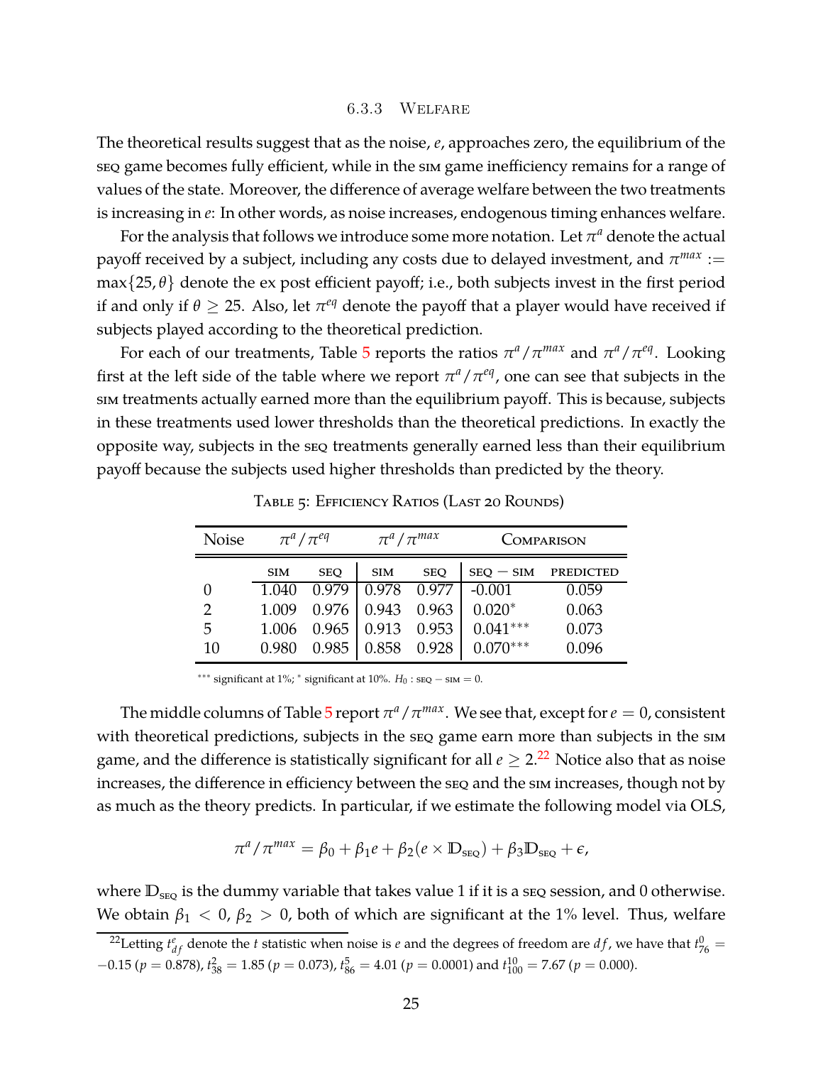### 6.3.3 Welfare

The theoretical results suggest that as the noise, $e$, approaches zero, the equilibrium of the SEQ game becomes fully efficient, while in the SIM game inefficiency remains for a range of values of the state. Moreover, the difference of average welfare between the two treatments is increasing in $e$: In other words, as noise increases, endogenous timing enhances welfare.

For the analysis that follows we introduce some more notation. Let $\pi^a$ denote the actual payoff received by a subject, including any costs due to delayed investment, and $\pi^{max} := \max\{25, \theta\}$ denote the ex post efficient payoff; i.e., both subjects invest in the first period if and only if $\theta \geq 25$. Also, let $\pi^{eq}$ denote the payoff that a player would have received if subjects played according to the theoretical prediction.

For each of our treatments, Table 5 reports the ratios $\pi^a/\pi^{max}$ and $\pi^a/\pi^{eq}$. Looking first at the left side of the table where we report $\pi^a/\pi^{eq}$, one can see that subjects in the SIM treatments actually earned more than the equilibrium payoff. This is because, subjects in these treatments used lower thresholds than the theoretical predictions. In exactly the opposite way, subjects in the SEQ treatments generally earned less than their equilibrium payoff because the subjects used higher thresholds than predicted by the theory.

Table 5: Efficiency Ratios (Last 20 Rounds)

| Noise | $\pi^a/\pi^{eq}$ | | $\pi^a/\pi^{max}$ | | Comparison | |
|---|---|---|---|---|---|---|
| | SIM | SEQ | SIM | SEQ | SEQ − SIM | PREDICTED |
| 0 | 1.040 | 0.979 | 0.978 | 0.977 | -0.001 | 0.059 |
| 2 | 1.009 | 0.976 | 0.943 | 0.963 | 0.020* | 0.063 |
| 5 | 1.006 | 0.965 | 0.913 | 0.953 | 0.041*** | 0.073 |
| 10 | 0.980 | 0.985 | 0.858 | 0.928 | 0.070*** | 0.096 |

*** significant at 1%; * significant at 10%. $H_0$ : SEQ − SIM = 0.

The middle columns of Table 5 report $\pi^a/\pi^{max}$. We see that, except for $e = 0$, consistent with theoretical predictions, subjects in the SEQ game earn more than subjects in the SIM game, and the difference is statistically significant for all $e \geq 2$.[22] Notice also that as noise increases, the difference in efficiency between the SEQ and the SIM increases, though not by as much as the theory predicts. In particular, if we estimate the following model via OLS,

$$\pi^a/\pi^{max} = \beta_0 + \beta_1 e + \beta_2(e \times \mathbb{D}_{\text{SEQ}}) + \beta_3 \mathbb{D}_{\text{SEQ}} + \epsilon,$$

where $\mathbb{D}_{\text{SEQ}}$ is the dummy variable that takes value 1 if it is a SEQ session, and 0 otherwise. We obtain $\beta_1 < 0$, $\beta_2 > 0$, both of which are significant at the 1% level. Thus, welfare

[22] Letting $t^e_{df}$ denote the $t$ statistic when noise is $e$ and the degrees of freedom are $df$, we have that $t^0_{76} = -0.15$ ($p = 0.878$), $t^2_{38} = 1.85$ ($p = 0.073$), $t^5_{86} = 4.01$ ($p = 0.0001$) and $t^{10}_{100} = 7.67$ ($p = 0.000$).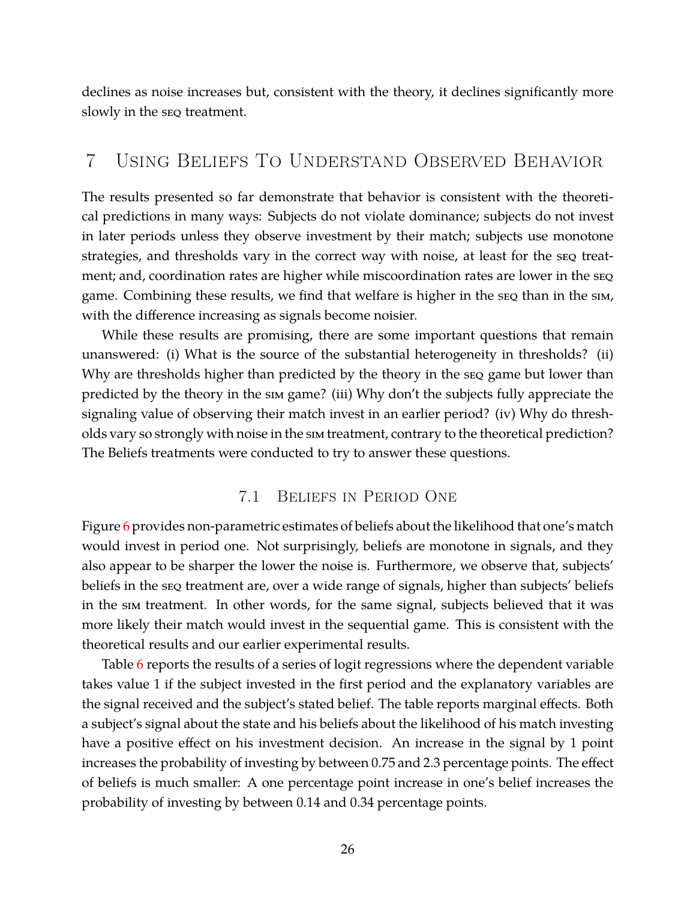declines as noise increases but, consistent with the theory, it declines significantly more slowly in the SEQ treatment.

# 7 Using Beliefs To Understand Observed Behavior

The results presented so far demonstrate that behavior is consistent with the theoretical predictions in many ways: Subjects do not violate dominance; subjects do not invest in later periods unless they observe investment by their match; subjects use monotone strategies, and thresholds vary in the correct way with noise, at least for the SEQ treatment; and, coordination rates are higher while miscoordination rates are lower in the SEQ game. Combining these results, we find that welfare is higher in the SEQ than in the SIM, with the difference increasing as signals become noisier.

While these results are promising, there are some important questions that remain unanswered: (i) What is the source of the substantial heterogeneity in thresholds? (ii) Why are thresholds higher than predicted by the theory in the SEQ game but lower than predicted by the theory in the SIM game? (iii) Why don't the subjects fully appreciate the signaling value of observing their match invest in an earlier period? (iv) Why do thresholds vary so strongly with noise in the SIM treatment, contrary to the theoretical prediction? The Beliefs treatments were conducted to try to answer these questions.

## 7.1 Beliefs in Period One

Figure 6 provides non-parametric estimates of beliefs about the likelihood that one's match would invest in period one. Not surprisingly, beliefs are monotone in signals, and they also appear to be sharper the lower the noise is. Furthermore, we observe that, subjects' beliefs in the SEQ treatment are, over a wide range of signals, higher than subjects' beliefs in the SIM treatment. In other words, for the same signal, subjects believed that it was more likely their match would invest in the sequential game. This is consistent with the theoretical results and our earlier experimental results.

Table 6 reports the results of a series of logit regressions where the dependent variable takes value 1 if the subject invested in the first period and the explanatory variables are the signal received and the subject's stated belief. The table reports marginal effects. Both a subject's signal about the state and his beliefs about the likelihood of his match investing have a positive effect on his investment decision. An increase in the signal by 1 point increases the probability of investing by between 0.75 and 2.3 percentage points. The effect of beliefs is much smaller: A one percentage point increase in one's belief increases the probability of investing by between 0.14 and 0.34 percentage points.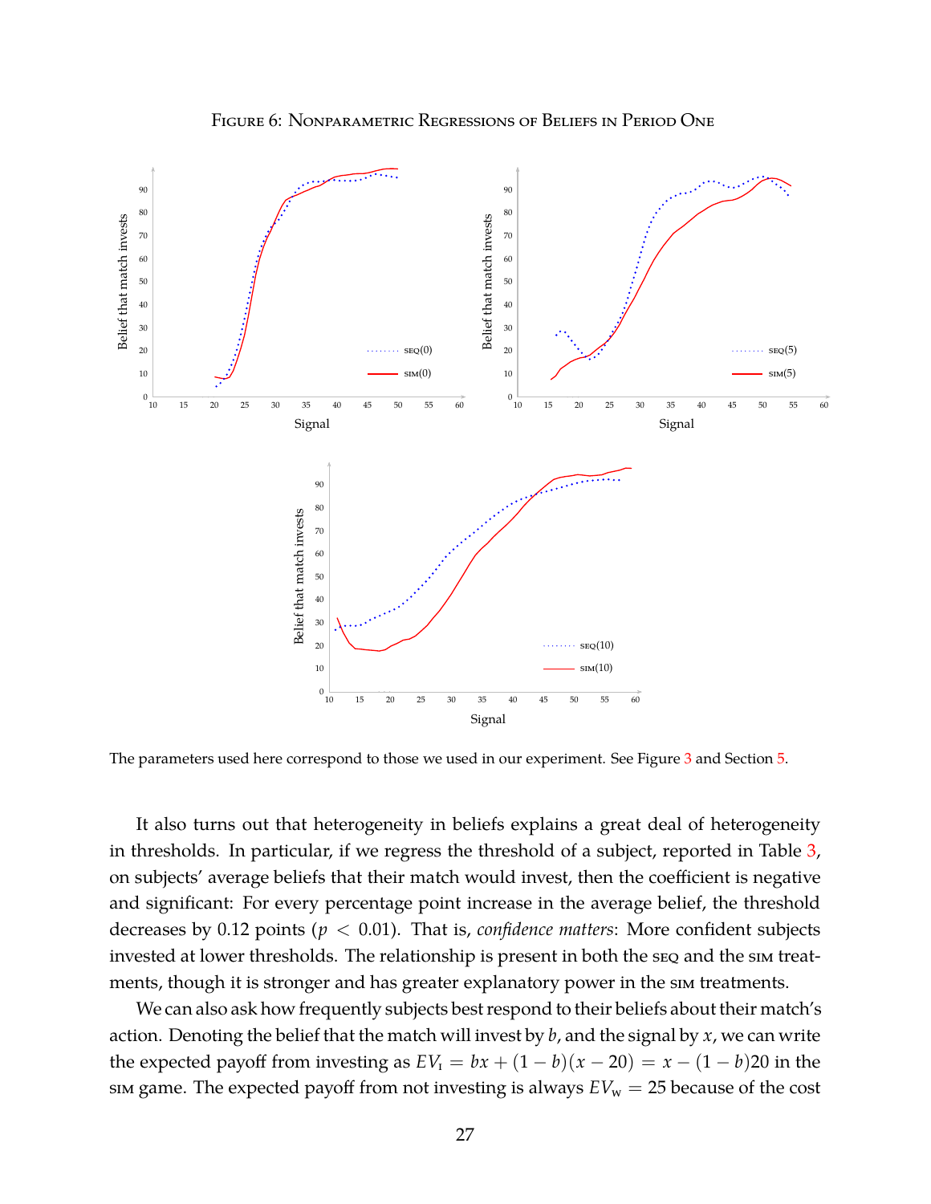Figure 6: Nonparametric Regressions of Beliefs in Period One

The parameters used here correspond to those we used in our experiment. See Figure 3 and Section 5.

It also turns out that heterogeneity in beliefs explains a great deal of heterogeneity in thresholds. In particular, if we regress the threshold of a subject, reported in Table 3, on subjects' average beliefs that their match would invest, then the coefficient is negative and significant: For every percentage point increase in the average belief, the threshold decreases by 0.12 points ($p < 0.01$). That is, *confidence matters*: More confident subjects invested at lower thresholds. The relationship is present in both the SEQ and the SIM treatments, though it is stronger and has greater explanatory power in the SIM treatments.

We can also ask how frequently subjects best respond to their beliefs about their match's action. Denoting the belief that the match will invest by $b$, and the signal by $x$, we can write the expected payoff from investing as $EV_{\text{I}} = bx + (1-b)(x-20) = x - (1-b)20$ in the SIM game. The expected payoff from not investing is always $EV_{\text{W}} = 25$ because of the cost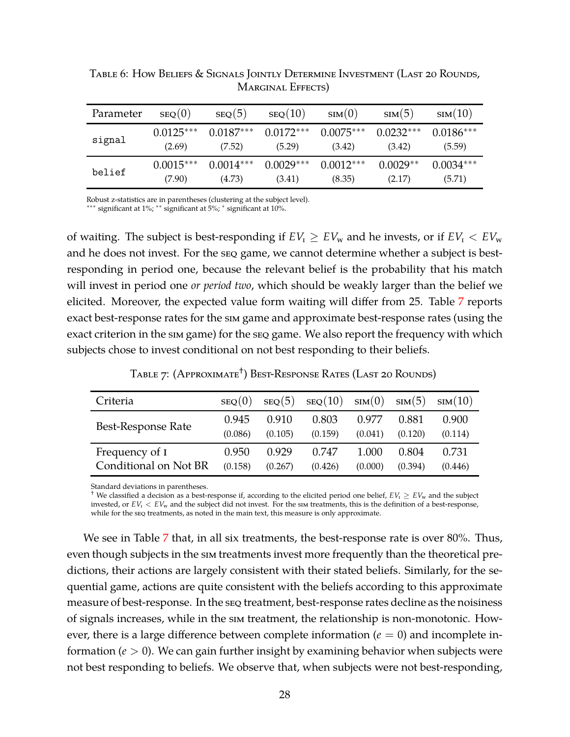Table 6: How Beliefs & Signals Jointly Determine Investment (Last 20 Rounds, Marginal Effects)

| Parameter | SEQ(0) | SEQ(5) | SEQ(10) | SIM(0) | SIM(5) | SIM(10) |
|---|---|---|---|---|---|---|
| `signal` | $0.0125^{***}$ | $0.0187^{***}$ | $0.0172^{***}$ | $0.0075^{***}$ | $0.0232^{***}$ | $0.0186^{***}$ |
| | (2.69) | (7.52) | (5.29) | (3.42) | (3.42) | (5.59) |
| `belief` | $0.0015^{***}$ | $0.0014^{***}$ | $0.0029^{***}$ | $0.0012^{***}$ | $0.0029^{**}$ | $0.0034^{***}$ |
| | (7.90) | (4.73) | (3.41) | (8.35) | (2.17) | (5.71) |

Robust z-statistics are in parentheses (clustering at the subject level).
$^{***}$ significant at 1%; $^{**}$ significant at 5%; $^{*}$ significant at 10%.

of waiting. The subject is best-responding if $EV_{\text{I}} \geq EV_{\text{W}}$ and he invests, or if $EV_{\text{I}} < EV_{\text{W}}$ and he does not invest. For the SEQ game, we cannot determine whether a subject is best-responding in period one, because the relevant belief is the probability that his match will invest in period one *or period two*, which should be weakly larger than the belief we elicited. Moreover, the expected value form waiting will differ from 25. Table 7 reports exact best-response rates for the SIM game and approximate best-response rates (using the exact criterion in the SIM game) for the SEQ game. We also report the frequency with which subjects chose to invest conditional on not best responding to their beliefs.

Table 7: (Approximate[†]) Best-Response Rates (Last 20 Rounds)

| Criteria | SEQ(0) | SEQ(5) | SEQ(10) | SIM(0) | SIM(5) | SIM(10) |
|---|---|---|---|---|---|---|
| Best-Response Rate | 0.945 | 0.910 | 0.803 | 0.977 | 0.881 | 0.900 |
| | (0.086) | (0.105) | (0.159) | (0.041) | (0.120) | (0.114) |
| Frequency of I Conditional on Not BR | 0.950 | 0.929 | 0.747 | 1.000 | 0.804 | 0.731 |
| | (0.158) | (0.267) | (0.426) | (0.000) | (0.394) | (0.446) |

Standard deviations in parentheses.
[†] We classified a decision as a best-response if, according to the elicited period one belief, $EV_{\text{I}} \geq EV_{\text{W}}$ and the subject invested, or $EV_{\text{I}} < EV_{\text{W}}$ and the subject did not invest. For the SIM treatments, this is the definition of a best-response, while for the SEQ treatments, as noted in the main text, this measure is only approximate.

We see in Table 7 that, in all six treatments, the best-response rate is over 80%. Thus, even though subjects in the SIM treatments invest more frequently than the theoretical predictions, their actions are largely consistent with their stated beliefs. Similarly, for the sequential game, actions are quite consistent with the beliefs according to this approximate measure of best-response. In the SEQ treatment, best-response rates decline as the noisiness of signals increases, while in the SIM treatment, the relationship is non-monotonic. However, there is a large difference between complete information ($e = 0$) and incomplete information ($e > 0$). We can gain further insight by examining behavior when subjects were not best responding to beliefs. We observe that, when subjects were not best-responding,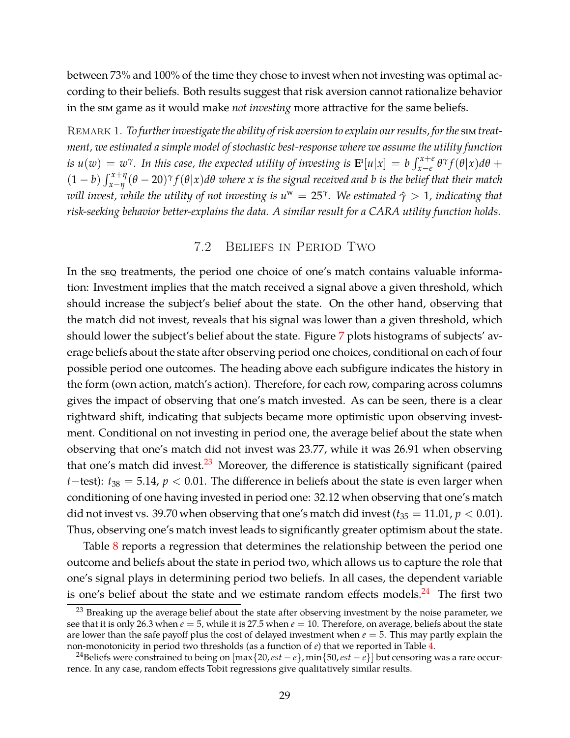between 73% and 100% of the time they chose to invest when not investing was optimal according to their beliefs. Both results suggest that risk aversion cannot rationalize behavior in the SIM game as it would make *not investing* more attractive for the same beliefs.

REMARK 1. *To further investigate the ability of risk aversion to explain our results, for the* SIM *treatment, we estimated a simple model of stochastic best-response where we assume the utility function is $u(w) = w^{\gamma}$. In this case, the expected utility of investing is $\mathbf{E}^{\mathrm{I}}[u|x] = b\int_{x-e}^{x+e} \theta^{\gamma} f(\theta|x)d\theta + (1-b)\int_{x-\eta}^{x+\eta}(\theta-20)^{\gamma} f(\theta|x)d\theta$ where $x$ is the signal received and $b$ is the belief that their match will invest, while the utility of not investing is $u^{\mathrm{W}} = 25^{\gamma}$. We estimated $\hat{\gamma} > 1$, indicating that risk-seeking behavior better-explains the data. A similar result for a CARA utility function holds.*

## 7.2 Beliefs in Period Two

In the SEQ treatments, the period one choice of one's match contains valuable information: Investment implies that the match received a signal above a given threshold, which should increase the subject's belief about the state. On the other hand, observing that the match did not invest, reveals that his signal was lower than a given threshold, which should lower the subject's belief about the state. Figure 7 plots histograms of subjects' average beliefs about the state after observing period one choices, conditional on each of four possible period one outcomes. The heading above each subfigure indicates the history in the form (own action, match's action). Therefore, for each row, comparing across columns gives the impact of observing that one's match invested. As can be seen, there is a clear rightward shift, indicating that subjects became more optimistic upon observing investment. Conditional on not investing in period one, the average belief about the state when observing that one's match did not invest was 23.77, while it was 26.91 when observing that one's match did invest.[23] Moreover, the difference is statistically significant (paired $t-$test): $t_{38} = 5.14$, $p < 0.01$. The difference in beliefs about the state is even larger when conditioning of one having invested in period one: 32.12 when observing that one's match did not invest vs. 39.70 when observing that one's match did invest ($t_{35} = 11.01$, $p < 0.01$). Thus, observing one's match invest leads to significantly greater optimism about the state.

Table 8 reports a regression that determines the relationship between the period one outcome and beliefs about the state in period two, which allows us to capture the role that one's signal plays in determining period two beliefs. In all cases, the dependent variable is one's belief about the state and we estimate random effects models.[24] The first two

[23] Breaking up the average belief about the state after observing investment by the noise parameter, we see that it is only 26.3 when $e = 5$, while it is 27.5 when $e = 10$. Therefore, on average, beliefs about the state are lower than the safe payoff plus the cost of delayed investment when $e = 5$. This may partly explain the non-monotonicity in period two thresholds (as a function of $e$) that we reported in Table 4.

[24] Beliefs were constrained to being on $[\max\{20, est - e\}, \min\{50, est - e\}]$ but censoring was a rare occurrence. In any case, random effects Tobit regressions give qualitatively similar results.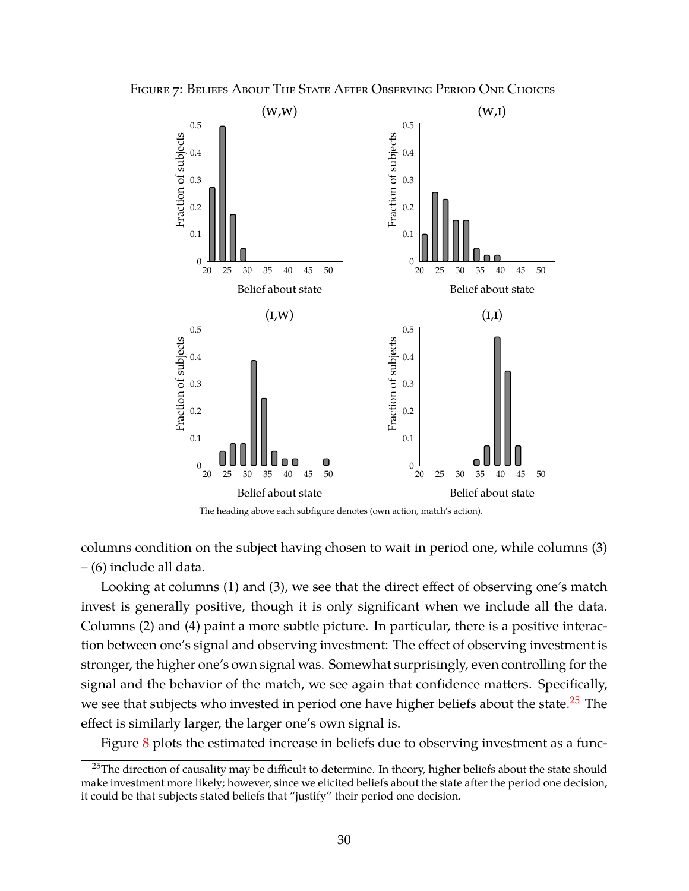Figure 7: Beliefs About The State After Observing Period One Choices

The heading above each subfigure denotes (own action, match's action).

columns condition on the subject having chosen to wait in period one, while columns (3) – (6) include all data.

Looking at columns (1) and (3), we see that the direct effect of observing one's match invest is generally positive, though it is only significant when we include all the data. Columns (2) and (4) paint a more subtle picture. In particular, there is a positive interaction between one's signal and observing investment: The effect of observing investment is stronger, the higher one's own signal was. Somewhat surprisingly, even controlling for the signal and the behavior of the match, we see again that confidence matters. Specifically, we see that subjects who invested in period one have higher beliefs about the state.[25] The effect is similarly larger, the larger one's own signal is.

Figure 8 plots the estimated increase in beliefs due to observing investment as a func-

[25]The direction of causality may be difficult to determine. In theory, higher beliefs about the state should make investment more likely; however, since we elicited beliefs about the state after the period one decision, it could be that subjects stated beliefs that "justify" their period one decision.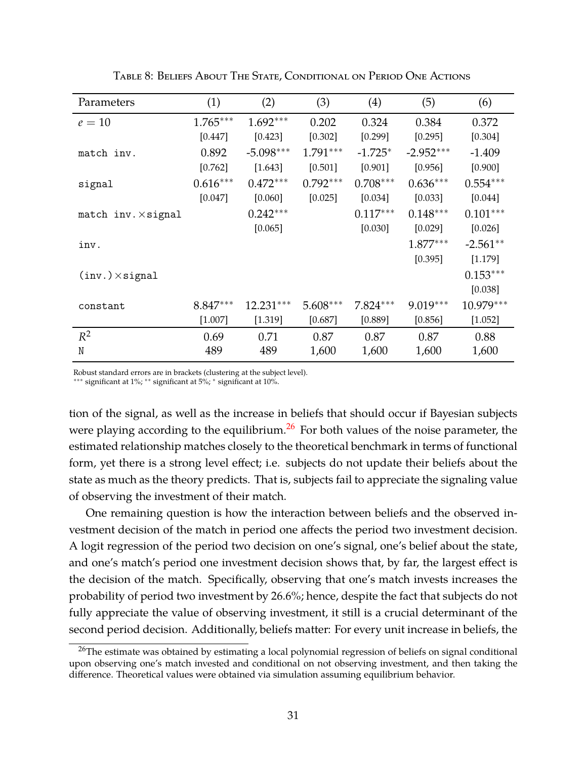Table 8: Beliefs About The State, Conditional on Period One Actions

| Parameters | (1) | (2) | (3) | (4) | (5) | (6) |
|---|---|---|---|---|---|---|
| $e = 10$ | 1.765*** | 1.692*** | 0.202 | 0.324 | 0.384 | 0.372 |
| | [0.447] | [0.423] | [0.302] | [0.299] | [0.295] | [0.304] |
| match inv. | 0.892 | -5.098*** | 1.791*** | -1.725* | -2.952*** | -1.409 |
| | [0.762] | [1.643] | [0.501] | [0.901] | [0.956] | [0.900] |
| signal | 0.616*** | 0.472*** | 0.792*** | 0.708*** | 0.636*** | 0.554*** |
| | [0.047] | [0.060] | [0.025] | [0.034] | [0.033] | [0.044] |
| match inv. × signal | | 0.242*** | | 0.117*** | 0.148*** | 0.101*** |
| | | [0.065] | | [0.030] | [0.029] | [0.026] |
| inv. | | | | | 1.877*** | -2.561** |
| | | | | | [0.395] | [1.179] |
| (inv.) × signal | | | | | | 0.153*** |
| | | | | | | [0.038] |
| constant | 8.847*** | 12.231*** | 5.608*** | 7.824*** | 9.019*** | 10.979*** |
| | [1.007] | [1.319] | [0.687] | [0.889] | [0.856] | [1.052] |
| $R^2$ | 0.69 | 0.71 | 0.87 | 0.87 | 0.87 | 0.88 |
| N | 489 | 489 | 1,600 | 1,600 | 1,600 | 1,600 |

Robust standard errors are in brackets (clustering at the subject level).
*** significant at 1%; ** significant at 5%; * significant at 10%.

tion of the signal, as well as the increase in beliefs that should occur if Bayesian subjects were playing according to the equilibrium.[26] For both values of the noise parameter, the estimated relationship matches closely to the theoretical benchmark in terms of functional form, yet there is a strong level effect; i.e. subjects do not update their beliefs about the state as much as the theory predicts. That is, subjects fail to appreciate the signaling value of observing the investment of their match.

One remaining question is how the interaction between beliefs and the observed investment decision of the match in period one affects the period two investment decision. A logit regression of the period two decision on one's signal, one's belief about the state, and one's match's period one investment decision shows that, by far, the largest effect is the decision of the match. Specifically, observing that one's match invests increases the probability of period two investment by 26.6%; hence, despite the fact that subjects do not fully appreciate the value of observing investment, it still is a crucial determinant of the second period decision. Additionally, beliefs matter: For every unit increase in beliefs, the

[26] The estimate was obtained by estimating a local polynomial regression of beliefs on signal conditional upon observing one's match invested and conditional on not observing investment, and then taking the difference. Theoretical values were obtained via simulation assuming equilibrium behavior.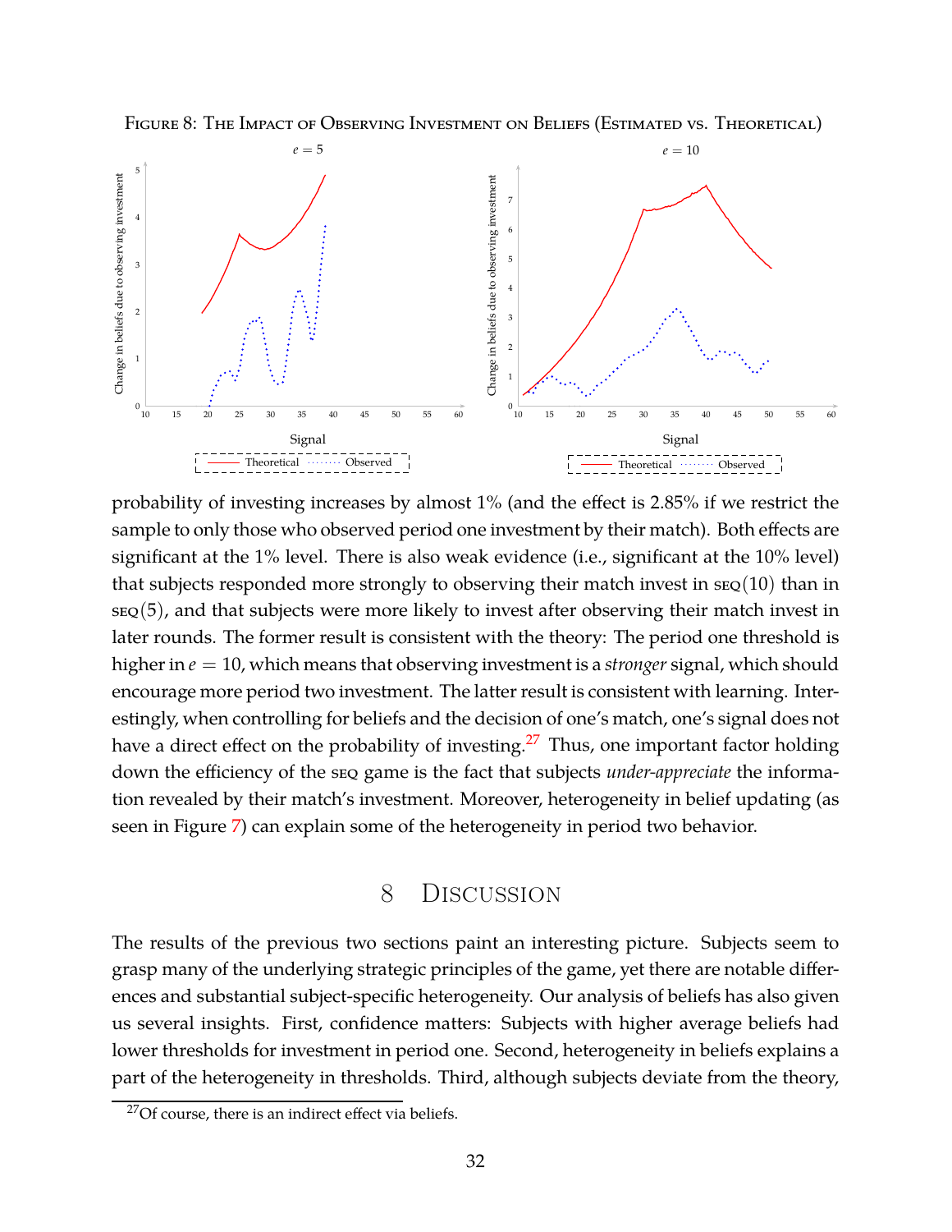Figure 8: The Impact of Observing Investment on Beliefs (Estimated vs. Theoretical)

probability of investing increases by almost 1% (and the effect is 2.85% if we restrict the sample to only those who observed period one investment by their match). Both effects are significant at the 1% level. There is also weak evidence (i.e., significant at the 10% level) that subjects responded more strongly to observing their match invest in SEQ(10) than in SEQ(5), and that subjects were more likely to invest after observing their match invest in later rounds. The former result is consistent with the theory: The period one threshold is higher in $e = 10$, which means that observing investment is a *stronger* signal, which should encourage more period two investment. The latter result is consistent with learning. Interestingly, when controlling for beliefs and the decision of one's match, one's signal does not have a direct effect on the probability of investing.[27] Thus, one important factor holding down the efficiency of the SEQ game is the fact that subjects *under-appreciate* the information revealed by their match's investment. Moreover, heterogeneity in belief updating (as seen in Figure 7) can explain some of the heterogeneity in period two behavior.

# 8 Discussion

The results of the previous two sections paint an interesting picture. Subjects seem to grasp many of the underlying strategic principles of the game, yet there are notable differences and substantial subject-specific heterogeneity. Our analysis of beliefs has also given us several insights. First, confidence matters: Subjects with higher average beliefs had lower thresholds for investment in period one. Second, heterogeneity in beliefs explains a part of the heterogeneity in thresholds. Third, although subjects deviate from the theory,

[27] Of course, there is an indirect effect via beliefs.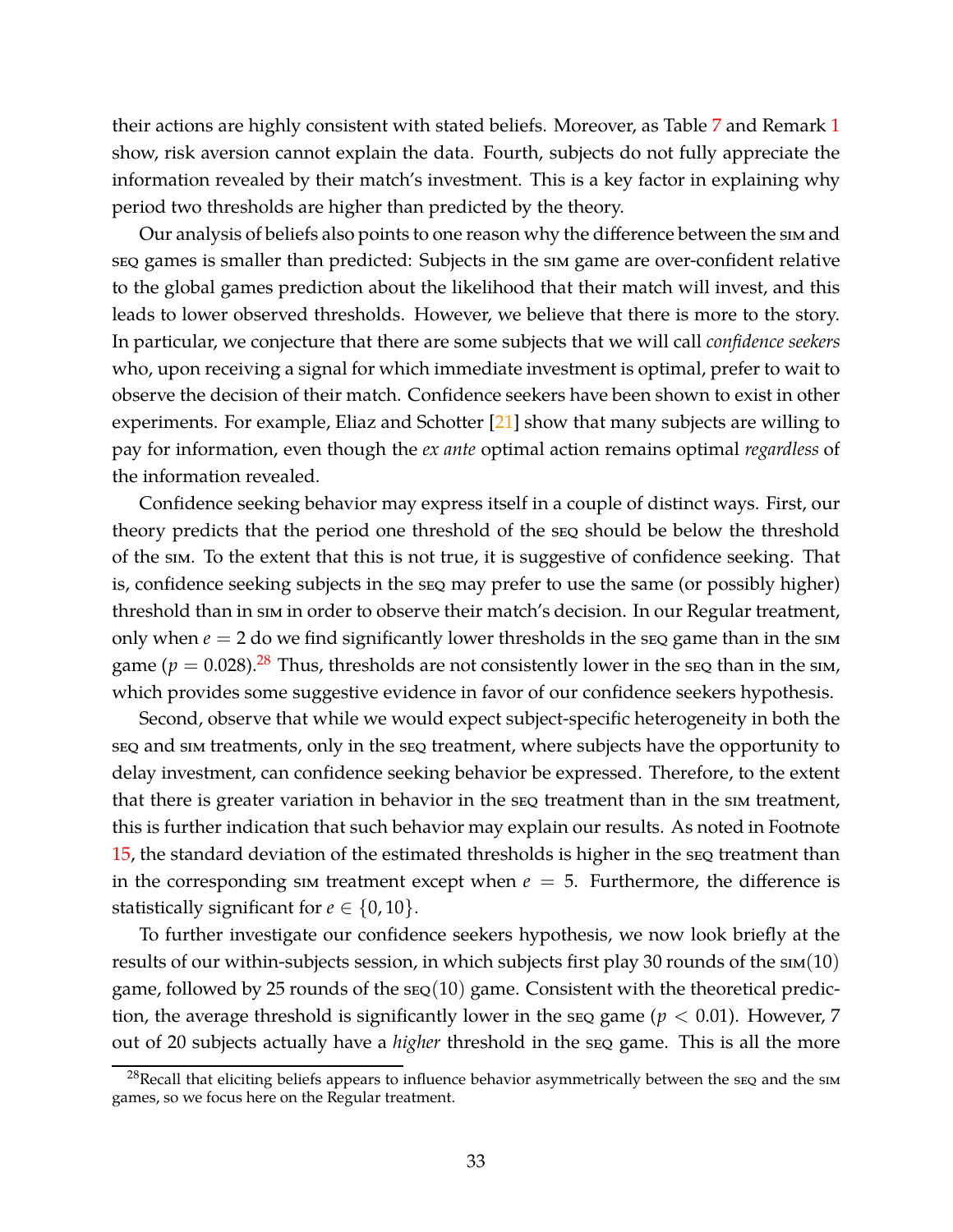their actions are highly consistent with stated beliefs. Moreover, as Table 7 and Remark 1 show, risk aversion cannot explain the data. Fourth, subjects do not fully appreciate the information revealed by their match's investment. This is a key factor in explaining why period two thresholds are higher than predicted by the theory.

Our analysis of beliefs also points to one reason why the difference between the SIM and SEQ games is smaller than predicted: Subjects in the SIM game are over-confident relative to the global games prediction about the likelihood that their match will invest, and this leads to lower observed thresholds. However, we believe that there is more to the story. In particular, we conjecture that there are some subjects that we will call *confidence seekers* who, upon receiving a signal for which immediate investment is optimal, prefer to wait to observe the decision of their match. Confidence seekers have been shown to exist in other experiments. For example, Eliaz and Schotter [21] show that many subjects are willing to pay for information, even though the *ex ante* optimal action remains optimal *regardless* of the information revealed.

Confidence seeking behavior may express itself in a couple of distinct ways. First, our theory predicts that the period one threshold of the SEQ should be below the threshold of the SIM. To the extent that this is not true, it is suggestive of confidence seeking. That is, confidence seeking subjects in the SEQ may prefer to use the same (or possibly higher) threshold than in SIM in order to observe their match's decision. In our Regular treatment, only when $e = 2$ do we find significantly lower thresholds in the SEQ game than in the SIM game ($p = 0.028$).[28] Thus, thresholds are not consistently lower in the SEQ than in the SIM, which provides some suggestive evidence in favor of our confidence seekers hypothesis.

Second, observe that while we would expect subject-specific heterogeneity in both the SEQ and SIM treatments, only in the SEQ treatment, where subjects have the opportunity to delay investment, can confidence seeking behavior be expressed. Therefore, to the extent that there is greater variation in behavior in the SEQ treatment than in the SIM treatment, this is further indication that such behavior may explain our results. As noted in Footnote 15, the standard deviation of the estimated thresholds is higher in the SEQ treatment than in the corresponding SIM treatment except when $e = 5$. Furthermore, the difference is statistically significant for $e \in \{0, 10\}$.

To further investigate our confidence seekers hypothesis, we now look briefly at the results of our within-subjects session, in which subjects first play 30 rounds of the SIM(10) game, followed by 25 rounds of the SEQ(10) game. Consistent with the theoretical prediction, the average threshold is significantly lower in the SEQ game ($p < 0.01$). However, 7 out of 20 subjects actually have a *higher* threshold in the SEQ game. This is all the more

[28] Recall that eliciting beliefs appears to influence behavior asymmetrically between the SEQ and the SIM games, so we focus here on the Regular treatment.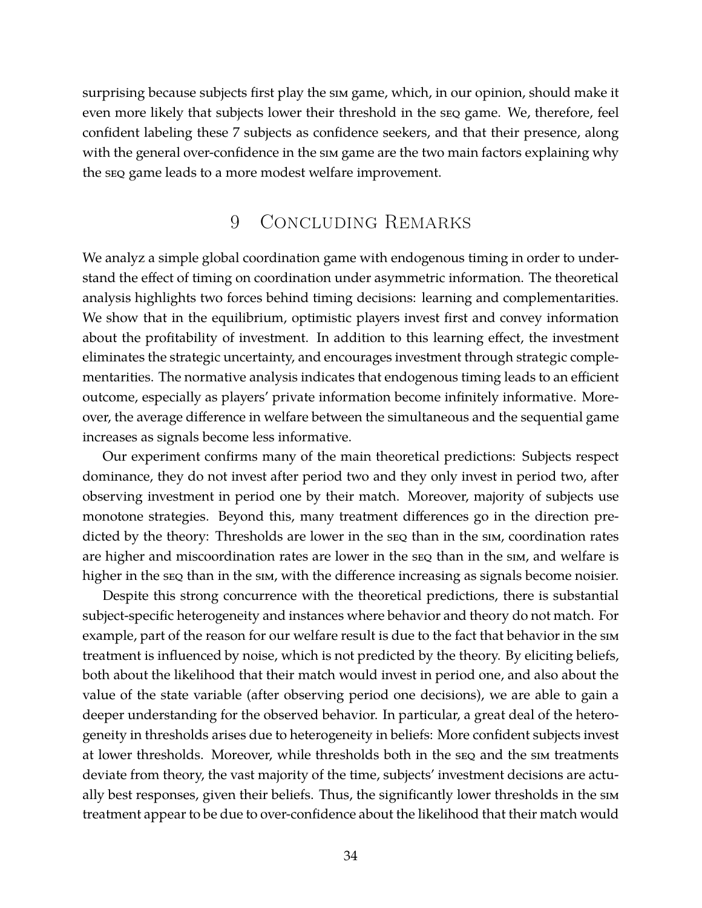surprising because subjects first play the SIM game, which, in our opinion, should make it even more likely that subjects lower their threshold in the SEQ game. We, therefore, feel confident labeling these 7 subjects as confidence seekers, and that their presence, along with the general over-confidence in the SIM game are the two main factors explaining why the SEQ game leads to a more modest welfare improvement.

# 9 Concluding Remarks

We analyz a simple global coordination game with endogenous timing in order to understand the effect of timing on coordination under asymmetric information. The theoretical analysis highlights two forces behind timing decisions: learning and complementarities. We show that in the equilibrium, optimistic players invest first and convey information about the profitability of investment. In addition to this learning effect, the investment eliminates the strategic uncertainty, and encourages investment through strategic complementarities. The normative analysis indicates that endogenous timing leads to an efficient outcome, especially as players' private information become infinitely informative. Moreover, the average difference in welfare between the simultaneous and the sequential game increases as signals become less informative.

Our experiment confirms many of the main theoretical predictions: Subjects respect dominance, they do not invest after period two and they only invest in period two, after observing investment in period one by their match. Moreover, majority of subjects use monotone strategies. Beyond this, many treatment differences go in the direction predicted by the theory: Thresholds are lower in the SEQ than in the SIM, coordination rates are higher and miscoordination rates are lower in the SEQ than in the SIM, and welfare is higher in the SEQ than in the SIM, with the difference increasing as signals become noisier.

Despite this strong concurrence with the theoretical predictions, there is substantial subject-specific heterogeneity and instances where behavior and theory do not match. For example, part of the reason for our welfare result is due to the fact that behavior in the SIM treatment is influenced by noise, which is not predicted by the theory. By eliciting beliefs, both about the likelihood that their match would invest in period one, and also about the value of the state variable (after observing period one decisions), we are able to gain a deeper understanding for the observed behavior. In particular, a great deal of the heterogeneity in thresholds arises due to heterogeneity in beliefs: More confident subjects invest at lower thresholds. Moreover, while thresholds both in the SEQ and the SIM treatments deviate from theory, the vast majority of the time, subjects' investment decisions are actually best responses, given their beliefs. Thus, the significantly lower thresholds in the SIM treatment appear to be due to over-confidence about the likelihood that their match would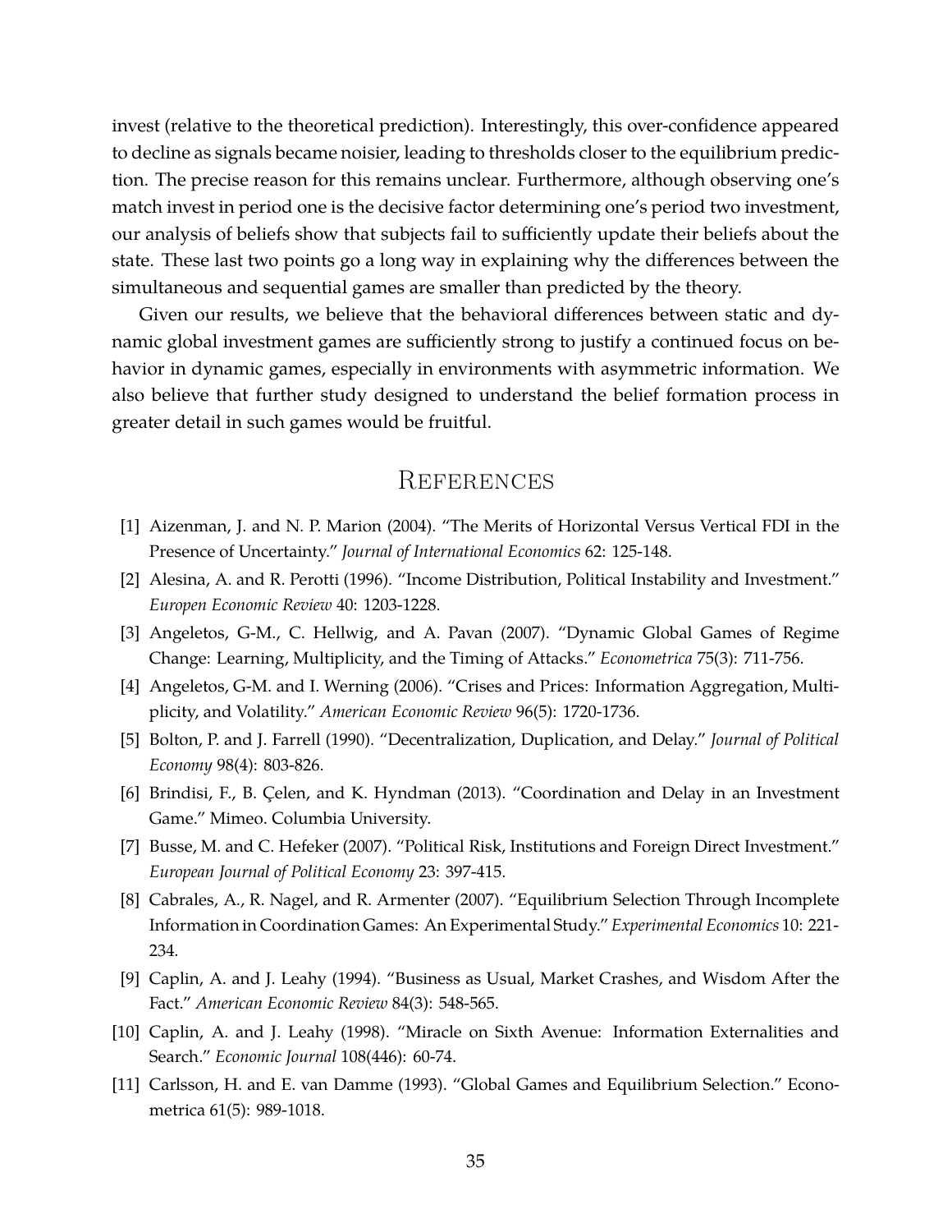invest (relative to the theoretical prediction). Interestingly, this over-confidence appeared to decline as signals became noisier, leading to thresholds closer to the equilibrium prediction. The precise reason for this remains unclear. Furthermore, although observing one's match invest in period one is the decisive factor determining one's period two investment, our analysis of beliefs show that subjects fail to sufficiently update their beliefs about the state. These last two points go a long way in explaining why the differences between the simultaneous and sequential games are smaller than predicted by the theory.

Given our results, we believe that the behavioral differences between static and dynamic global investment games are sufficiently strong to justify a continued focus on behavior in dynamic games, especially in environments with asymmetric information. We also believe that further study designed to understand the belief formation process in greater detail in such games would be fruitful.

# References

[1] Aizenman, J. and N. P. Marion (2004). "The Merits of Horizontal Versus Vertical FDI in the Presence of Uncertainty." *Journal of International Economics* 62: 125-148.

[2] Alesina, A. and R. Perotti (1996). "Income Distribution, Political Instability and Investment." *Europen Economic Review* 40: 1203-1228.

[3] Angeletos, G-M., C. Hellwig, and A. Pavan (2007). "Dynamic Global Games of Regime Change: Learning, Multiplicity, and the Timing of Attacks." *Econometrica* 75(3): 711-756.

[4] Angeletos, G-M. and I. Werning (2006). "Crises and Prices: Information Aggregation, Multiplicity, and Volatility." *American Economic Review* 96(5): 1720-1736.

[5] Bolton, P. and J. Farrell (1990). "Decentralization, Duplication, and Delay." *Journal of Political Economy* 98(4): 803-826.

[6] Brindisi, F., B. Çelen, and K. Hyndman (2013). "Coordination and Delay in an Investment Game." Mimeo. Columbia University.

[7] Busse, M. and C. Hefeker (2007). "Political Risk, Institutions and Foreign Direct Investment." *European Journal of Political Economy* 23: 397-415.

[8] Cabrales, A., R. Nagel, and R. Armenter (2007). "Equilibrium Selection Through Incomplete Information in Coordination Games: An Experimental Study." *Experimental Economics* 10: 221-234.

[9] Caplin, A. and J. Leahy (1994). "Business as Usual, Market Crashes, and Wisdom After the Fact." *American Economic Review* 84(3): 548-565.

[10] Caplin, A. and J. Leahy (1998). "Miracle on Sixth Avenue: Information Externalities and Search." *Economic Journal* 108(446): 60-74.

[11] Carlsson, H. and E. van Damme (1993). "Global Games and Equilibrium Selection." Econometrica 61(5): 989-1018.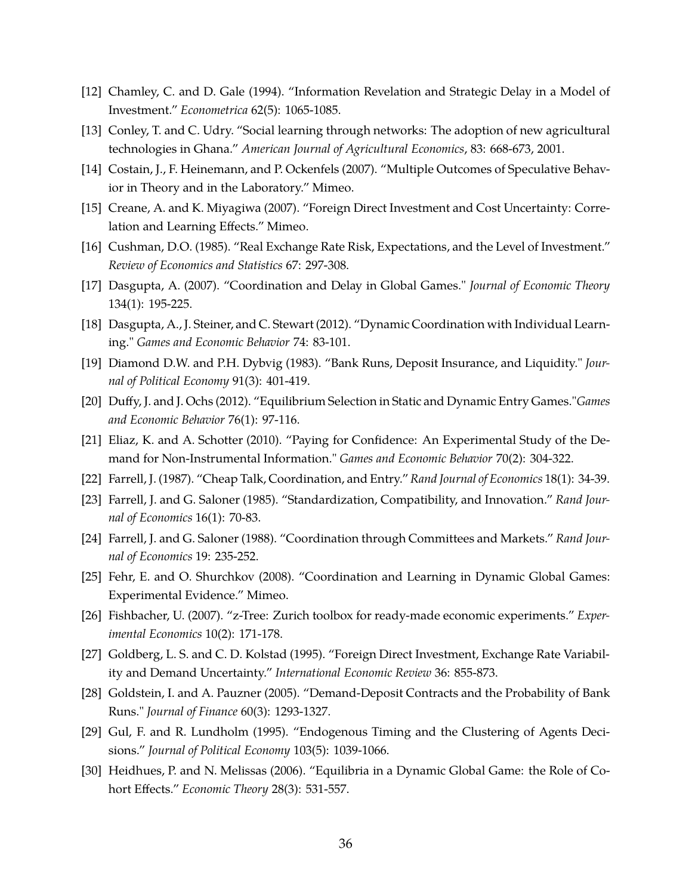[12] Chamley, C. and D. Gale (1994). "Information Revelation and Strategic Delay in a Model of Investment." *Econometrica* 62(5): 1065-1085.

[13] Conley, T. and C. Udry. "Social learning through networks: The adoption of new agricultural technologies in Ghana." *American Journal of Agricultural Economics*, 83: 668-673, 2001.

[14] Costain, J., F. Heinemann, and P. Ockenfels (2007). "Multiple Outcomes of Speculative Behavior in Theory and in the Laboratory." Mimeo.

[15] Creane, A. and K. Miyagiwa (2007). "Foreign Direct Investment and Cost Uncertainty: Correlation and Learning Effects." Mimeo.

[16] Cushman, D.O. (1985). "Real Exchange Rate Risk, Expectations, and the Level of Investment." *Review of Economics and Statistics* 67: 297-308.

[17] Dasgupta, A. (2007). "Coordination and Delay in Global Games." *Journal of Economic Theory* 134(1): 195-225.

[18] Dasgupta, A., J. Steiner, and C. Stewart (2012). "Dynamic Coordination with Individual Learning." *Games and Economic Behavior* 74: 83-101.

[19] Diamond D.W. and P.H. Dybvig (1983). "Bank Runs, Deposit Insurance, and Liquidity." *Journal of Political Economy* 91(3): 401-419.

[20] Duffy, J. and J. Ochs (2012). "Equilibrium Selection in Static and Dynamic Entry Games."*Games and Economic Behavior* 76(1): 97-116.

[21] Eliaz, K. and A. Schotter (2010). "Paying for Confidence: An Experimental Study of the Demand for Non-Instrumental Information." *Games and Economic Behavior* 70(2): 304-322.

[22] Farrell, J. (1987). "Cheap Talk, Coordination, and Entry." *Rand Journal of Economics* 18(1): 34-39.

[23] Farrell, J. and G. Saloner (1985). "Standardization, Compatibility, and Innovation." *Rand Journal of Economics* 16(1): 70-83.

[24] Farrell, J. and G. Saloner (1988). "Coordination through Committees and Markets." *Rand Journal of Economics* 19: 235-252.

[25] Fehr, E. and O. Shurchkov (2008). "Coordination and Learning in Dynamic Global Games: Experimental Evidence." Mimeo.

[26] Fishbacher, U. (2007). "z-Tree: Zurich toolbox for ready-made economic experiments." *Experimental Economics* 10(2): 171-178.

[27] Goldberg, L. S. and C. D. Kolstad (1995). "Foreign Direct Investment, Exchange Rate Variability and Demand Uncertainty." *International Economic Review* 36: 855-873.

[28] Goldstein, I. and A. Pauzner (2005). "Demand-Deposit Contracts and the Probability of Bank Runs." *Journal of Finance* 60(3): 1293-1327.

[29] Gul, F. and R. Lundholm (1995). "Endogenous Timing and the Clustering of Agents Decisions." *Journal of Political Economy* 103(5): 1039-1066.

[30] Heidhues, P. and N. Melissas (2006). "Equilibria in a Dynamic Global Game: the Role of Cohort Effects." *Economic Theory* 28(3): 531-557.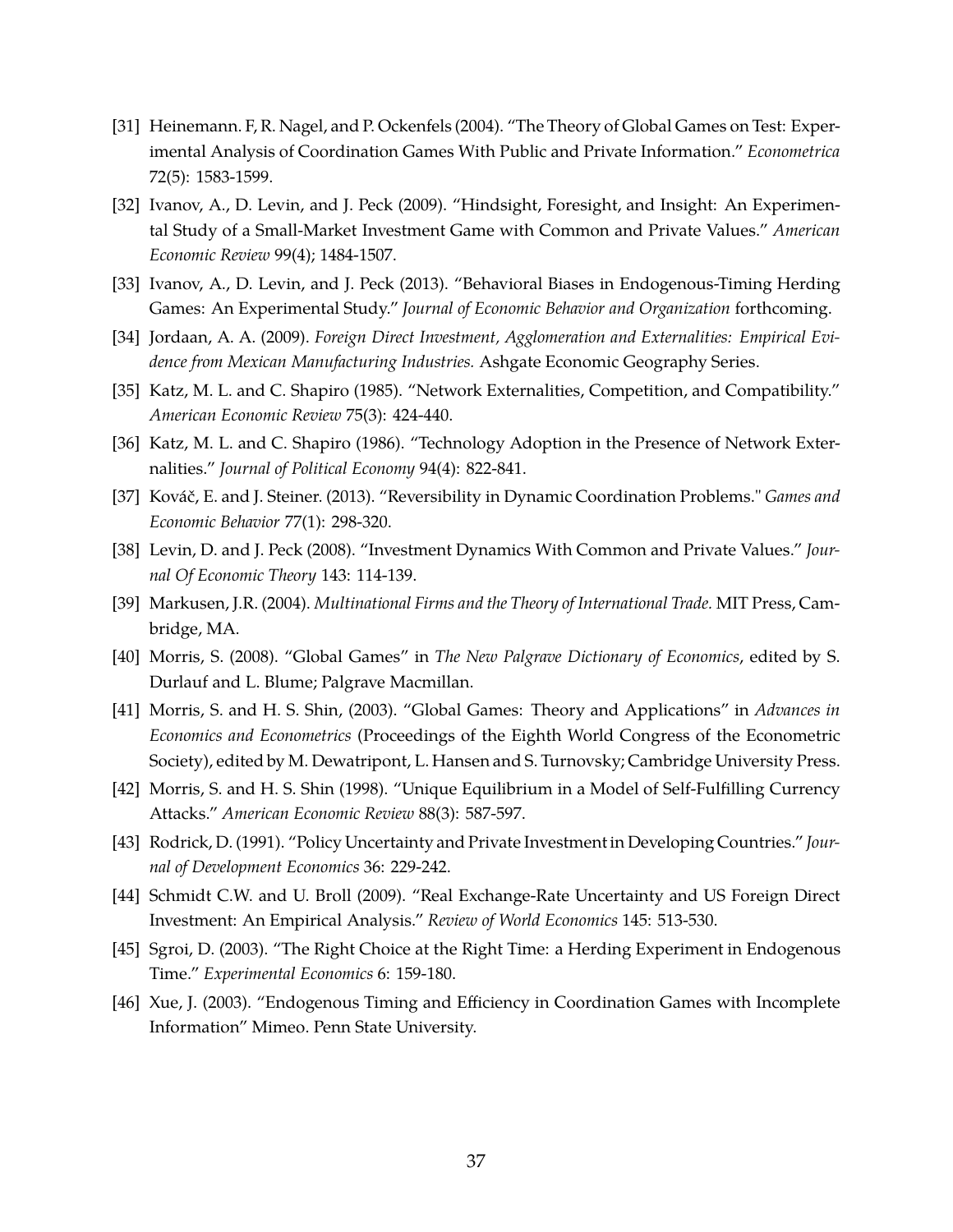[31] Heinemann. F, R. Nagel, and P. Ockenfels (2004). "The Theory of Global Games on Test: Experimental Analysis of Coordination Games With Public and Private Information." *Econometrica* 72(5): 1583-1599.

[32] Ivanov, A., D. Levin, and J. Peck (2009). "Hindsight, Foresight, and Insight: An Experimental Study of a Small-Market Investment Game with Common and Private Values." *American Economic Review* 99(4); 1484-1507.

[33] Ivanov, A., D. Levin, and J. Peck (2013). "Behavioral Biases in Endogenous-Timing Herding Games: An Experimental Study." *Journal of Economic Behavior and Organization* forthcoming.

[34] Jordaan, A. A. (2009). *Foreign Direct Investment, Agglomeration and Externalities: Empirical Evidence from Mexican Manufacturing Industries.* Ashgate Economic Geography Series.

[35] Katz, M. L. and C. Shapiro (1985). "Network Externalities, Competition, and Compatibility." *American Economic Review* 75(3): 424-440.

[36] Katz, M. L. and C. Shapiro (1986). "Technology Adoption in the Presence of Network Externalities." *Journal of Political Economy* 94(4): 822-841.

[37] Kováč, E. and J. Steiner. (2013). "Reversibility in Dynamic Coordination Problems." *Games and Economic Behavior* 77(1): 298-320.

[38] Levin, D. and J. Peck (2008). "Investment Dynamics With Common and Private Values." *Journal Of Economic Theory* 143: 114-139.

[39] Markusen, J.R. (2004). *Multinational Firms and the Theory of International Trade.* MIT Press, Cambridge, MA.

[40] Morris, S. (2008). "Global Games" in *The New Palgrave Dictionary of Economics*, edited by S. Durlauf and L. Blume; Palgrave Macmillan.

[41] Morris, S. and H. S. Shin, (2003). "Global Games: Theory and Applications" in *Advances in Economics and Econometrics* (Proceedings of the Eighth World Congress of the Econometric Society), edited by M. Dewatripont, L. Hansen and S. Turnovsky; Cambridge University Press.

[42] Morris, S. and H. S. Shin (1998). "Unique Equilibrium in a Model of Self-Fulfilling Currency Attacks." *American Economic Review* 88(3): 587-597.

[43] Rodrick, D. (1991). "Policy Uncertainty and Private Investment in Developing Countries." *Journal of Development Economics* 36: 229-242.

[44] Schmidt C.W. and U. Broll (2009). "Real Exchange-Rate Uncertainty and US Foreign Direct Investment: An Empirical Analysis." *Review of World Economics* 145: 513-530.

[45] Sgroi, D. (2003). "The Right Choice at the Right Time: a Herding Experiment in Endogenous Time." *Experimental Economics* 6: 159-180.

[46] Xue, J. (2003). "Endogenous Timing and Efficiency in Coordination Games with Incomplete Information" Mimeo. Penn State University.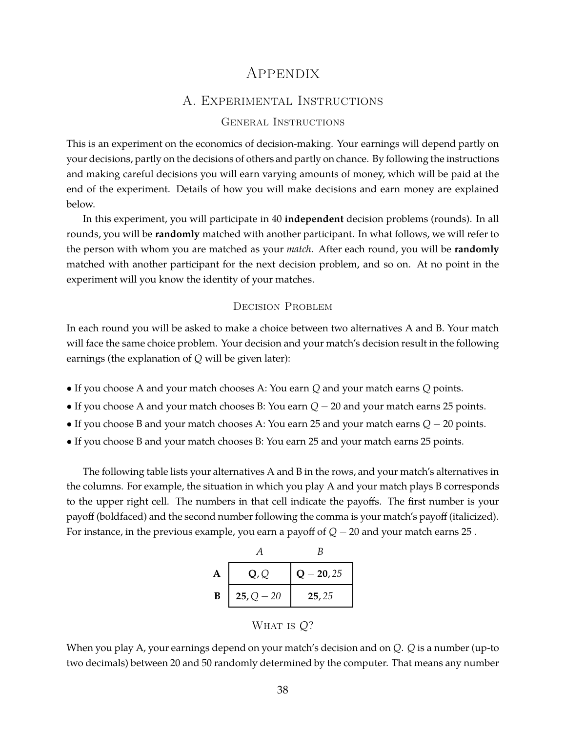# Appendix

## A. Experimental Instructions

### General Instructions

This is an experiment on the economics of decision-making. Your earnings will depend partly on your decisions, partly on the decisions of others and partly on chance. By following the instructions and making careful decisions you will earn varying amounts of money, which will be paid at the end of the experiment. Details of how you will make decisions and earn money are explained below.

In this experiment, you will participate in 40 **independent** decision problems (rounds). In all rounds, you will be **randomly** matched with another participant. In what follows, we will refer to the person with whom you are matched as your *match*. After each round, you will be **randomly** matched with another participant for the next decision problem, and so on. At no point in the experiment will you know the identity of your matches.

### Decision Problem

In each round you will be asked to make a choice between two alternatives A and B. Your match will face the same choice problem. Your decision and your match's decision result in the following earnings (the explanation of $Q$ will be given later):

- If you choose A and your match chooses A: You earn $Q$ and your match earns $Q$ points.
- If you choose A and your match chooses B: You earn $Q - 20$ and your match earns 25 points.
- If you choose B and your match chooses A: You earn 25 and your match earns $Q - 20$ points.
- If you choose B and your match chooses B: You earn 25 and your match earns 25 points.

The following table lists your alternatives A and B in the rows, and your match's alternatives in the columns. For example, the situation in which you play A and your match plays B corresponds to the upper right cell. The numbers in that cell indicate the payoffs. The first number is your payoff (boldfaced) and the second number following the comma is your match's payoff (italicized). For instance, in the previous example, you earn a payoff of $Q - 20$ and your match earns 25 .

| | *A* | *B* |
|---|---|---|
| **A** | $\mathbf{Q}, Q$ | $\mathbf{Q-20}, 25$ |
| **B** | $\mathbf{25}, Q-20$ | $\mathbf{25}, 25$ |

### What is $Q$?

When you play A, your earnings depend on your match's decision and on $Q$. $Q$ is a number (up-to two decimals) between 20 and 50 randomly determined by the computer. That means any number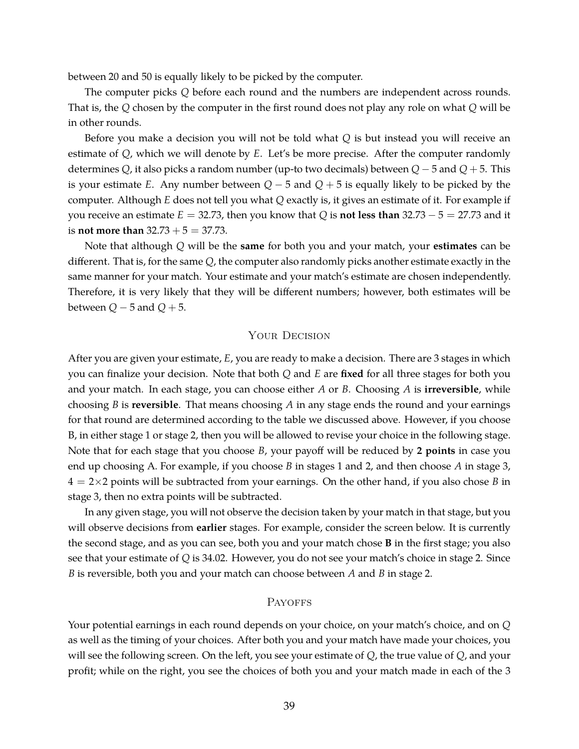between 20 and 50 is equally likely to be picked by the computer.

The computer picks $Q$ before each round and the numbers are independent across rounds. That is, the $Q$ chosen by the computer in the first round does not play any role on what $Q$ will be in other rounds.

Before you make a decision you will not be told what $Q$ is but instead you will receive an estimate of $Q$, which we will denote by $E$. Let's be more precise. After the computer randomly determines $Q$, it also picks a random number (up-to two decimals) between $Q - 5$ and $Q + 5$. This is your estimate $E$. Any number between $Q - 5$ and $Q + 5$ is equally likely to be picked by the computer. Although $E$ does not tell you what $Q$ exactly is, it gives an estimate of it. For example if you receive an estimate $E = 32.73$, then you know that $Q$ is **not less than** $32.73 - 5 = 27.73$ and it is **not more than** $32.73 + 5 = 37.73$.

Note that although $Q$ will be the **same** for both you and your match, your **estimates** can be different. That is, for the same $Q$, the computer also randomly picks another estimate exactly in the same manner for your match. Your estimate and your match's estimate are chosen independently. Therefore, it is very likely that they will be different numbers; however, both estimates will be between $Q - 5$ and $Q + 5$.

## Your Decision

After you are given your estimate, $E$, you are ready to make a decision. There are 3 stages in which you can finalize your decision. Note that both $Q$ and $E$ are **fixed** for all three stages for both you and your match. In each stage, you can choose either $A$ or $B$. Choosing $A$ is **irreversible**, while choosing $B$ is **reversible**. That means choosing $A$ in any stage ends the round and your earnings for that round are determined according to the table we discussed above. However, if you choose B, in either stage 1 or stage 2, then you will be allowed to revise your choice in the following stage. Note that for each stage that you choose $B$, your payoff will be reduced by **2 points** in case you end up choosing A. For example, if you choose $B$ in stages 1 and 2, and then choose $A$ in stage 3, $4 = 2 \times 2$ points will be subtracted from your earnings. On the other hand, if you also chose $B$ in stage 3, then no extra points will be subtracted.

In any given stage, you will not observe the decision taken by your match in that stage, but you will observe decisions from **earlier** stages. For example, consider the screen below. It is currently the second stage, and as you can see, both you and your match chose **B** in the first stage; you also see that your estimate of $Q$ is 34.02. However, you do not see your match's choice in stage 2. Since $B$ is reversible, both you and your match can choose between $A$ and $B$ in stage 2.

## Payoffs

Your potential earnings in each round depends on your choice, on your match's choice, and on $Q$ as well as the timing of your choices. After both you and your match have made your choices, you will see the following screen. On the left, you see your estimate of $Q$, the true value of $Q$, and your profit; while on the right, you see the choices of both you and your match made in each of the 3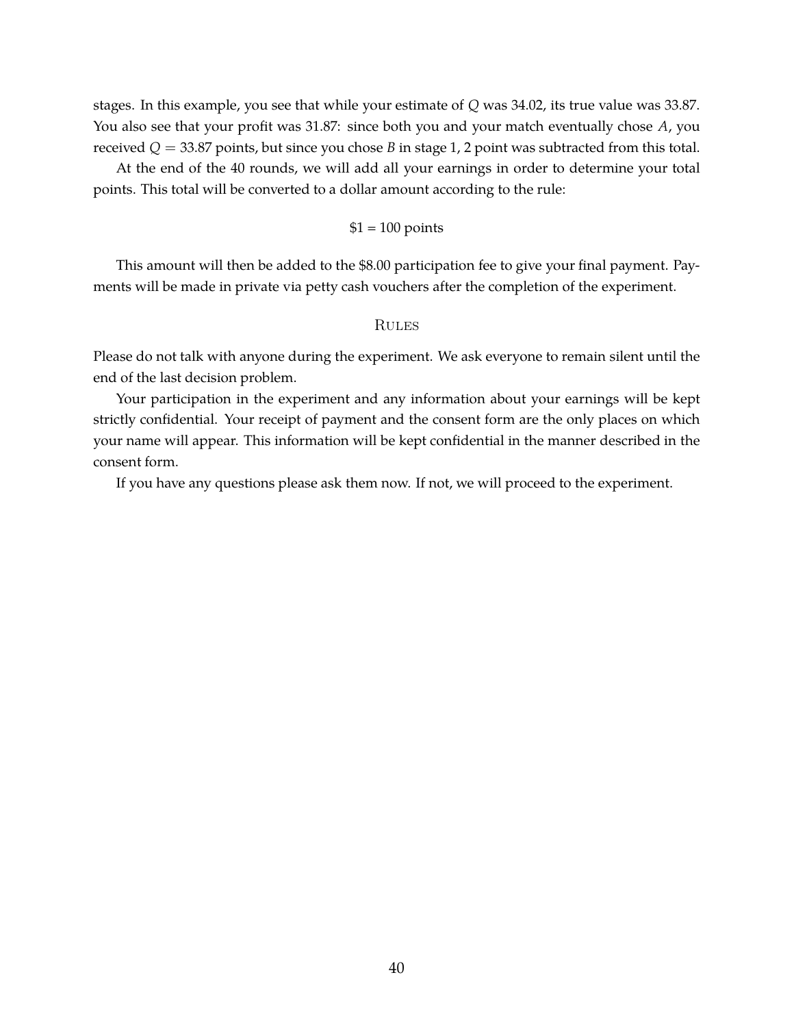stages. In this example, you see that while your estimate of $Q$ was 34.02, its true value was 33.87. You also see that your profit was 31.87: since both you and your match eventually chose $A$, you received $Q = 33.87$ points, but since you chose $B$ in stage 1, 2 point was subtracted from this total.

At the end of the 40 rounds, we will add all your earnings in order to determine your total points. This total will be converted to a dollar amount according to the rule:

$1 = 100 points

This amount will then be added to the $8.00 participation fee to give your final payment. Payments will be made in private via petty cash vouchers after the completion of the experiment.

## Rules

Please do not talk with anyone during the experiment. We ask everyone to remain silent until the end of the last decision problem.

Your participation in the experiment and any information about your earnings will be kept strictly confidential. Your receipt of payment and the consent form are the only places on which your name will appear. This information will be kept confidential in the manner described in the consent form.

If you have any questions please ask them now. If not, we will proceed to the experiment.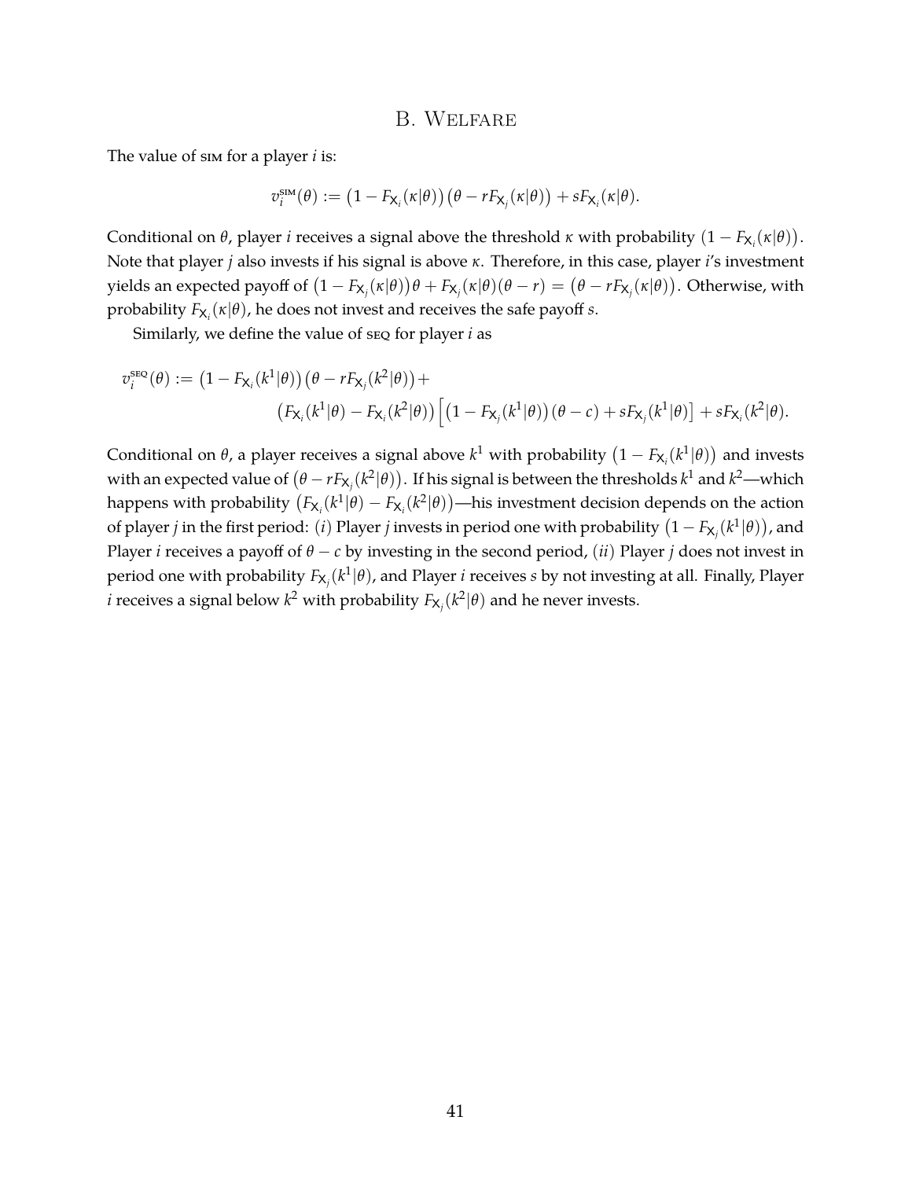## B. Welfare

The value of SIM for a player $i$ is:

$$v_i^{\text{SIM}}(\theta) := \left(1 - F_{X_i}(\kappa|\theta)\right)\left(\theta - rF_{X_j}(\kappa|\theta)\right) + sF_{X_i}(\kappa|\theta).$$

Conditional on $\theta$, player $i$ receives a signal above the threshold $\kappa$ with probability $\left(1 - F_{X_i}(\kappa|\theta)\right)$. Note that player $j$ also invests if his signal is above $\kappa$. Therefore, in this case, player $i$'s investment yields an expected payoff of $\left(1 - F_{X_j}(\kappa|\theta)\right)\theta + F_{X_j}(\kappa|\theta)(\theta - r) = \left(\theta - rF_{X_j}(\kappa|\theta)\right)$. Otherwise, with probability $F_{X_i}(\kappa|\theta)$, he does not invest and receives the safe payoff $s$.

Similarly, we define the value of SEQ for player $i$ as

$$v_i^{\text{SEQ}}(\theta) := \left(1 - F_{X_i}(k^1|\theta)\right)\left(\theta - rF_{X_j}(k^2|\theta)\right) + \left(F_{X_i}(k^1|\theta) - F_{X_i}(k^2|\theta)\right)\left[\left(1 - F_{X_j}(k^1|\theta)\right)(\theta - c) + sF_{X_j}(k^1|\theta)\right] + sF_{X_i}(k^2|\theta).$$

Conditional on $\theta$, a player receives a signal above $k^1$ with probability $\left(1 - F_{X_i}(k^1|\theta)\right)$ and invests with an expected value of $\left(\theta - rF_{X_j}(k^2|\theta)\right)$. If his signal is between the thresholds $k^1$ and $k^2$—which happens with probability $\left(F_{X_i}(k^1|\theta) - F_{X_i}(k^2|\theta)\right)$—his investment decision depends on the action of player $j$ in the first period: $(i)$ Player $j$ invests in period one with probability $\left(1 - F_{X_j}(k^1|\theta)\right)$, and Player $i$ receives a payoff of $\theta - c$ by investing in the second period, $(ii)$ Player $j$ does not invest in period one with probability $F_{X_j}(k^1|\theta)$, and Player $i$ receives $s$ by not investing at all. Finally, Player $i$ receives a signal below $k^2$ with probability $F_{X_j}(k^2|\theta)$ and he never invests.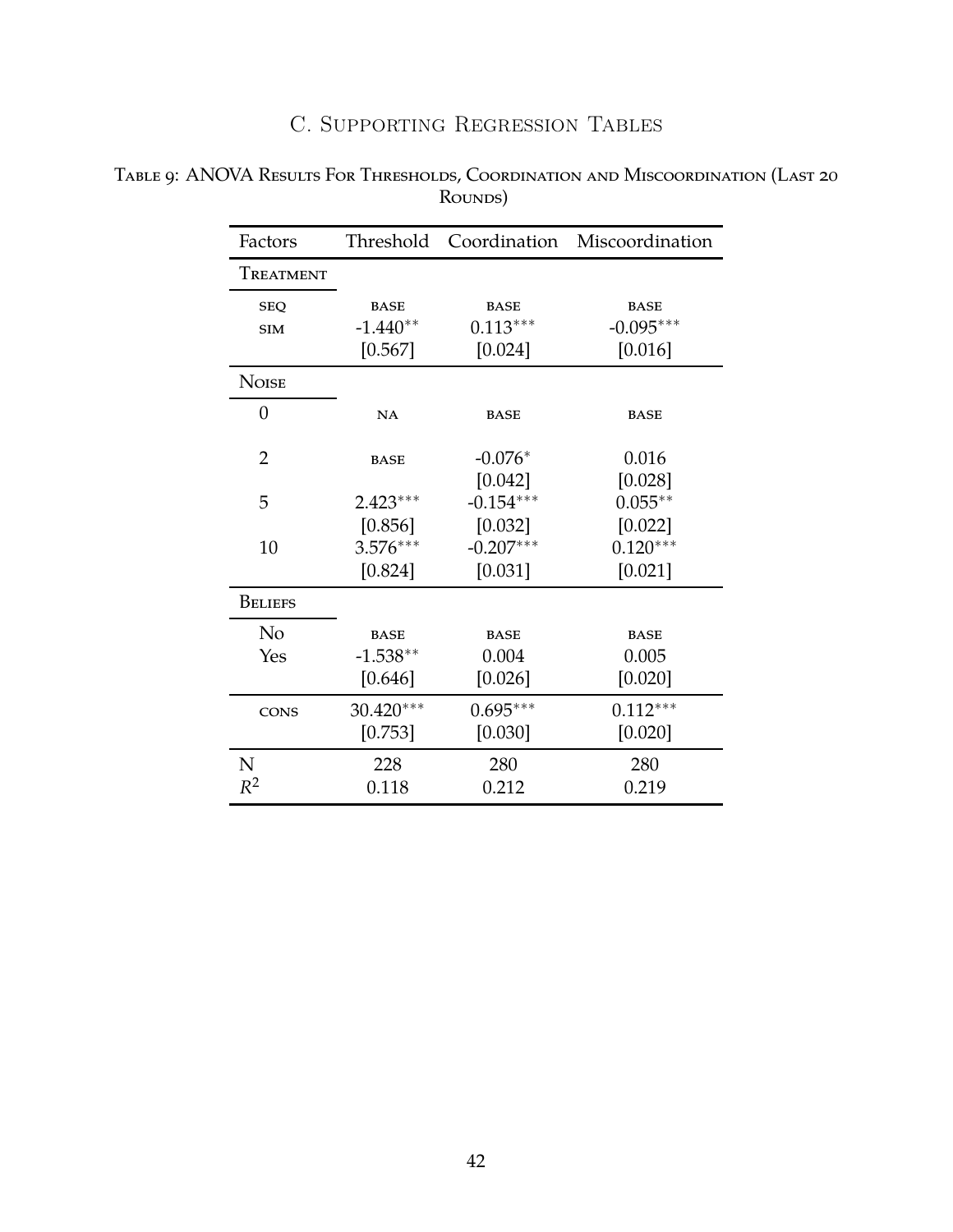# C. Supporting Regression Tables

Table 9: ANOVA Results For Thresholds, Coordination and Miscoordination (Last 20 Rounds)

| Factors | Threshold | Coordination | Miscoordination |
|---|---|---|---|
| Treatment | | | |
| seq | base | base | base |
| sim | -1.440** | 0.113*** | -0.095*** |
| | [0.567] | [0.024] | [0.016] |
| Noise | | | |
| 0 | na | base | base |
| 2 | base | -0.076* | 0.016 |
| | | [0.042] | [0.028] |
| 5 | 2.423*** | -0.154*** | 0.055** |
| | [0.856] | [0.032] | [0.022] |
| 10 | 3.576*** | -0.207*** | 0.120*** |
| | [0.824] | [0.031] | [0.021] |
| Beliefs | | | |
| No | base | base | base |
| Yes | -1.538** | 0.004 | 0.005 |
| | [0.646] | [0.026] | [0.020] |
| cons | 30.420*** | 0.695*** | 0.112*** |
| | [0.753] | [0.030] | [0.020] |
| N | 228 | 280 | 280 |
| $R^2$ | 0.118 | 0.212 | 0.219 |